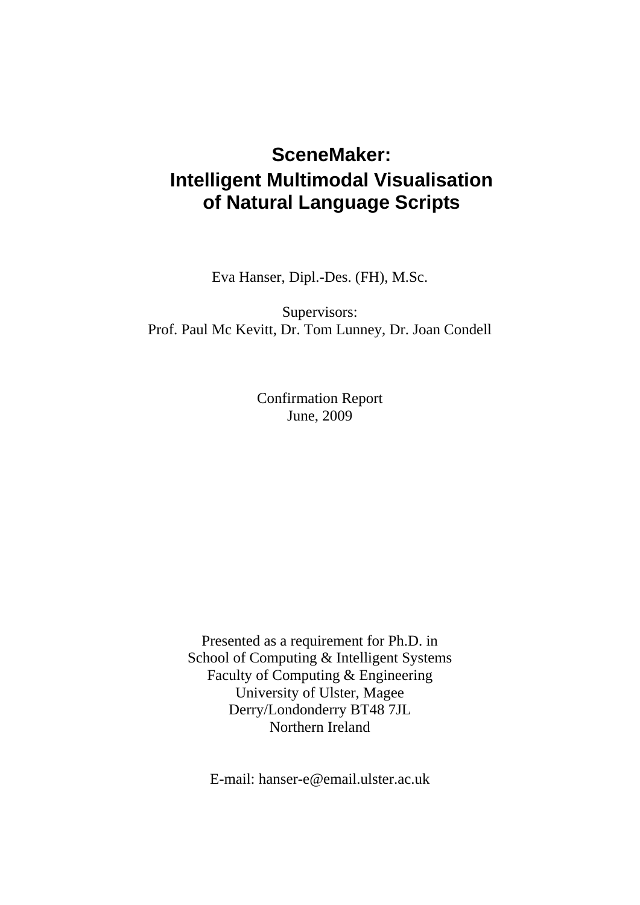# SceneMaker:
# Intelligent Multimodal Visualisation of Natural Language Scripts

Eva Hanser, Dipl.-Des. (FH), M.Sc.

Supervisors:
Prof. Paul Mc Kevitt, Dr. Tom Lunney, Dr. Joan Condell

Confirmation Report
June, 2009

Presented as a requirement for Ph.D. in
School of Computing & Intelligent Systems
Faculty of Computing & Engineering
University of Ulster, Magee
Derry/Londonderry BT48 7JL
Northern Ireland

E-mail: hanser-e@email.ulster.ac.uk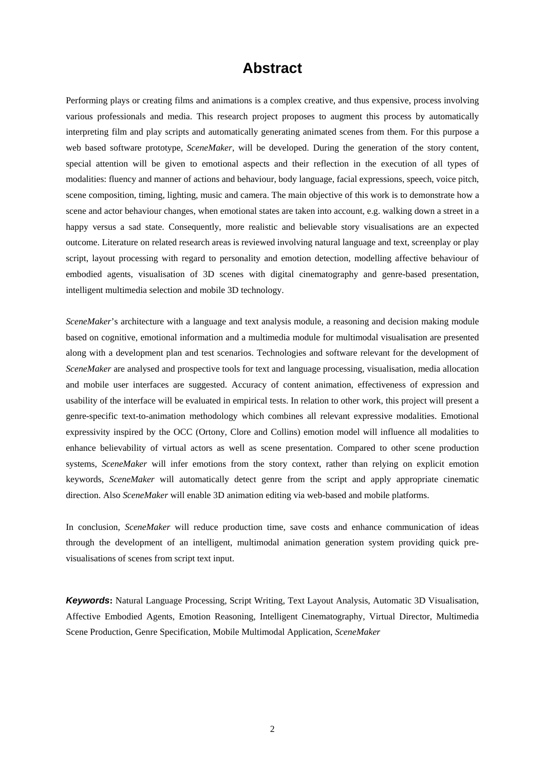# Abstract

Performing plays or creating films and animations is a complex creative, and thus expensive, process involving various professionals and media. This research project proposes to augment this process by automatically interpreting film and play scripts and automatically generating animated scenes from them. For this purpose a web based software prototype, *SceneMaker*, will be developed. During the generation of the story content, special attention will be given to emotional aspects and their reflection in the execution of all types of modalities: fluency and manner of actions and behaviour, body language, facial expressions, speech, voice pitch, scene composition, timing, lighting, music and camera. The main objective of this work is to demonstrate how a scene and actor behaviour changes, when emotional states are taken into account, e.g. walking down a street in a happy versus a sad state. Consequently, more realistic and believable story visualisations are an expected outcome. Literature on related research areas is reviewed involving natural language and text, screenplay or play script, layout processing with regard to personality and emotion detection, modelling affective behaviour of embodied agents, visualisation of 3D scenes with digital cinematography and genre-based presentation, intelligent multimedia selection and mobile 3D technology.

*SceneMaker*'s architecture with a language and text analysis module, a reasoning and decision making module based on cognitive, emotional information and a multimedia module for multimodal visualisation are presented along with a development plan and test scenarios. Technologies and software relevant for the development of *SceneMaker* are analysed and prospective tools for text and language processing, visualisation, media allocation and mobile user interfaces are suggested. Accuracy of content animation, effectiveness of expression and usability of the interface will be evaluated in empirical tests. In relation to other work, this project will present a genre-specific text-to-animation methodology which combines all relevant expressive modalities. Emotional expressivity inspired by the OCC (Ortony, Clore and Collins) emotion model will influence all modalities to enhance believability of virtual actors as well as scene presentation. Compared to other scene production systems, *SceneMaker* will infer emotions from the story context, rather than relying on explicit emotion keywords, *SceneMaker* will automatically detect genre from the script and apply appropriate cinematic direction. Also *SceneMaker* will enable 3D animation editing via web-based and mobile platforms.

In conclusion, *SceneMaker* will reduce production time, save costs and enhance communication of ideas through the development of an intelligent, multimodal animation generation system providing quick pre-visualisations of scenes from script text input.

***Keywords*:** Natural Language Processing, Script Writing, Text Layout Analysis, Automatic 3D Visualisation, Affective Embodied Agents, Emotion Reasoning, Intelligent Cinematography, Virtual Director, Multimedia Scene Production, Genre Specification, Mobile Multimodal Application, *SceneMaker*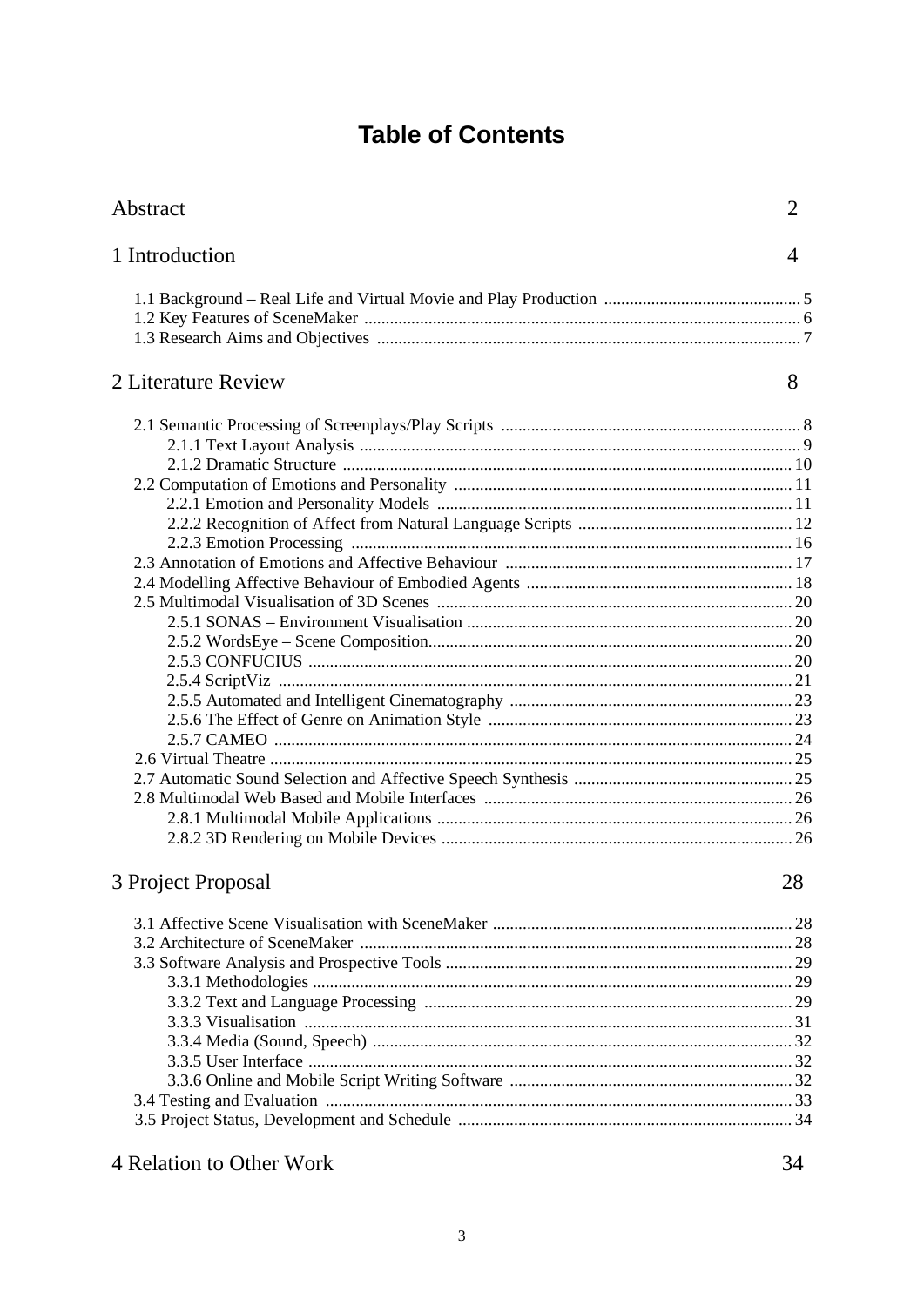# Table of Contents

| | |
|---|---|
| Abstract | 2 |
| 1 Introduction | 4 |
| 1.1 Background – Real Life and Virtual Movie and Play Production | 5 |
| 1.2 Key Features of SceneMaker | 6 |
| 1.3 Research Aims and Objectives | 7 |
| 2 Literature Review | 8 |
| 2.1 Semantic Processing of Screenplays/Play Scripts | 8 |
| 2.1.1 Text Layout Analysis | 9 |
| 2.1.2 Dramatic Structure | 10 |
| 2.2 Computation of Emotions and Personality | 11 |
| 2.2.1 Emotion and Personality Models | 11 |
| 2.2.2 Recognition of Affect from Natural Language Scripts | 12 |
| 2.2.3 Emotion Processing | 16 |
| 2.3 Annotation of Emotions and Affective Behaviour | 17 |
| 2.4 Modelling Affective Behaviour of Embodied Agents | 18 |
| 2.5 Multimodal Visualisation of 3D Scenes | 20 |
| 2.5.1 SONAS – Environment Visualisation | 20 |
| 2.5.2 WordsEye – Scene Composition | 20 |
| 2.5.3 CONFUCIUS | 20 |
| 2.5.4 ScriptViz | 21 |
| 2.5.5 Automated and Intelligent Cinematography | 23 |
| 2.5.6 The Effect of Genre on Animation Style | 23 |
| 2.5.7 CAMEO | 24 |
| 2.6 Virtual Theatre | 25 |
| 2.7 Automatic Sound Selection and Affective Speech Synthesis | 25 |
| 2.8 Multimodal Web Based and Mobile Interfaces | 26 |
| 2.8.1 Multimodal Mobile Applications | 26 |
| 2.8.2 3D Rendering on Mobile Devices | 26 |
| 3 Project Proposal | 28 |
| 3.1 Affective Scene Visualisation with SceneMaker | 28 |
| 3.2 Architecture of SceneMaker | 28 |
| 3.3 Software Analysis and Prospective Tools | 29 |
| 3.3.1 Methodologies | 29 |
| 3.3.2 Text and Language Processing | 29 |
| 3.3.3 Visualisation | 31 |
| 3.3.4 Media (Sound, Speech) | 32 |
| 3.3.5 User Interface | 32 |
| 3.3.6 Online and Mobile Script Writing Software | 32 |
| 3.4 Testing and Evaluation | 33 |
| 3.5 Project Status, Development and Schedule | 34 |
| 4 Relation to Other Work | 34 |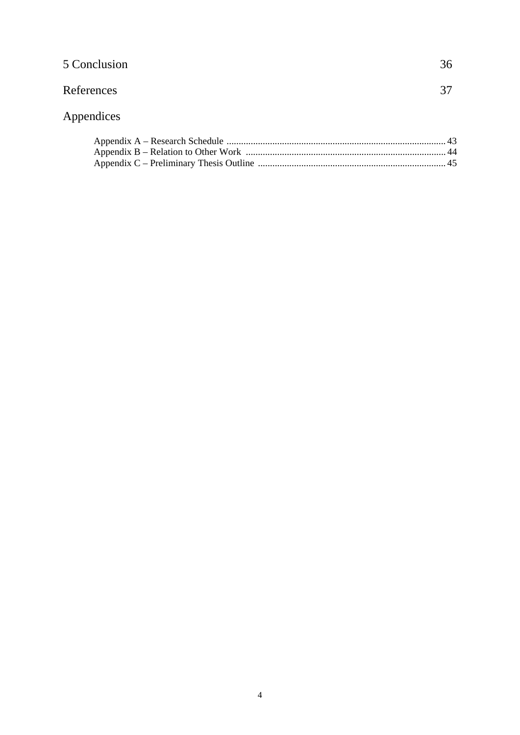5 Conclusion 36

References 37

Appendices

Appendix A – Research Schedule .......................................................................................... 43
Appendix B – Relation to Other Work .................................................................................. 44
Appendix C – Preliminary Thesis Outline ............................................................................. 45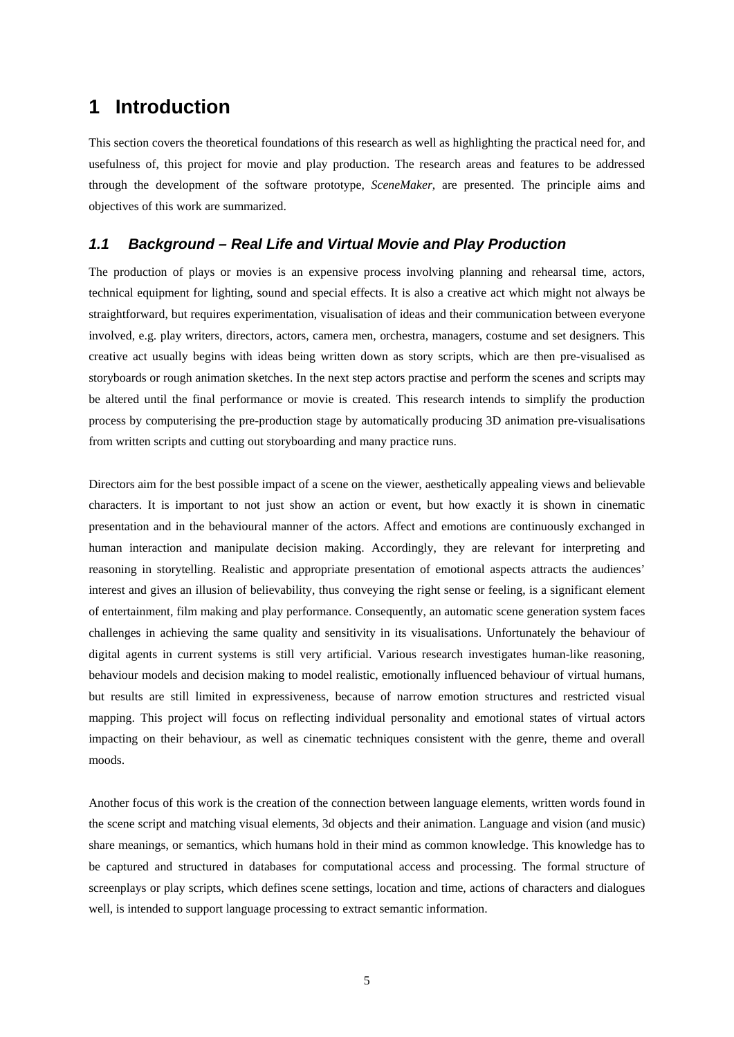# 1 Introduction

This section covers the theoretical foundations of this research as well as highlighting the practical need for, and usefulness of, this project for movie and play production. The research areas and features to be addressed through the development of the software prototype, *SceneMaker*, are presented. The principle aims and objectives of this work are summarized.

## *1.1 Background – Real Life and Virtual Movie and Play Production*

The production of plays or movies is an expensive process involving planning and rehearsal time, actors, technical equipment for lighting, sound and special effects. It is also a creative act which might not always be straightforward, but requires experimentation, visualisation of ideas and their communication between everyone involved, e.g. play writers, directors, actors, camera men, orchestra, managers, costume and set designers. This creative act usually begins with ideas being written down as story scripts, which are then pre-visualised as storyboards or rough animation sketches. In the next step actors practise and perform the scenes and scripts may be altered until the final performance or movie is created. This research intends to simplify the production process by computerising the pre-production stage by automatically producing 3D animation pre-visualisations from written scripts and cutting out storyboarding and many practice runs.

Directors aim for the best possible impact of a scene on the viewer, aesthetically appealing views and believable characters. It is important to not just show an action or event, but how exactly it is shown in cinematic presentation and in the behavioural manner of the actors. Affect and emotions are continuously exchanged in human interaction and manipulate decision making. Accordingly, they are relevant for interpreting and reasoning in storytelling. Realistic and appropriate presentation of emotional aspects attracts the audiences' interest and gives an illusion of believability, thus conveying the right sense or feeling, is a significant element of entertainment, film making and play performance. Consequently, an automatic scene generation system faces challenges in achieving the same quality and sensitivity in its visualisations. Unfortunately the behaviour of digital agents in current systems is still very artificial. Various research investigates human-like reasoning, behaviour models and decision making to model realistic, emotionally influenced behaviour of virtual humans, but results are still limited in expressiveness, because of narrow emotion structures and restricted visual mapping. This project will focus on reflecting individual personality and emotional states of virtual actors impacting on their behaviour, as well as cinematic techniques consistent with the genre, theme and overall moods.

Another focus of this work is the creation of the connection between language elements, written words found in the scene script and matching visual elements, 3d objects and their animation. Language and vision (and music) share meanings, or semantics, which humans hold in their mind as common knowledge. This knowledge has to be captured and structured in databases for computational access and processing. The formal structure of screenplays or play scripts, which defines scene settings, location and time, actions of characters and dialogues well, is intended to support language processing to extract semantic information.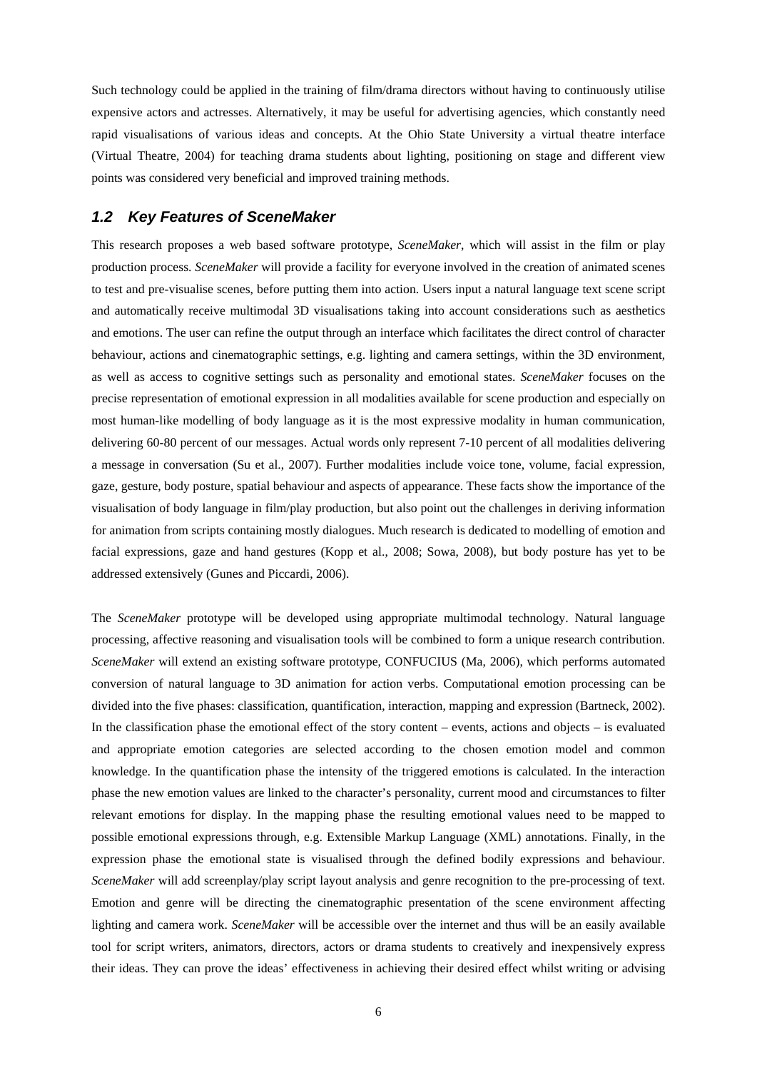Such technology could be applied in the training of film/drama directors without having to continuously utilise expensive actors and actresses. Alternatively, it may be useful for advertising agencies, which constantly need rapid visualisations of various ideas and concepts. At the Ohio State University a virtual theatre interface (Virtual Theatre, 2004) for teaching drama students about lighting, positioning on stage and different view points was considered very beneficial and improved training methods.

## *1.2 Key Features of SceneMaker*

This research proposes a web based software prototype, *SceneMaker*, which will assist in the film or play production process. *SceneMaker* will provide a facility for everyone involved in the creation of animated scenes to test and pre-visualise scenes, before putting them into action. Users input a natural language text scene script and automatically receive multimodal 3D visualisations taking into account considerations such as aesthetics and emotions. The user can refine the output through an interface which facilitates the direct control of character behaviour, actions and cinematographic settings, e.g. lighting and camera settings, within the 3D environment, as well as access to cognitive settings such as personality and emotional states. *SceneMaker* focuses on the precise representation of emotional expression in all modalities available for scene production and especially on most human-like modelling of body language as it is the most expressive modality in human communication, delivering 60-80 percent of our messages. Actual words only represent 7-10 percent of all modalities delivering a message in conversation (Su et al., 2007). Further modalities include voice tone, volume, facial expression, gaze, gesture, body posture, spatial behaviour and aspects of appearance. These facts show the importance of the visualisation of body language in film/play production, but also point out the challenges in deriving information for animation from scripts containing mostly dialogues. Much research is dedicated to modelling of emotion and facial expressions, gaze and hand gestures (Kopp et al., 2008; Sowa, 2008), but body posture has yet to be addressed extensively (Gunes and Piccardi, 2006).

The *SceneMaker* prototype will be developed using appropriate multimodal technology. Natural language processing, affective reasoning and visualisation tools will be combined to form a unique research contribution. *SceneMaker* will extend an existing software prototype, CONFUCIUS (Ma, 2006), which performs automated conversion of natural language to 3D animation for action verbs. Computational emotion processing can be divided into the five phases: classification, quantification, interaction, mapping and expression (Bartneck, 2002). In the classification phase the emotional effect of the story content – events, actions and objects – is evaluated and appropriate emotion categories are selected according to the chosen emotion model and common knowledge. In the quantification phase the intensity of the triggered emotions is calculated. In the interaction phase the new emotion values are linked to the character's personality, current mood and circumstances to filter relevant emotions for display. In the mapping phase the resulting emotional values need to be mapped to possible emotional expressions through, e.g. Extensible Markup Language (XML) annotations. Finally, in the expression phase the emotional state is visualised through the defined bodily expressions and behaviour. *SceneMaker* will add screenplay/play script layout analysis and genre recognition to the pre-processing of text. Emotion and genre will be directing the cinematographic presentation of the scene environment affecting lighting and camera work. *SceneMaker* will be accessible over the internet and thus will be an easily available tool for script writers, animators, directors, actors or drama students to creatively and inexpensively express their ideas. They can prove the ideas' effectiveness in achieving their desired effect whilst writing or advising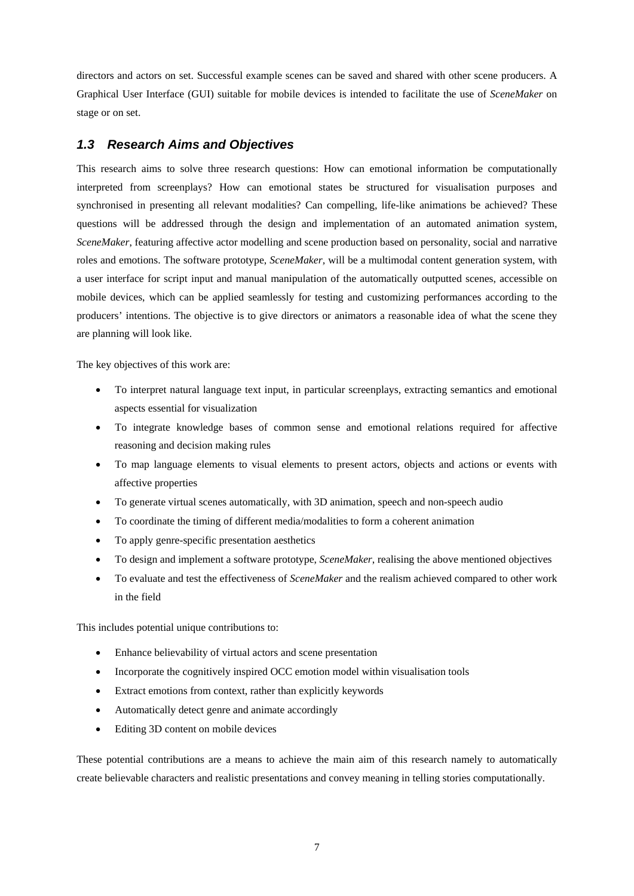directors and actors on set. Successful example scenes can be saved and shared with other scene producers. A Graphical User Interface (GUI) suitable for mobile devices is intended to facilitate the use of *SceneMaker* on stage or on set.

## 1.3 Research Aims and Objectives

This research aims to solve three research questions: How can emotional information be computationally interpreted from screenplays? How can emotional states be structured for visualisation purposes and synchronised in presenting all relevant modalities? Can compelling, life-like animations be achieved? These questions will be addressed through the design and implementation of an automated animation system, *SceneMaker*, featuring affective actor modelling and scene production based on personality, social and narrative roles and emotions. The software prototype, *SceneMaker,* will be a multimodal content generation system, with a user interface for script input and manual manipulation of the automatically outputted scenes, accessible on mobile devices, which can be applied seamlessly for testing and customizing performances according to the producers' intentions. The objective is to give directors or animators a reasonable idea of what the scene they are planning will look like.

The key objectives of this work are:

- To interpret natural language text input, in particular screenplays, extracting semantics and emotional aspects essential for visualization
- To integrate knowledge bases of common sense and emotional relations required for affective reasoning and decision making rules
- To map language elements to visual elements to present actors, objects and actions or events with affective properties
- To generate virtual scenes automatically, with 3D animation, speech and non-speech audio
- To coordinate the timing of different media/modalities to form a coherent animation
- To apply genre-specific presentation aesthetics
- To design and implement a software prototype, *SceneMaker*, realising the above mentioned objectives
- To evaluate and test the effectiveness of *SceneMaker* and the realism achieved compared to other work in the field

This includes potential unique contributions to:

- Enhance believability of virtual actors and scene presentation
- Incorporate the cognitively inspired OCC emotion model within visualisation tools
- Extract emotions from context, rather than explicitly keywords
- Automatically detect genre and animate accordingly
- Editing 3D content on mobile devices

These potential contributions are a means to achieve the main aim of this research namely to automatically create believable characters and realistic presentations and convey meaning in telling stories computationally.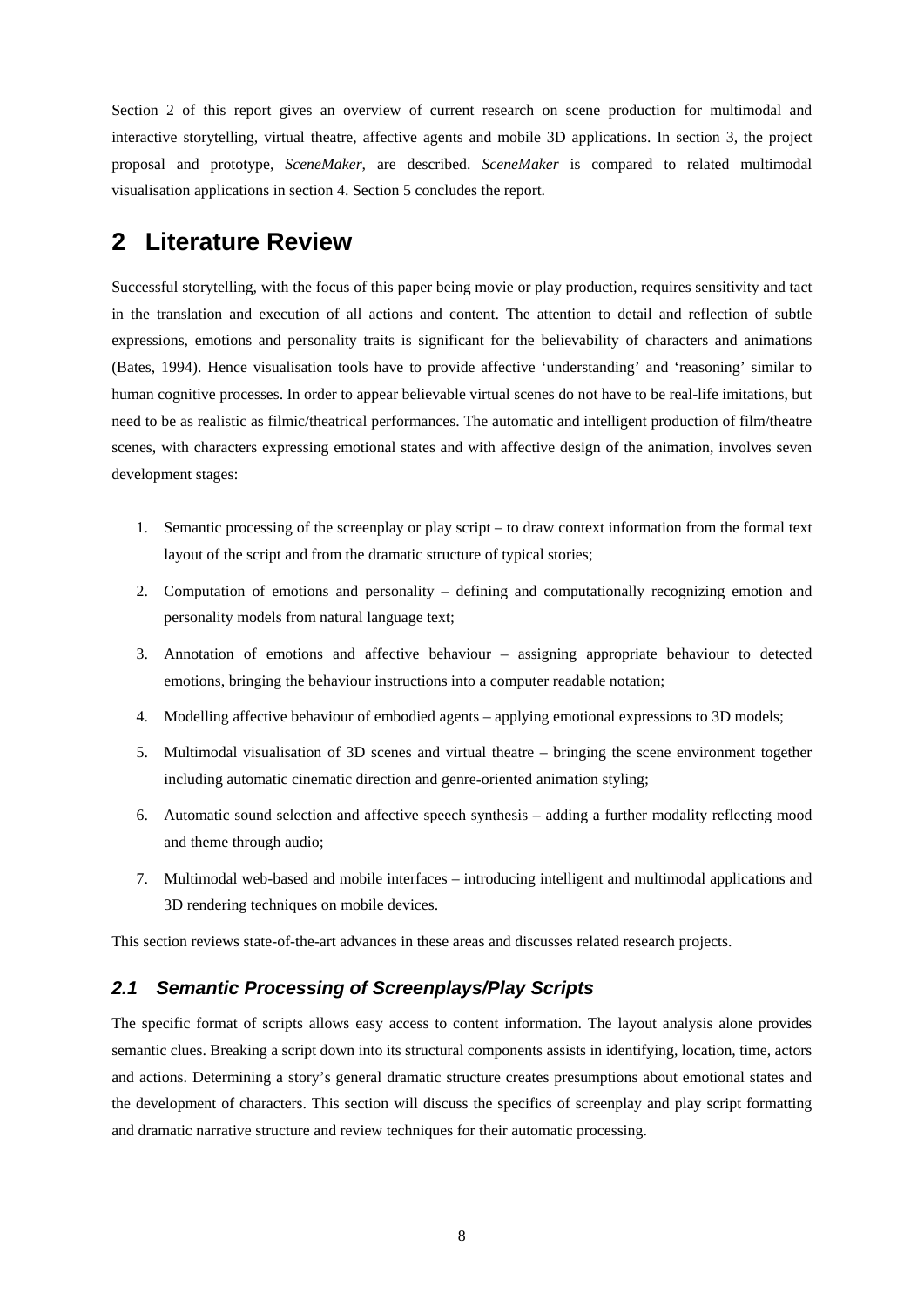Section 2 of this report gives an overview of current research on scene production for multimodal and interactive storytelling, virtual theatre, affective agents and mobile 3D applications. In section 3, the project proposal and prototype, *SceneMaker,* are described. *SceneMaker* is compared to related multimodal visualisation applications in section 4. Section 5 concludes the report.

# 2 Literature Review

Successful storytelling, with the focus of this paper being movie or play production, requires sensitivity and tact in the translation and execution of all actions and content. The attention to detail and reflection of subtle expressions, emotions and personality traits is significant for the believability of characters and animations (Bates, 1994). Hence visualisation tools have to provide affective 'understanding' and 'reasoning' similar to human cognitive processes. In order to appear believable virtual scenes do not have to be real-life imitations, but need to be as realistic as filmic/theatrical performances. The automatic and intelligent production of film/theatre scenes, with characters expressing emotional states and with affective design of the animation, involves seven development stages:

1. Semantic processing of the screenplay or play script – to draw context information from the formal text layout of the script and from the dramatic structure of typical stories;
2. Computation of emotions and personality – defining and computationally recognizing emotion and personality models from natural language text;
3. Annotation of emotions and affective behaviour – assigning appropriate behaviour to detected emotions, bringing the behaviour instructions into a computer readable notation;
4. Modelling affective behaviour of embodied agents – applying emotional expressions to 3D models;
5. Multimodal visualisation of 3D scenes and virtual theatre – bringing the scene environment together including automatic cinematic direction and genre-oriented animation styling;
6. Automatic sound selection and affective speech synthesis – adding a further modality reflecting mood and theme through audio;
7. Multimodal web-based and mobile interfaces – introducing intelligent and multimodal applications and 3D rendering techniques on mobile devices.

This section reviews state-of-the-art advances in these areas and discusses related research projects.

## *2.1 Semantic Processing of Screenplays/Play Scripts*

The specific format of scripts allows easy access to content information. The layout analysis alone provides semantic clues. Breaking a script down into its structural components assists in identifying, location, time, actors and actions. Determining a story's general dramatic structure creates presumptions about emotional states and the development of characters. This section will discuss the specifics of screenplay and play script formatting and dramatic narrative structure and review techniques for their automatic processing.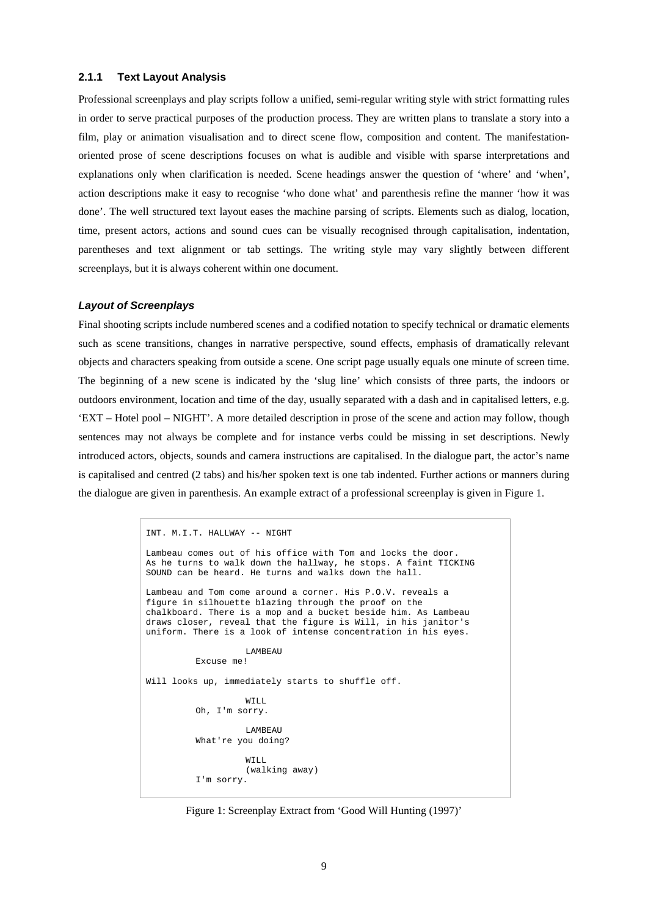### 2.1.1 Text Layout Analysis

Professional screenplays and play scripts follow a unified, semi-regular writing style with strict formatting rules in order to serve practical purposes of the production process. They are written plans to translate a story into a film, play or animation visualisation and to direct scene flow, composition and content. The manifestation-oriented prose of scene descriptions focuses on what is audible and visible with sparse interpretations and explanations only when clarification is needed. Scene headings answer the question of 'where' and 'when', action descriptions make it easy to recognise 'who done what' and parenthesis refine the manner 'how it was done'. The well structured text layout eases the machine parsing of scripts. Elements such as dialog, location, time, present actors, actions and sound cues can be visually recognised through capitalisation, indentation, parentheses and text alignment or tab settings. The writing style may vary slightly between different screenplays, but it is always coherent within one document.

#### *Layout of Screenplays*

Final shooting scripts include numbered scenes and a codified notation to specify technical or dramatic elements such as scene transitions, changes in narrative perspective, sound effects, emphasis of dramatically relevant objects and characters speaking from outside a scene. One script page usually equals one minute of screen time. The beginning of a new scene is indicated by the 'slug line' which consists of three parts, the indoors or outdoors environment, location and time of the day, usually separated with a dash and in capitalised letters, e.g. 'EXT – Hotel pool – NIGHT'. A more detailed description in prose of the scene and action may follow, though sentences may not always be complete and for instance verbs could be missing in set descriptions. Newly introduced actors, objects, sounds and camera instructions are capitalised. In the dialogue part, the actor's name is capitalised and centred (2 tabs) and his/her spoken text is one tab indented. Further actions or manners during the dialogue are given in parenthesis. An example extract of a professional screenplay is given in Figure 1.

```
INT. M.I.T. HALLWAY -- NIGHT

Lambeau comes out of his office with Tom and locks the door.
As he turns to walk down the hallway, he stops. A faint TICKING
SOUND can be heard. He turns and walks down the hall.

Lambeau and Tom come around a corner. His P.O.V. reveals a
figure in silhouette blazing through the proof on the
chalkboard. There is a mop and a bucket beside him. As Lambeau
draws closer, reveal that the figure is Will, in his janitor's
uniform. There is a look of intense concentration in his eyes.

                    LAMBEAU
          Excuse me!

Will looks up, immediately starts to shuffle off.

                    WILL
          Oh, I'm sorry.

                    LAMBEAU
          What're you doing?

                    WILL
                    (walking away)
          I'm sorry.
```

Figure 1: Screenplay Extract from 'Good Will Hunting (1997)'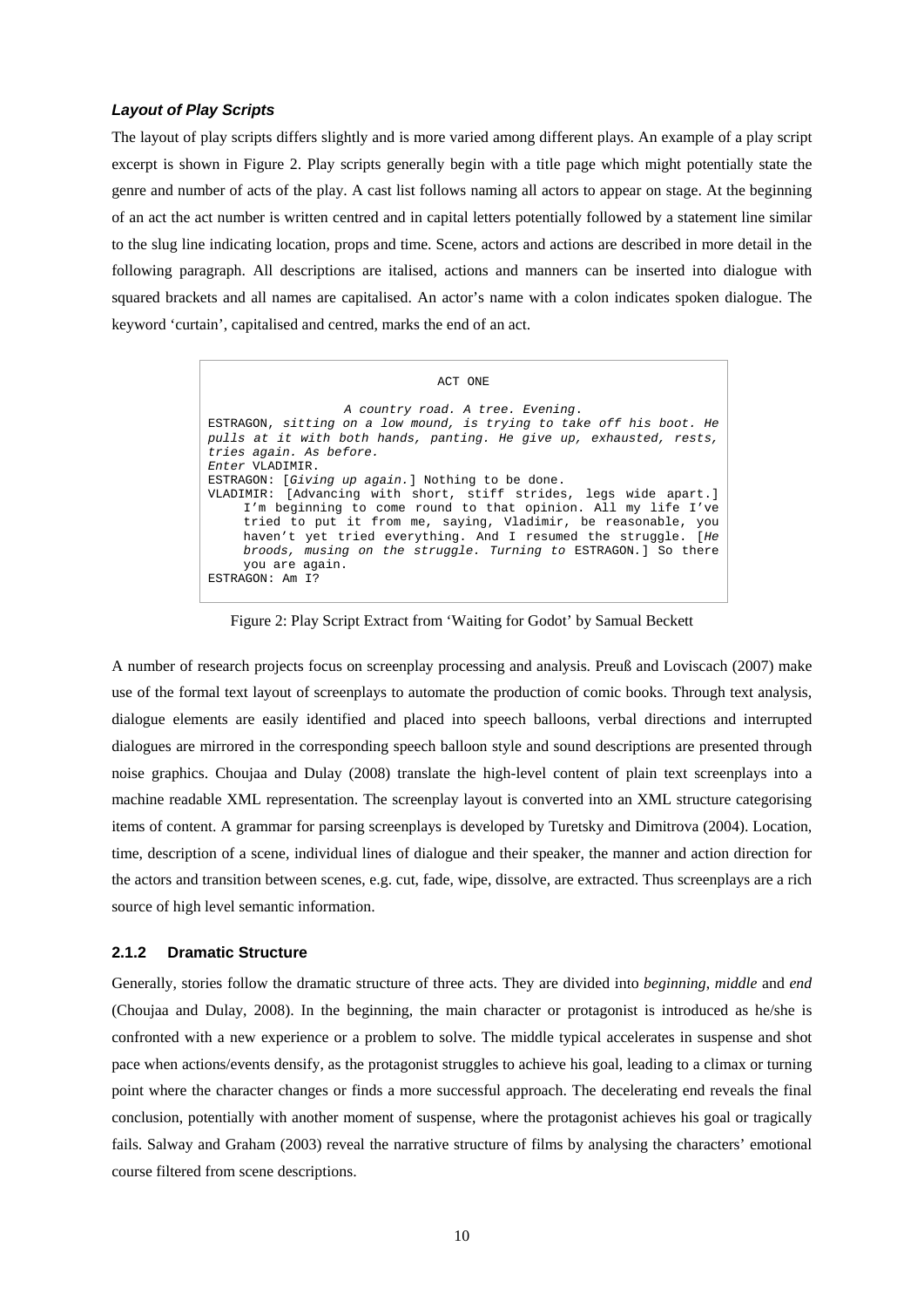### *Layout of Play Scripts*

The layout of play scripts differs slightly and is more varied among different plays. An example of a play script excerpt is shown in Figure 2. Play scripts generally begin with a title page which might potentially state the genre and number of acts of the play. A cast list follows naming all actors to appear on stage. At the beginning of an act the act number is written centred and in capital letters potentially followed by a statement line similar to the slug line indicating location, props and time. Scene, actors and actions are described in more detail in the following paragraph. All descriptions are italised, actions and manners can be inserted into dialogue with squared brackets and all names are capitalised. An actor's name with a colon indicates spoken dialogue. The keyword 'curtain', capitalised and centred, marks the end of an act.

```
                              ACT ONE

                  A country road. A tree. Evening.
ESTRAGON, sitting on a low mound, is trying to take off his boot. He
pulls at it with both hands, panting. He give up, exhausted, rests,
tries again. As before.
Enter VLADIMIR.
ESTRAGON: [Giving up again.] Nothing to be done.
VLADIMIR: [Advancing with short, stiff strides, legs wide apart.]
     I'm beginning to come round to that opinion. All my life I've
     tried to put it from me, saying, Vladimir, be reasonable, you
     haven't yet tried everything. And I resumed the struggle. [He
     broods, musing on the struggle. Turning to ESTRAGON.] So there
     you are again.
ESTRAGON: Am I?
```

Figure 2: Play Script Extract from 'Waiting for Godot' by Samual Beckett

A number of research projects focus on screenplay processing and analysis. Preuß and Loviscach (2007) make use of the formal text layout of screenplays to automate the production of comic books. Through text analysis, dialogue elements are easily identified and placed into speech balloons, verbal directions and interrupted dialogues are mirrored in the corresponding speech balloon style and sound descriptions are presented through noise graphics. Choujaa and Dulay (2008) translate the high-level content of plain text screenplays into a machine readable XML representation. The screenplay layout is converted into an XML structure categorising items of content. A grammar for parsing screenplays is developed by Turetsky and Dimitrova (2004). Location, time, description of a scene, individual lines of dialogue and their speaker, the manner and action direction for the actors and transition between scenes, e.g. cut, fade, wipe, dissolve, are extracted. Thus screenplays are a rich source of high level semantic information.

### 2.1.2 Dramatic Structure

Generally, stories follow the dramatic structure of three acts. They are divided into *beginning*, *middle* and *end* (Choujaa and Dulay, 2008). In the beginning, the main character or protagonist is introduced as he/she is confronted with a new experience or a problem to solve. The middle typical accelerates in suspense and shot pace when actions/events densify, as the protagonist struggles to achieve his goal, leading to a climax or turning point where the character changes or finds a more successful approach. The decelerating end reveals the final conclusion, potentially with another moment of suspense, where the protagonist achieves his goal or tragically fails. Salway and Graham (2003) reveal the narrative structure of films by analysing the characters' emotional course filtered from scene descriptions.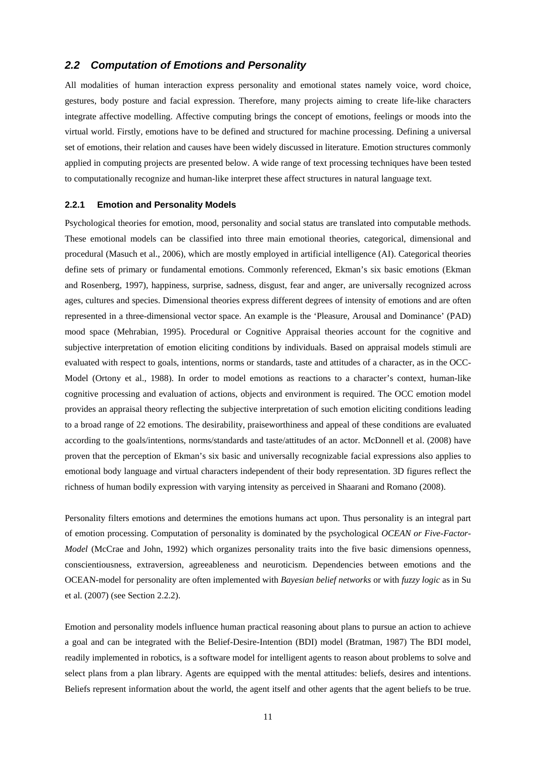## *2.2 Computation of Emotions and Personality*

All modalities of human interaction express personality and emotional states namely voice, word choice, gestures, body posture and facial expression. Therefore, many projects aiming to create life-like characters integrate affective modelling. Affective computing brings the concept of emotions, feelings or moods into the virtual world. Firstly, emotions have to be defined and structured for machine processing. Defining a universal set of emotions, their relation and causes have been widely discussed in literature. Emotion structures commonly applied in computing projects are presented below. A wide range of text processing techniques have been tested to computationally recognize and human-like interpret these affect structures in natural language text.

### 2.2.1 Emotion and Personality Models

Psychological theories for emotion, mood, personality and social status are translated into computable methods. These emotional models can be classified into three main emotional theories, categorical, dimensional and procedural (Masuch et al., 2006), which are mostly employed in artificial intelligence (AI). Categorical theories define sets of primary or fundamental emotions. Commonly referenced, Ekman's six basic emotions (Ekman and Rosenberg, 1997), happiness, surprise, sadness, disgust, fear and anger, are universally recognized across ages, cultures and species. Dimensional theories express different degrees of intensity of emotions and are often represented in a three-dimensional vector space. An example is the 'Pleasure, Arousal and Dominance' (PAD) mood space (Mehrabian, 1995). Procedural or Cognitive Appraisal theories account for the cognitive and subjective interpretation of emotion eliciting conditions by individuals. Based on appraisal models stimuli are evaluated with respect to goals, intentions, norms or standards, taste and attitudes of a character, as in the OCC-Model (Ortony et al., 1988). In order to model emotions as reactions to a character's context, human-like cognitive processing and evaluation of actions, objects and environment is required. The OCC emotion model provides an appraisal theory reflecting the subjective interpretation of such emotion eliciting conditions leading to a broad range of 22 emotions. The desirability, praiseworthiness and appeal of these conditions are evaluated according to the goals/intentions, norms/standards and taste/attitudes of an actor. McDonnell et al. (2008) have proven that the perception of Ekman's six basic and universally recognizable facial expressions also applies to emotional body language and virtual characters independent of their body representation. 3D figures reflect the richness of human bodily expression with varying intensity as perceived in Shaarani and Romano (2008).

Personality filters emotions and determines the emotions humans act upon. Thus personality is an integral part of emotion processing. Computation of personality is dominated by the psychological *OCEAN or Five-Factor-Model* (McCrae and John, 1992) which organizes personality traits into the five basic dimensions openness, conscientiousness, extraversion, agreeableness and neuroticism. Dependencies between emotions and the OCEAN-model for personality are often implemented with *Bayesian belief networks* or with *fuzzy logic* as in Su et al. (2007) (see Section 2.2.2).

Emotion and personality models influence human practical reasoning about plans to pursue an action to achieve a goal and can be integrated with the Belief-Desire-Intention (BDI) model (Bratman, 1987) The BDI model, readily implemented in robotics, is a software model for intelligent agents to reason about problems to solve and select plans from a plan library. Agents are equipped with the mental attitudes: beliefs, desires and intentions. Beliefs represent information about the world, the agent itself and other agents that the agent beliefs to be true.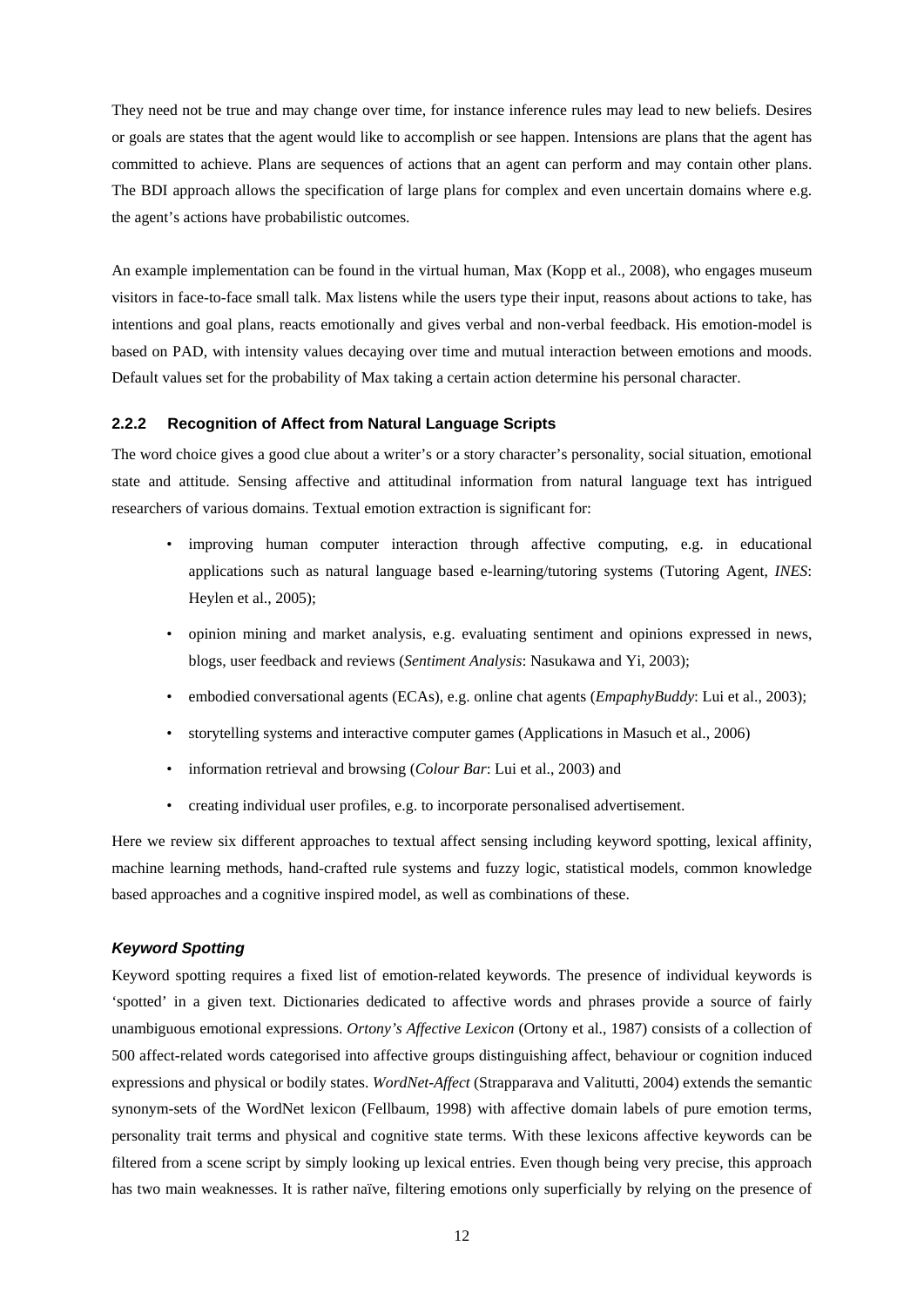They need not be true and may change over time, for instance inference rules may lead to new beliefs. Desires or goals are states that the agent would like to accomplish or see happen. Intensions are plans that the agent has committed to achieve. Plans are sequences of actions that an agent can perform and may contain other plans. The BDI approach allows the specification of large plans for complex and even uncertain domains where e.g. the agent's actions have probabilistic outcomes.

An example implementation can be found in the virtual human, Max (Kopp et al., 2008), who engages museum visitors in face-to-face small talk. Max listens while the users type their input, reasons about actions to take, has intentions and goal plans, reacts emotionally and gives verbal and non-verbal feedback. His emotion-model is based on PAD, with intensity values decaying over time and mutual interaction between emotions and moods. Default values set for the probability of Max taking a certain action determine his personal character.

### 2.2.2 Recognition of Affect from Natural Language Scripts

The word choice gives a good clue about a writer's or a story character's personality, social situation, emotional state and attitude. Sensing affective and attitudinal information from natural language text has intrigued researchers of various domains. Textual emotion extraction is significant for:

- improving human computer interaction through affective computing, e.g. in educational applications such as natural language based e-learning/tutoring systems (Tutoring Agent, *INES*: Heylen et al., 2005);
- opinion mining and market analysis, e.g. evaluating sentiment and opinions expressed in news, blogs, user feedback and reviews (*Sentiment Analysis*: Nasukawa and Yi, 2003);
- embodied conversational agents (ECAs), e.g. online chat agents (*EmpaphyBuddy*: Lui et al., 2003);
- storytelling systems and interactive computer games (Applications in Masuch et al., 2006)
- information retrieval and browsing (*Colour Bar*: Lui et al., 2003) and
- creating individual user profiles, e.g. to incorporate personalised advertisement.

Here we review six different approaches to textual affect sensing including keyword spotting, lexical affinity, machine learning methods, hand-crafted rule systems and fuzzy logic, statistical models, common knowledge based approaches and a cognitive inspired model, as well as combinations of these.

#### *Keyword Spotting*

Keyword spotting requires a fixed list of emotion-related keywords. The presence of individual keywords is 'spotted' in a given text. Dictionaries dedicated to affective words and phrases provide a source of fairly unambiguous emotional expressions. *Ortony's Affective Lexicon* (Ortony et al., 1987) consists of a collection of 500 affect-related words categorised into affective groups distinguishing affect, behaviour or cognition induced expressions and physical or bodily states. *WordNet-Affect* (Strapparava and Valitutti, 2004) extends the semantic synonym-sets of the WordNet lexicon (Fellbaum, 1998) with affective domain labels of pure emotion terms, personality trait terms and physical and cognitive state terms. With these lexicons affective keywords can be filtered from a scene script by simply looking up lexical entries. Even though being very precise, this approach has two main weaknesses. It is rather naïve, filtering emotions only superficially by relying on the presence of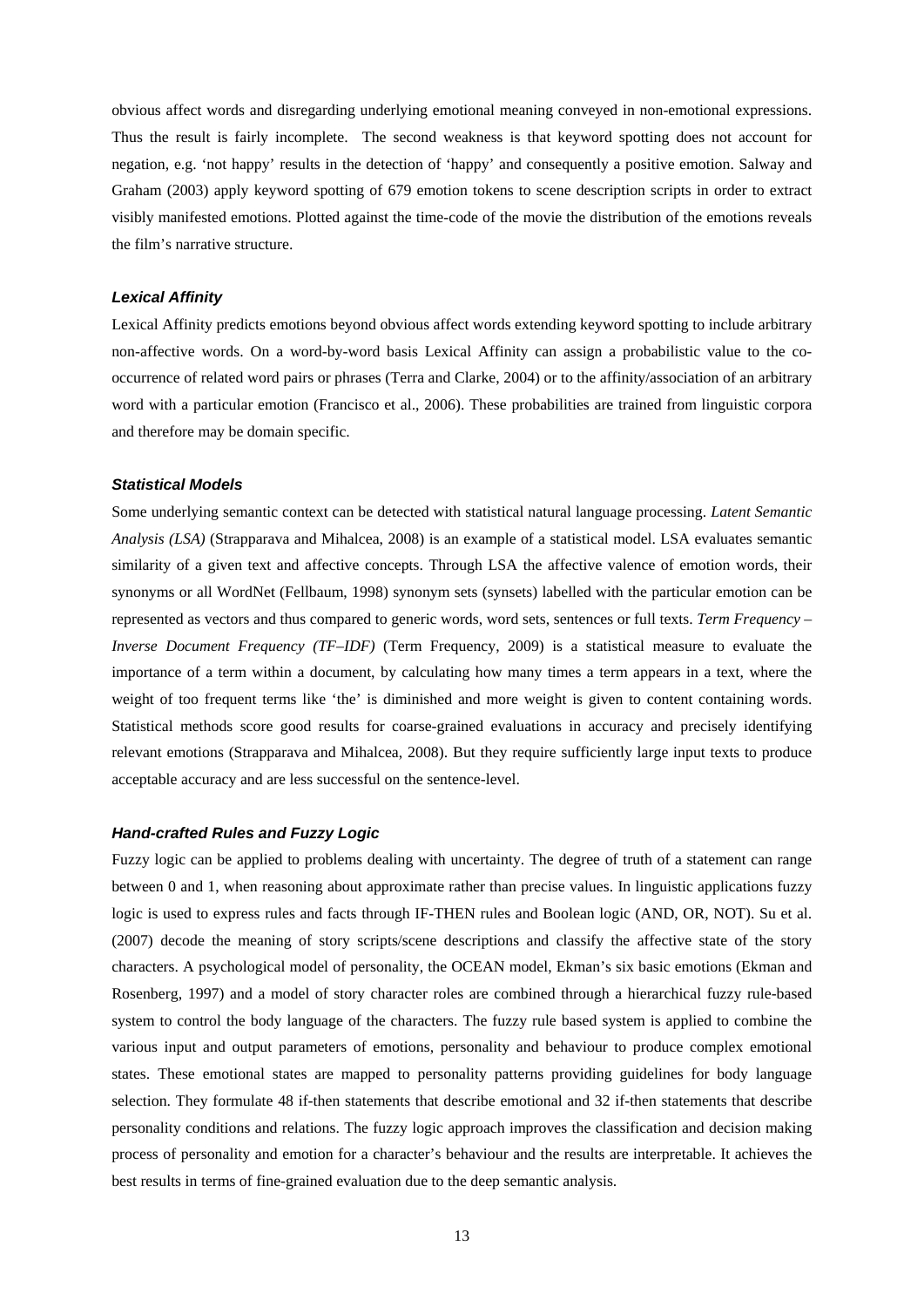obvious affect words and disregarding underlying emotional meaning conveyed in non-emotional expressions. Thus the result is fairly incomplete. The second weakness is that keyword spotting does not account for negation, e.g. 'not happy' results in the detection of 'happy' and consequently a positive emotion. Salway and Graham (2003) apply keyword spotting of 679 emotion tokens to scene description scripts in order to extract visibly manifested emotions. Plotted against the time-code of the movie the distribution of the emotions reveals the film's narrative structure.

#### ***Lexical Affinity***

Lexical Affinity predicts emotions beyond obvious affect words extending keyword spotting to include arbitrary non-affective words. On a word-by-word basis Lexical Affinity can assign a probabilistic value to the co-occurrence of related word pairs or phrases (Terra and Clarke, 2004) or to the affinity/association of an arbitrary word with a particular emotion (Francisco et al., 2006). These probabilities are trained from linguistic corpora and therefore may be domain specific.

#### ***Statistical Models***

Some underlying semantic context can be detected with statistical natural language processing. *Latent Semantic Analysis (LSA)* (Strapparava and Mihalcea, 2008) is an example of a statistical model. LSA evaluates semantic similarity of a given text and affective concepts. Through LSA the affective valence of emotion words, their synonyms or all WordNet (Fellbaum, 1998) synonym sets (synsets) labelled with the particular emotion can be represented as vectors and thus compared to generic words, word sets, sentences or full texts. *Term Frequency – Inverse Document Frequency (TF–IDF)* (Term Frequency, 2009) is a statistical measure to evaluate the importance of a term within a document, by calculating how many times a term appears in a text, where the weight of too frequent terms like 'the' is diminished and more weight is given to content containing words. Statistical methods score good results for coarse-grained evaluations in accuracy and precisely identifying relevant emotions (Strapparava and Mihalcea, 2008). But they require sufficiently large input texts to produce acceptable accuracy and are less successful on the sentence-level.

#### ***Hand-crafted Rules and Fuzzy Logic***

Fuzzy logic can be applied to problems dealing with uncertainty. The degree of truth of a statement can range between 0 and 1, when reasoning about approximate rather than precise values. In linguistic applications fuzzy logic is used to express rules and facts through IF-THEN rules and Boolean logic (AND, OR, NOT). Su et al. (2007) decode the meaning of story scripts/scene descriptions and classify the affective state of the story characters. A psychological model of personality, the OCEAN model, Ekman's six basic emotions (Ekman and Rosenberg, 1997) and a model of story character roles are combined through a hierarchical fuzzy rule-based system to control the body language of the characters. The fuzzy rule based system is applied to combine the various input and output parameters of emotions, personality and behaviour to produce complex emotional states. These emotional states are mapped to personality patterns providing guidelines for body language selection. They formulate 48 if-then statements that describe emotional and 32 if-then statements that describe personality conditions and relations. The fuzzy logic approach improves the classification and decision making process of personality and emotion for a character's behaviour and the results are interpretable. It achieves the best results in terms of fine-grained evaluation due to the deep semantic analysis.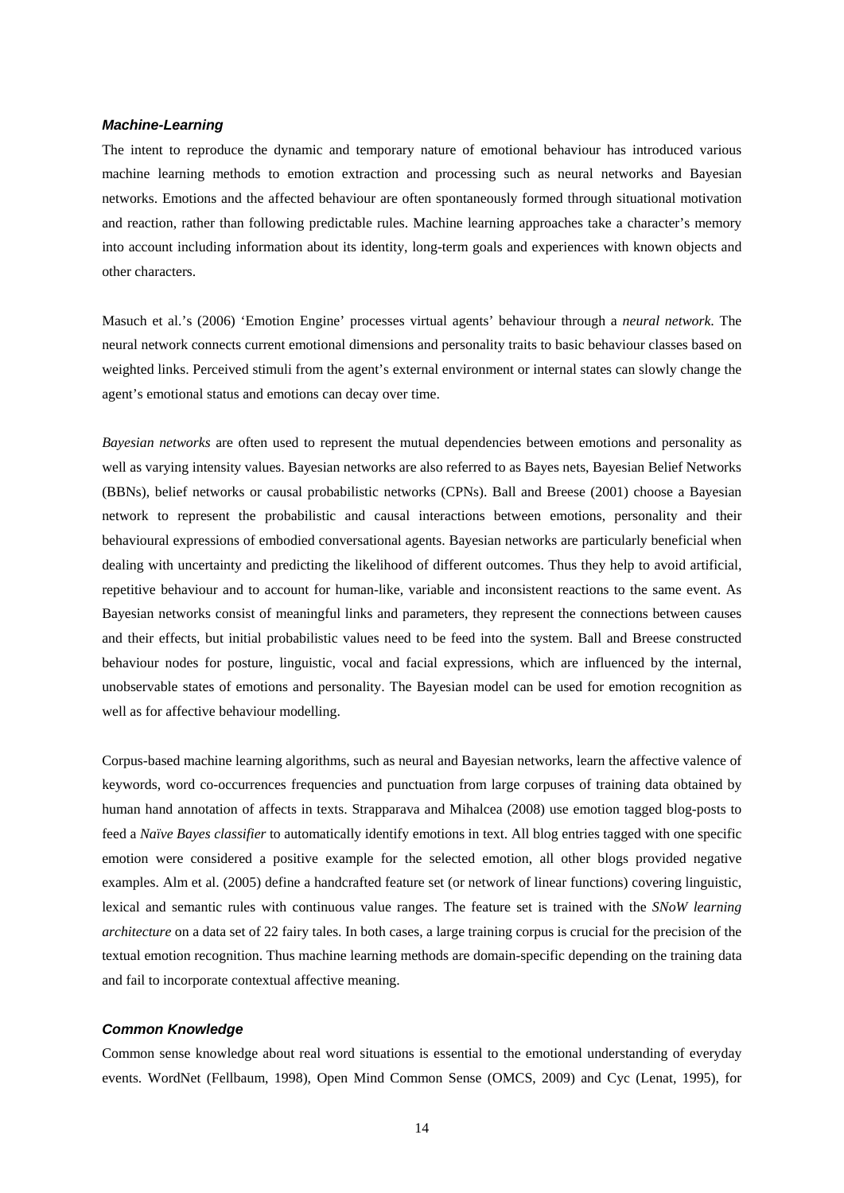### *Machine-Learning*

The intent to reproduce the dynamic and temporary nature of emotional behaviour has introduced various machine learning methods to emotion extraction and processing such as neural networks and Bayesian networks. Emotions and the affected behaviour are often spontaneously formed through situational motivation and reaction, rather than following predictable rules. Machine learning approaches take a character's memory into account including information about its identity, long-term goals and experiences with known objects and other characters.

Masuch et al.'s (2006) 'Emotion Engine' processes virtual agents' behaviour through a *neural network*. The neural network connects current emotional dimensions and personality traits to basic behaviour classes based on weighted links. Perceived stimuli from the agent's external environment or internal states can slowly change the agent's emotional status and emotions can decay over time.

*Bayesian networks* are often used to represent the mutual dependencies between emotions and personality as well as varying intensity values. Bayesian networks are also referred to as Bayes nets, Bayesian Belief Networks (BBNs), belief networks or causal probabilistic networks (CPNs). Ball and Breese (2001) choose a Bayesian network to represent the probabilistic and causal interactions between emotions, personality and their behavioural expressions of embodied conversational agents. Bayesian networks are particularly beneficial when dealing with uncertainty and predicting the likelihood of different outcomes. Thus they help to avoid artificial, repetitive behaviour and to account for human-like, variable and inconsistent reactions to the same event. As Bayesian networks consist of meaningful links and parameters, they represent the connections between causes and their effects, but initial probabilistic values need to be feed into the system. Ball and Breese constructed behaviour nodes for posture, linguistic, vocal and facial expressions, which are influenced by the internal, unobservable states of emotions and personality. The Bayesian model can be used for emotion recognition as well as for affective behaviour modelling.

Corpus-based machine learning algorithms, such as neural and Bayesian networks, learn the affective valence of keywords, word co-occurrences frequencies and punctuation from large corpuses of training data obtained by human hand annotation of affects in texts. Strapparava and Mihalcea (2008) use emotion tagged blog-posts to feed a *Naïve Bayes classifier* to automatically identify emotions in text. All blog entries tagged with one specific emotion were considered a positive example for the selected emotion, all other blogs provided negative examples. Alm et al. (2005) define a handcrafted feature set (or network of linear functions) covering linguistic, lexical and semantic rules with continuous value ranges. The feature set is trained with the *SNoW learning architecture* on a data set of 22 fairy tales. In both cases, a large training corpus is crucial for the precision of the textual emotion recognition. Thus machine learning methods are domain-specific depending on the training data and fail to incorporate contextual affective meaning.

### *Common Knowledge*

Common sense knowledge about real word situations is essential to the emotional understanding of everyday events. WordNet (Fellbaum, 1998), Open Mind Common Sense (OMCS, 2009) and Cyc (Lenat, 1995), for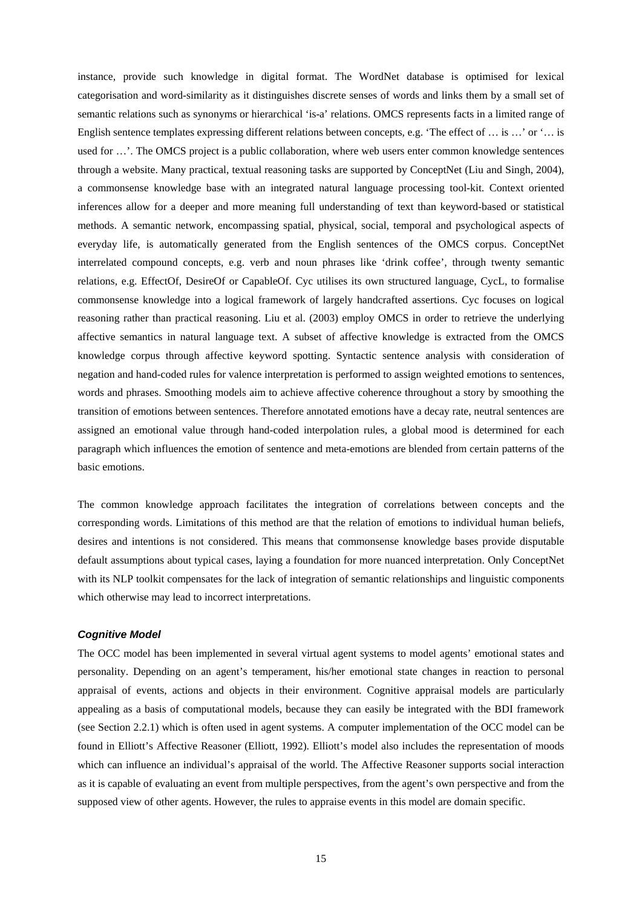instance, provide such knowledge in digital format. The WordNet database is optimised for lexical categorisation and word-similarity as it distinguishes discrete senses of words and links them by a small set of semantic relations such as synonyms or hierarchical 'is-a' relations. OMCS represents facts in a limited range of English sentence templates expressing different relations between concepts, e.g. 'The effect of … is …' or '… is used for …'. The OMCS project is a public collaboration, where web users enter common knowledge sentences through a website. Many practical, textual reasoning tasks are supported by ConceptNet (Liu and Singh, 2004), a commonsense knowledge base with an integrated natural language processing tool-kit. Context oriented inferences allow for a deeper and more meaning full understanding of text than keyword-based or statistical methods. A semantic network, encompassing spatial, physical, social, temporal and psychological aspects of everyday life, is automatically generated from the English sentences of the OMCS corpus. ConceptNet interrelated compound concepts, e.g. verb and noun phrases like 'drink coffee', through twenty semantic relations, e.g. EffectOf, DesireOf or CapableOf. Cyc utilises its own structured language, CycL, to formalise commonsense knowledge into a logical framework of largely handcrafted assertions. Cyc focuses on logical reasoning rather than practical reasoning. Liu et al. (2003) employ OMCS in order to retrieve the underlying affective semantics in natural language text. A subset of affective knowledge is extracted from the OMCS knowledge corpus through affective keyword spotting. Syntactic sentence analysis with consideration of negation and hand-coded rules for valence interpretation is performed to assign weighted emotions to sentences, words and phrases. Smoothing models aim to achieve affective coherence throughout a story by smoothing the transition of emotions between sentences. Therefore annotated emotions have a decay rate, neutral sentences are assigned an emotional value through hand-coded interpolation rules, a global mood is determined for each paragraph which influences the emotion of sentence and meta-emotions are blended from certain patterns of the basic emotions.

The common knowledge approach facilitates the integration of correlations between concepts and the corresponding words. Limitations of this method are that the relation of emotions to individual human beliefs, desires and intentions is not considered. This means that commonsense knowledge bases provide disputable default assumptions about typical cases, laying a foundation for more nuanced interpretation. Only ConceptNet with its NLP toolkit compensates for the lack of integration of semantic relationships and linguistic components which otherwise may lead to incorrect interpretations.

#### *Cognitive Model*

The OCC model has been implemented in several virtual agent systems to model agents' emotional states and personality. Depending on an agent's temperament, his/her emotional state changes in reaction to personal appraisal of events, actions and objects in their environment. Cognitive appraisal models are particularly appealing as a basis of computational models, because they can easily be integrated with the BDI framework (see Section 2.2.1) which is often used in agent systems. A computer implementation of the OCC model can be found in Elliott's Affective Reasoner (Elliott, 1992). Elliott's model also includes the representation of moods which can influence an individual's appraisal of the world. The Affective Reasoner supports social interaction as it is capable of evaluating an event from multiple perspectives, from the agent's own perspective and from the supposed view of other agents. However, the rules to appraise events in this model are domain specific.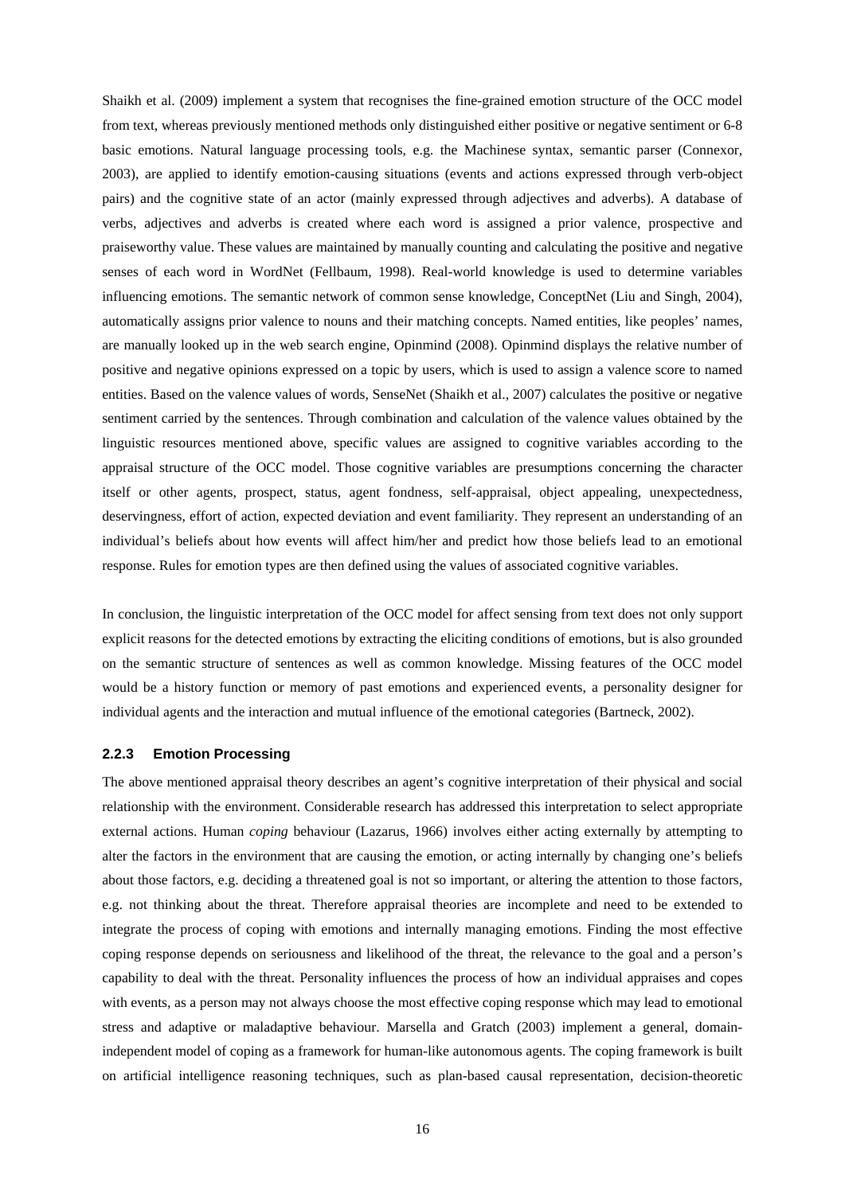Shaikh et al. (2009) implement a system that recognises the fine-grained emotion structure of the OCC model from text, whereas previously mentioned methods only distinguished either positive or negative sentiment or 6-8 basic emotions. Natural language processing tools, e.g. the Machinese syntax, semantic parser (Connexor, 2003), are applied to identify emotion-causing situations (events and actions expressed through verb-object pairs) and the cognitive state of an actor (mainly expressed through adjectives and adverbs). A database of verbs, adjectives and adverbs is created where each word is assigned a prior valence, prospective and praiseworthy value. These values are maintained by manually counting and calculating the positive and negative senses of each word in WordNet (Fellbaum, 1998). Real-world knowledge is used to determine variables influencing emotions. The semantic network of common sense knowledge, ConceptNet (Liu and Singh, 2004), automatically assigns prior valence to nouns and their matching concepts. Named entities, like peoples' names, are manually looked up in the web search engine, Opinmind (2008). Opinmind displays the relative number of positive and negative opinions expressed on a topic by users, which is used to assign a valence score to named entities. Based on the valence values of words, SenseNet (Shaikh et al., 2007) calculates the positive or negative sentiment carried by the sentences. Through combination and calculation of the valence values obtained by the linguistic resources mentioned above, specific values are assigned to cognitive variables according to the appraisal structure of the OCC model. Those cognitive variables are presumptions concerning the character itself or other agents, prospect, status, agent fondness, self-appraisal, object appealing, unexpectedness, deservingness, effort of action, expected deviation and event familiarity. They represent an understanding of an individual's beliefs about how events will affect him/her and predict how those beliefs lead to an emotional response. Rules for emotion types are then defined using the values of associated cognitive variables.

In conclusion, the linguistic interpretation of the OCC model for affect sensing from text does not only support explicit reasons for the detected emotions by extracting the eliciting conditions of emotions, but is also grounded on the semantic structure of sentences as well as common knowledge. Missing features of the OCC model would be a history function or memory of past emotions and experienced events, a personality designer for individual agents and the interaction and mutual influence of the emotional categories (Bartneck, 2002).

### 2.2.3 Emotion Processing

The above mentioned appraisal theory describes an agent's cognitive interpretation of their physical and social relationship with the environment. Considerable research has addressed this interpretation to select appropriate external actions. Human *coping* behaviour (Lazarus, 1966) involves either acting externally by attempting to alter the factors in the environment that are causing the emotion, or acting internally by changing one's beliefs about those factors, e.g. deciding a threatened goal is not so important, or altering the attention to those factors, e.g. not thinking about the threat. Therefore appraisal theories are incomplete and need to be extended to integrate the process of coping with emotions and internally managing emotions. Finding the most effective coping response depends on seriousness and likelihood of the threat, the relevance to the goal and a person's capability to deal with the threat. Personality influences the process of how an individual appraises and copes with events, as a person may not always choose the most effective coping response which may lead to emotional stress and adaptive or maladaptive behaviour. Marsella and Gratch (2003) implement a general, domain-independent model of coping as a framework for human-like autonomous agents. The coping framework is built on artificial intelligence reasoning techniques, such as plan-based causal representation, decision-theoretic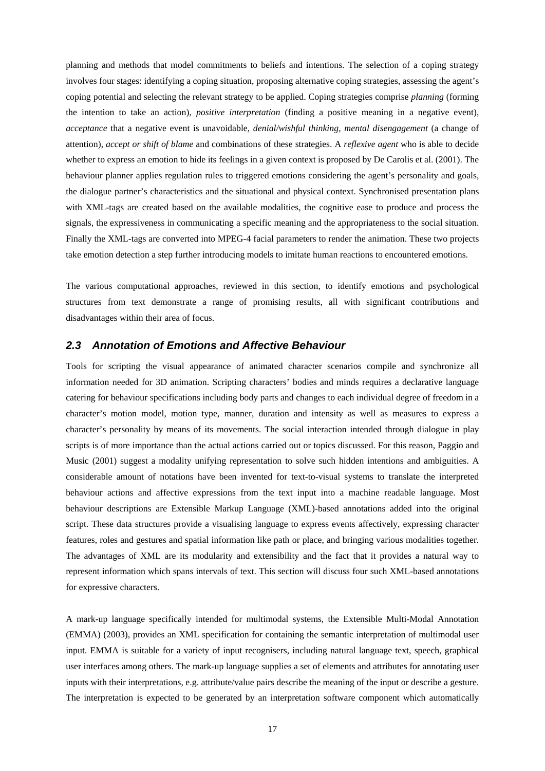planning and methods that model commitments to beliefs and intentions. The selection of a coping strategy involves four stages: identifying a coping situation, proposing alternative coping strategies, assessing the agent's coping potential and selecting the relevant strategy to be applied. Coping strategies comprise *planning* (forming the intention to take an action), *positive interpretation* (finding a positive meaning in a negative event), *acceptance* that a negative event is unavoidable, *denial/wishful thinking*, *mental disengagement* (a change of attention), *accept or shift of blame* and combinations of these strategies. A *reflexive agent* who is able to decide whether to express an emotion to hide its feelings in a given context is proposed by De Carolis et al. (2001). The behaviour planner applies regulation rules to triggered emotions considering the agent's personality and goals, the dialogue partner's characteristics and the situational and physical context. Synchronised presentation plans with XML-tags are created based on the available modalities, the cognitive ease to produce and process the signals, the expressiveness in communicating a specific meaning and the appropriateness to the social situation. Finally the XML-tags are converted into MPEG-4 facial parameters to render the animation. These two projects take emotion detection a step further introducing models to imitate human reactions to encountered emotions.

The various computational approaches, reviewed in this section, to identify emotions and psychological structures from text demonstrate a range of promising results, all with significant contributions and disadvantages within their area of focus.

## *2.3 Annotation of Emotions and Affective Behaviour*

Tools for scripting the visual appearance of animated character scenarios compile and synchronize all information needed for 3D animation. Scripting characters' bodies and minds requires a declarative language catering for behaviour specifications including body parts and changes to each individual degree of freedom in a character's motion model, motion type, manner, duration and intensity as well as measures to express a character's personality by means of its movements. The social interaction intended through dialogue in play scripts is of more importance than the actual actions carried out or topics discussed. For this reason, Paggio and Music (2001) suggest a modality unifying representation to solve such hidden intentions and ambiguities. A considerable amount of notations have been invented for text-to-visual systems to translate the interpreted behaviour actions and affective expressions from the text input into a machine readable language. Most behaviour descriptions are Extensible Markup Language (XML)-based annotations added into the original script. These data structures provide a visualising language to express events affectively, expressing character features, roles and gestures and spatial information like path or place, and bringing various modalities together. The advantages of XML are its modularity and extensibility and the fact that it provides a natural way to represent information which spans intervals of text. This section will discuss four such XML-based annotations for expressive characters.

A mark-up language specifically intended for multimodal systems, the Extensible Multi-Modal Annotation (EMMA) (2003), provides an XML specification for containing the semantic interpretation of multimodal user input. EMMA is suitable for a variety of input recognisers, including natural language text, speech, graphical user interfaces among others. The mark-up language supplies a set of elements and attributes for annotating user inputs with their interpretations, e.g. attribute/value pairs describe the meaning of the input or describe a gesture. The interpretation is expected to be generated by an interpretation software component which automatically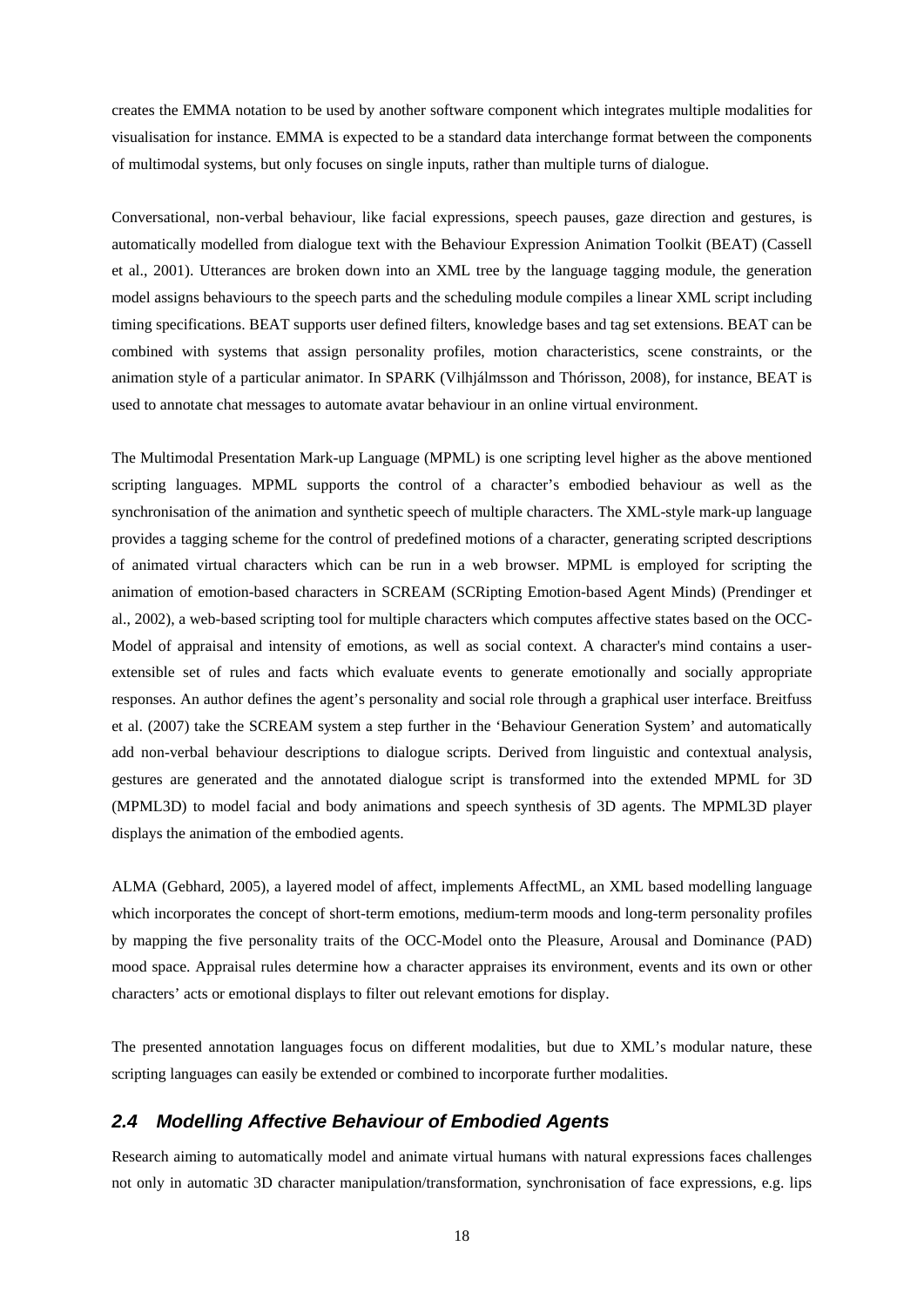creates the EMMA notation to be used by another software component which integrates multiple modalities for visualisation for instance. EMMA is expected to be a standard data interchange format between the components of multimodal systems, but only focuses on single inputs, rather than multiple turns of dialogue.

Conversational, non-verbal behaviour, like facial expressions, speech pauses, gaze direction and gestures, is automatically modelled from dialogue text with the Behaviour Expression Animation Toolkit (BEAT) (Cassell et al., 2001). Utterances are broken down into an XML tree by the language tagging module, the generation model assigns behaviours to the speech parts and the scheduling module compiles a linear XML script including timing specifications. BEAT supports user defined filters, knowledge bases and tag set extensions. BEAT can be combined with systems that assign personality profiles, motion characteristics, scene constraints, or the animation style of a particular animator. In SPARK (Vilhjálmsson and Thórisson, 2008), for instance, BEAT is used to annotate chat messages to automate avatar behaviour in an online virtual environment.

The Multimodal Presentation Mark-up Language (MPML) is one scripting level higher as the above mentioned scripting languages. MPML supports the control of a character's embodied behaviour as well as the synchronisation of the animation and synthetic speech of multiple characters. The XML-style mark-up language provides a tagging scheme for the control of predefined motions of a character, generating scripted descriptions of animated virtual characters which can be run in a web browser. MPML is employed for scripting the animation of emotion-based characters in SCREAM (SCRipting Emotion-based Agent Minds) (Prendinger et al., 2002), a web-based scripting tool for multiple characters which computes affective states based on the OCC-Model of appraisal and intensity of emotions, as well as social context. A character's mind contains a user-extensible set of rules and facts which evaluate events to generate emotionally and socially appropriate responses. An author defines the agent's personality and social role through a graphical user interface. Breitfuss et al. (2007) take the SCREAM system a step further in the 'Behaviour Generation System' and automatically add non-verbal behaviour descriptions to dialogue scripts. Derived from linguistic and contextual analysis, gestures are generated and the annotated dialogue script is transformed into the extended MPML for 3D (MPML3D) to model facial and body animations and speech synthesis of 3D agents. The MPML3D player displays the animation of the embodied agents.

ALMA (Gebhard, 2005), a layered model of affect, implements AffectML, an XML based modelling language which incorporates the concept of short-term emotions, medium-term moods and long-term personality profiles by mapping the five personality traits of the OCC-Model onto the Pleasure, Arousal and Dominance (PAD) mood space. Appraisal rules determine how a character appraises its environment, events and its own or other characters' acts or emotional displays to filter out relevant emotions for display.

The presented annotation languages focus on different modalities, but due to XML's modular nature, these scripting languages can easily be extended or combined to incorporate further modalities.

## 2.4 Modelling Affective Behaviour of Embodied Agents

Research aiming to automatically model and animate virtual humans with natural expressions faces challenges not only in automatic 3D character manipulation/transformation, synchronisation of face expressions, e.g. lips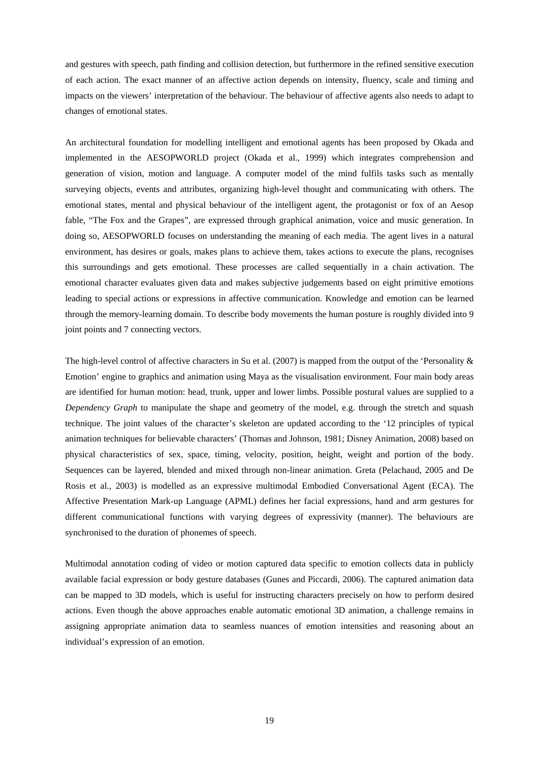and gestures with speech, path finding and collision detection, but furthermore in the refined sensitive execution of each action. The exact manner of an affective action depends on intensity, fluency, scale and timing and impacts on the viewers' interpretation of the behaviour. The behaviour of affective agents also needs to adapt to changes of emotional states.

An architectural foundation for modelling intelligent and emotional agents has been proposed by Okada and implemented in the AESOPWORLD project (Okada et al., 1999) which integrates comprehension and generation of vision, motion and language. A computer model of the mind fulfils tasks such as mentally surveying objects, events and attributes, organizing high-level thought and communicating with others. The emotional states, mental and physical behaviour of the intelligent agent, the protagonist or fox of an Aesop fable, "The Fox and the Grapes", are expressed through graphical animation, voice and music generation. In doing so, AESOPWORLD focuses on understanding the meaning of each media. The agent lives in a natural environment, has desires or goals, makes plans to achieve them, takes actions to execute the plans, recognises this surroundings and gets emotional. These processes are called sequentially in a chain activation. The emotional character evaluates given data and makes subjective judgements based on eight primitive emotions leading to special actions or expressions in affective communication. Knowledge and emotion can be learned through the memory-learning domain. To describe body movements the human posture is roughly divided into 9 joint points and 7 connecting vectors.

The high-level control of affective characters in Su et al. (2007) is mapped from the output of the 'Personality & Emotion' engine to graphics and animation using Maya as the visualisation environment. Four main body areas are identified for human motion: head, trunk, upper and lower limbs. Possible postural values are supplied to a *Dependency Graph* to manipulate the shape and geometry of the model, e.g. through the stretch and squash technique. The joint values of the character's skeleton are updated according to the '12 principles of typical animation techniques for believable characters' (Thomas and Johnson, 1981; Disney Animation, 2008) based on physical characteristics of sex, space, timing, velocity, position, height, weight and portion of the body. Sequences can be layered, blended and mixed through non-linear animation. Greta (Pelachaud, 2005 and De Rosis et al., 2003) is modelled as an expressive multimodal Embodied Conversational Agent (ECA). The Affective Presentation Mark-up Language (APML) defines her facial expressions, hand and arm gestures for different communicational functions with varying degrees of expressivity (manner). The behaviours are synchronised to the duration of phonemes of speech.

Multimodal annotation coding of video or motion captured data specific to emotion collects data in publicly available facial expression or body gesture databases (Gunes and Piccardi, 2006). The captured animation data can be mapped to 3D models, which is useful for instructing characters precisely on how to perform desired actions. Even though the above approaches enable automatic emotional 3D animation, a challenge remains in assigning appropriate animation data to seamless nuances of emotion intensities and reasoning about an individual's expression of an emotion.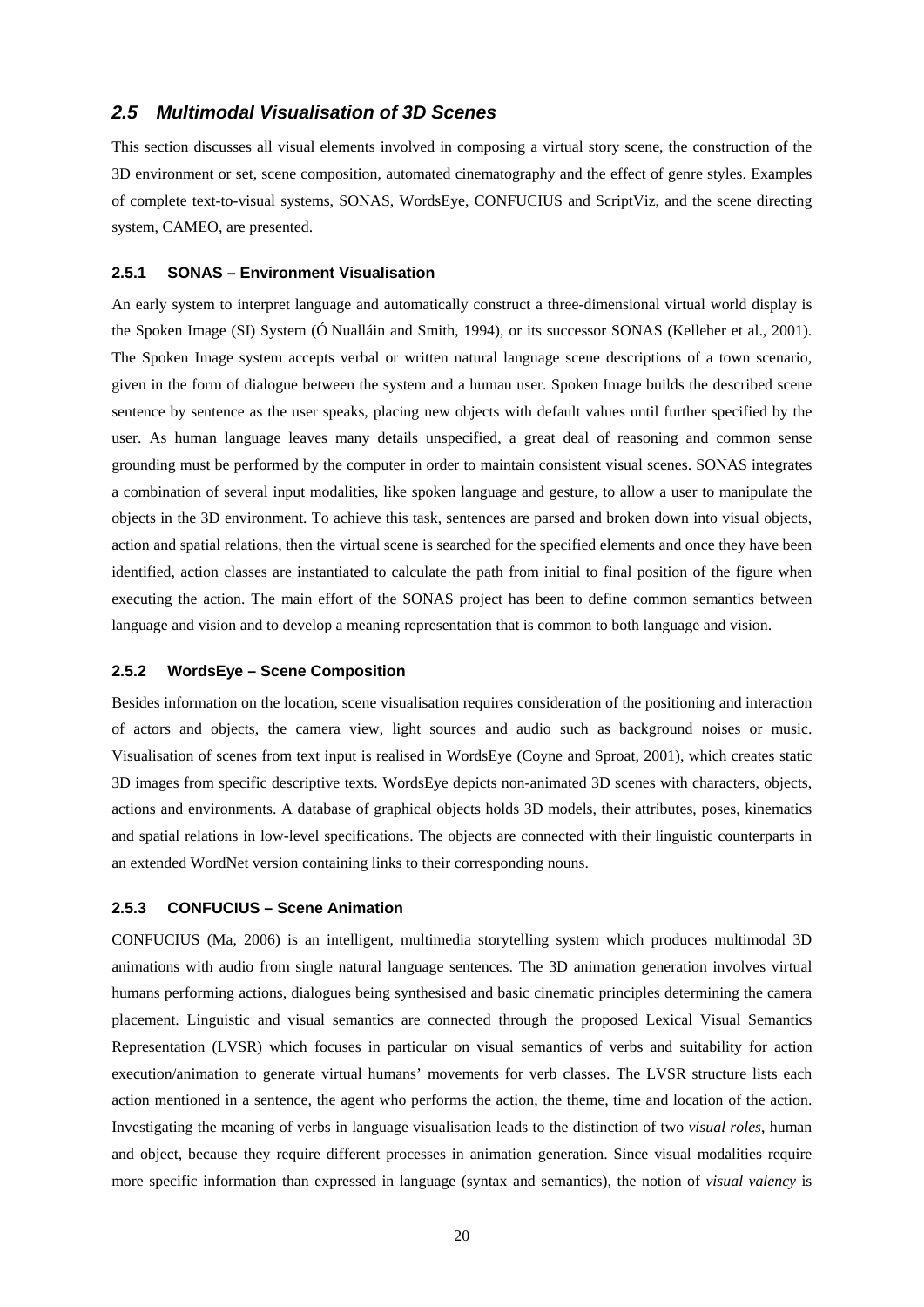## *2.5 Multimodal Visualisation of 3D Scenes*

This section discusses all visual elements involved in composing a virtual story scene, the construction of the 3D environment or set, scene composition, automated cinematography and the effect of genre styles. Examples of complete text-to-visual systems, SONAS, WordsEye, CONFUCIUS and ScriptViz, and the scene directing system, CAMEO, are presented.

### 2.5.1 SONAS – Environment Visualisation

An early system to interpret language and automatically construct a three-dimensional virtual world display is the Spoken Image (SI) System (Ó Nualláin and Smith, 1994), or its successor SONAS (Kelleher et al., 2001). The Spoken Image system accepts verbal or written natural language scene descriptions of a town scenario, given in the form of dialogue between the system and a human user. Spoken Image builds the described scene sentence by sentence as the user speaks, placing new objects with default values until further specified by the user. As human language leaves many details unspecified, a great deal of reasoning and common sense grounding must be performed by the computer in order to maintain consistent visual scenes. SONAS integrates a combination of several input modalities, like spoken language and gesture, to allow a user to manipulate the objects in the 3D environment. To achieve this task, sentences are parsed and broken down into visual objects, action and spatial relations, then the virtual scene is searched for the specified elements and once they have been identified, action classes are instantiated to calculate the path from initial to final position of the figure when executing the action. The main effort of the SONAS project has been to define common semantics between language and vision and to develop a meaning representation that is common to both language and vision.

### 2.5.2 WordsEye – Scene Composition

Besides information on the location, scene visualisation requires consideration of the positioning and interaction of actors and objects, the camera view, light sources and audio such as background noises or music. Visualisation of scenes from text input is realised in WordsEye (Coyne and Sproat, 2001), which creates static 3D images from specific descriptive texts. WordsEye depicts non-animated 3D scenes with characters, objects, actions and environments. A database of graphical objects holds 3D models, their attributes, poses, kinematics and spatial relations in low-level specifications. The objects are connected with their linguistic counterparts in an extended WordNet version containing links to their corresponding nouns.

### 2.5.3 CONFUCIUS – Scene Animation

CONFUCIUS (Ma, 2006) is an intelligent, multimedia storytelling system which produces multimodal 3D animations with audio from single natural language sentences. The 3D animation generation involves virtual humans performing actions, dialogues being synthesised and basic cinematic principles determining the camera placement. Linguistic and visual semantics are connected through the proposed Lexical Visual Semantics Representation (LVSR) which focuses in particular on visual semantics of verbs and suitability for action execution/animation to generate virtual humans' movements for verb classes. The LVSR structure lists each action mentioned in a sentence, the agent who performs the action, the theme, time and location of the action. Investigating the meaning of verbs in language visualisation leads to the distinction of two *visual roles*, human and object, because they require different processes in animation generation. Since visual modalities require more specific information than expressed in language (syntax and semantics), the notion of *visual valency* is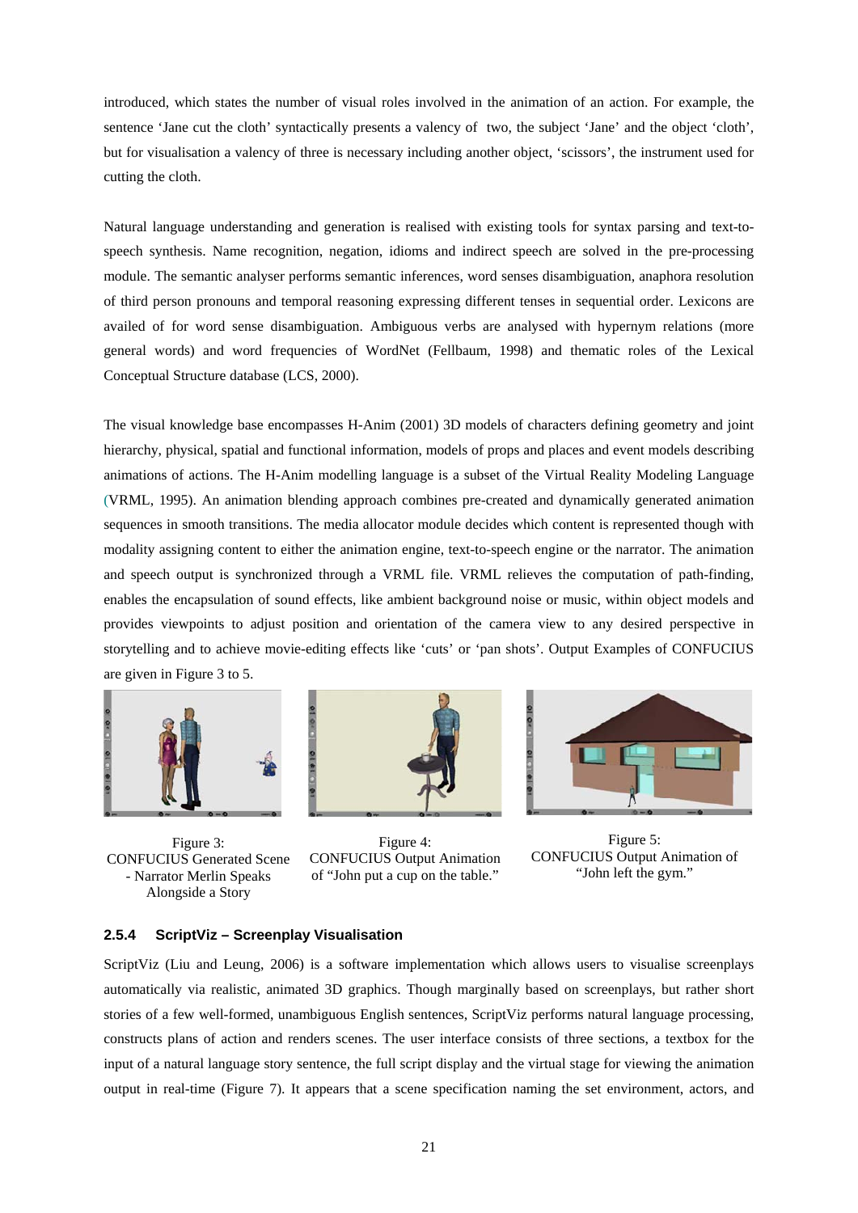introduced, which states the number of visual roles involved in the animation of an action. For example, the sentence 'Jane cut the cloth' syntactically presents a valency of two, the subject 'Jane' and the object 'cloth', but for visualisation a valency of three is necessary including another object, 'scissors', the instrument used for cutting the cloth.

Natural language understanding and generation is realised with existing tools for syntax parsing and text-to-speech synthesis. Name recognition, negation, idioms and indirect speech are solved in the pre-processing module. The semantic analyser performs semantic inferences, word senses disambiguation, anaphora resolution of third person pronouns and temporal reasoning expressing different tenses in sequential order. Lexicons are availed of for word sense disambiguation. Ambiguous verbs are analysed with hypernym relations (more general words) and word frequencies of WordNet (Fellbaum, 1998) and thematic roles of the Lexical Conceptual Structure database (LCS, 2000).

The visual knowledge base encompasses H-Anim (2001) 3D models of characters defining geometry and joint hierarchy, physical, spatial and functional information, models of props and places and event models describing animations of actions. The H-Anim modelling language is a subset of the Virtual Reality Modeling Language (VRML, 1995). An animation blending approach combines pre-created and dynamically generated animation sequences in smooth transitions. The media allocator module decides which content is represented though with modality assigning content to either the animation engine, text-to-speech engine or the narrator. The animation and speech output is synchronized through a VRML file. VRML relieves the computation of path-finding, enables the encapsulation of sound effects, like ambient background noise or music, within object models and provides viewpoints to adjust position and orientation of the camera view to any desired perspective in storytelling and to achieve movie-editing effects like 'cuts' or 'pan shots'. Output Examples of CONFUCIUS are given in Figure 3 to 5.

Figure 3: CONFUCIUS Generated Scene - Narrator Merlin Speaks Alongside a Story

Figure 4: CONFUCIUS Output Animation of "John put a cup on the table."

Figure 5: CONFUCIUS Output Animation of "John left the gym."

### 2.5.4 ScriptViz – Screenplay Visualisation

ScriptViz (Liu and Leung, 2006) is a software implementation which allows users to visualise screenplays automatically via realistic, animated 3D graphics. Though marginally based on screenplays, but rather short stories of a few well-formed, unambiguous English sentences, ScriptViz performs natural language processing, constructs plans of action and renders scenes. The user interface consists of three sections, a textbox for the input of a natural language story sentence, the full script display and the virtual stage for viewing the animation output in real-time (Figure 7). It appears that a scene specification naming the set environment, actors, and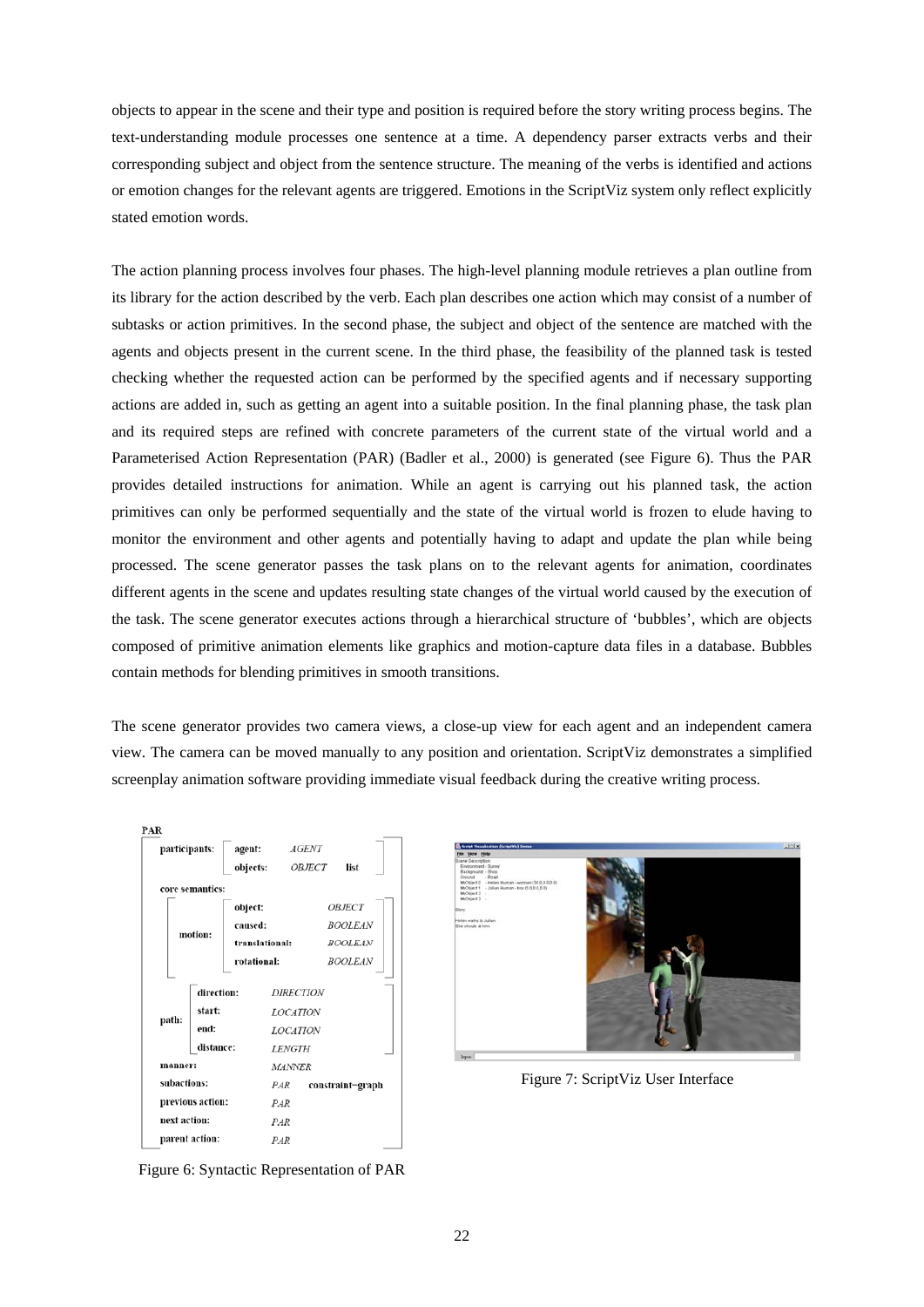objects to appear in the scene and their type and position is required before the story writing process begins. The text-understanding module processes one sentence at a time. A dependency parser extracts verbs and their corresponding subject and object from the sentence structure. The meaning of the verbs is identified and actions or emotion changes for the relevant agents are triggered. Emotions in the ScriptViz system only reflect explicitly stated emotion words.

The action planning process involves four phases. The high-level planning module retrieves a plan outline from its library for the action described by the verb. Each plan describes one action which may consist of a number of subtasks or action primitives. In the second phase, the subject and object of the sentence are matched with the agents and objects present in the current scene. In the third phase, the feasibility of the planned task is tested checking whether the requested action can be performed by the specified agents and if necessary supporting actions are added in, such as getting an agent into a suitable position. In the final planning phase, the task plan and its required steps are refined with concrete parameters of the current state of the virtual world and a Parameterised Action Representation (PAR) (Badler et al., 2000) is generated (see Figure 6). Thus the PAR provides detailed instructions for animation. While an agent is carrying out his planned task, the action primitives can only be performed sequentially and the state of the virtual world is frozen to elude having to monitor the environment and other agents and potentially having to adapt and update the plan while being processed. The scene generator passes the task plans on to the relevant agents for animation, coordinates different agents in the scene and updates resulting state changes of the virtual world caused by the execution of the task. The scene generator executes actions through a hierarchical structure of 'bubbles', which are objects composed of primitive animation elements like graphics and motion-capture data files in a database. Bubbles contain methods for blending primitives in smooth transitions.

The scene generator provides two camera views, a close-up view for each agent and an independent camera view. The camera can be moved manually to any position and orientation. ScriptViz demonstrates a simplified screenplay animation software providing immediate visual feedback during the creative writing process.

```
PAR
  participants:   agent:     AGENT
                  objects:   OBJECT  list
  core semantics:
                  object:          OBJECT
      motion:     caused:          BOOLEAN
                  translational:   BOOLEAN
                  rotational:      BOOLEAN
                  direction:   DIRECTION
      path:       start:       LOCATION
                  end:         LOCATION
                  distance:    LENGTH
  manner:              MANNER
  subactions:          PAR   constraint-graph
  previous action:     PAR
  next action:         PAR
  parent action:       PAR
```

Figure 6: Syntactic Representation of PAR

Figure 7: ScriptViz User Interface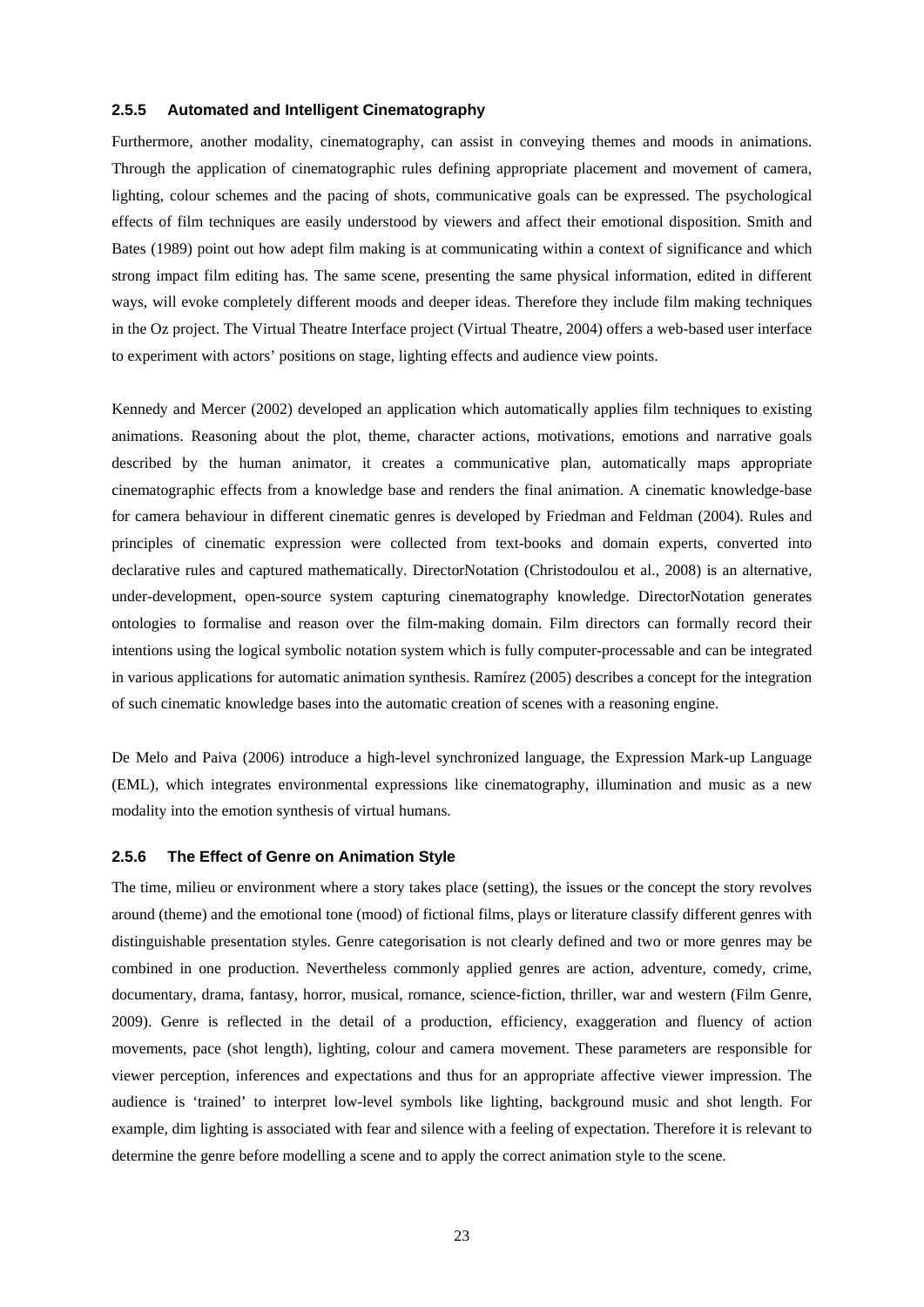### 2.5.5 Automated and Intelligent Cinematography

Furthermore, another modality, cinematography, can assist in conveying themes and moods in animations. Through the application of cinematographic rules defining appropriate placement and movement of camera, lighting, colour schemes and the pacing of shots, communicative goals can be expressed. The psychological effects of film techniques are easily understood by viewers and affect their emotional disposition. Smith and Bates (1989) point out how adept film making is at communicating within a context of significance and which strong impact film editing has. The same scene, presenting the same physical information, edited in different ways, will evoke completely different moods and deeper ideas. Therefore they include film making techniques in the Oz project. The Virtual Theatre Interface project (Virtual Theatre, 2004) offers a web-based user interface to experiment with actors' positions on stage, lighting effects and audience view points.

Kennedy and Mercer (2002) developed an application which automatically applies film techniques to existing animations. Reasoning about the plot, theme, character actions, motivations, emotions and narrative goals described by the human animator, it creates a communicative plan, automatically maps appropriate cinematographic effects from a knowledge base and renders the final animation. A cinematic knowledge-base for camera behaviour in different cinematic genres is developed by Friedman and Feldman (2004). Rules and principles of cinematic expression were collected from text-books and domain experts, converted into declarative rules and captured mathematically. DirectorNotation (Christodoulou et al., 2008) is an alternative, under-development, open-source system capturing cinematography knowledge. DirectorNotation generates ontologies to formalise and reason over the film-making domain. Film directors can formally record their intentions using the logical symbolic notation system which is fully computer-processable and can be integrated in various applications for automatic animation synthesis. Ramírez (2005) describes a concept for the integration of such cinematic knowledge bases into the automatic creation of scenes with a reasoning engine.

De Melo and Paiva (2006) introduce a high-level synchronized language, the Expression Mark-up Language (EML), which integrates environmental expressions like cinematography, illumination and music as a new modality into the emotion synthesis of virtual humans.

### 2.5.6 The Effect of Genre on Animation Style

The time, milieu or environment where a story takes place (setting), the issues or the concept the story revolves around (theme) and the emotional tone (mood) of fictional films, plays or literature classify different genres with distinguishable presentation styles. Genre categorisation is not clearly defined and two or more genres may be combined in one production. Nevertheless commonly applied genres are action, adventure, comedy, crime, documentary, drama, fantasy, horror, musical, romance, science-fiction, thriller, war and western (Film Genre, 2009). Genre is reflected in the detail of a production, efficiency, exaggeration and fluency of action movements, pace (shot length), lighting, colour and camera movement. These parameters are responsible for viewer perception, inferences and expectations and thus for an appropriate affective viewer impression. The audience is 'trained' to interpret low-level symbols like lighting, background music and shot length. For example, dim lighting is associated with fear and silence with a feeling of expectation. Therefore it is relevant to determine the genre before modelling a scene and to apply the correct animation style to the scene.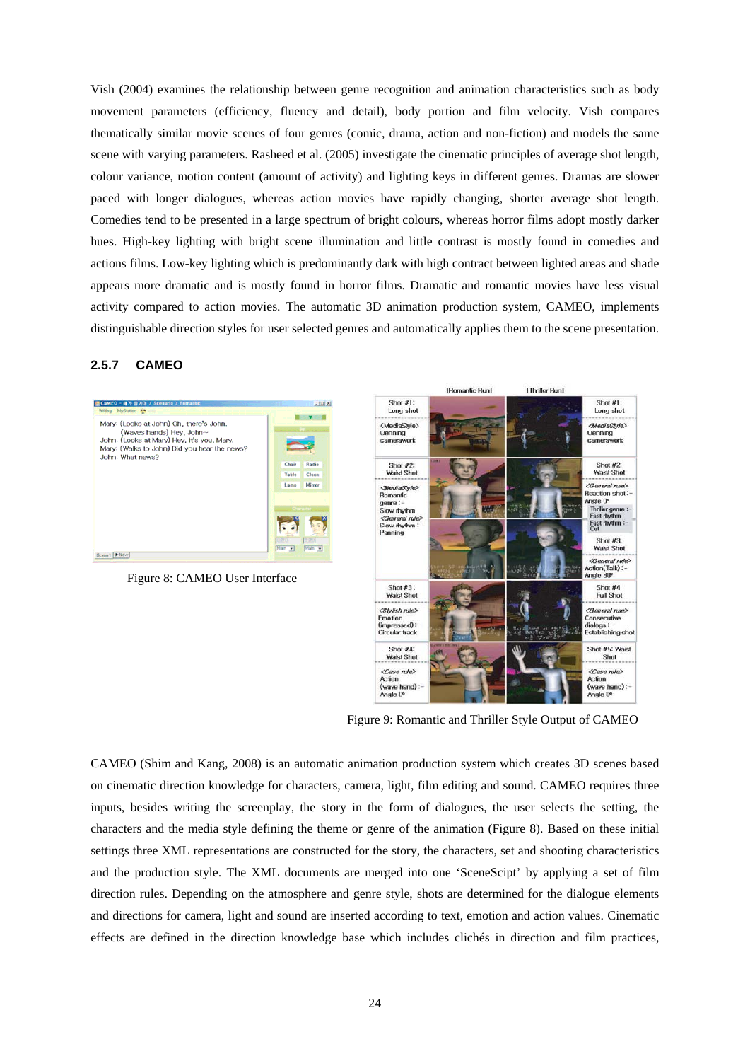Vish (2004) examines the relationship between genre recognition and animation characteristics such as body movement parameters (efficiency, fluency and detail), body portion and film velocity. Vish compares thematically similar movie scenes of four genres (comic, drama, action and non-fiction) and models the same scene with varying parameters. Rasheed et al. (2005) investigate the cinematic principles of average shot length, colour variance, motion content (amount of activity) and lighting keys in different genres. Dramas are slower paced with longer dialogues, whereas action movies have rapidly changing, shorter average shot length. Comedies tend to be presented in a large spectrum of bright colours, whereas horror films adopt mostly darker hues. High-key lighting with bright scene illumination and little contrast is mostly found in comedies and actions films. Low-key lighting which is predominantly dark with high contract between lighted areas and shade appears more dramatic and is mostly found in horror films. Dramatic and romantic movies have less visual activity compared to action movies. The automatic 3D animation production system, CAMEO, implements distinguishable direction styles for user selected genres and automatically applies them to the scene presentation.

### 2.5.7 CAMEO

Figure 8: CAMEO User Interface

Figure 9: Romantic and Thriller Style Output of CAMEO

CAMEO (Shim and Kang, 2008) is an automatic animation production system which creates 3D scenes based on cinematic direction knowledge for characters, camera, light, film editing and sound. CAMEO requires three inputs, besides writing the screenplay, the story in the form of dialogues, the user selects the setting, the characters and the media style defining the theme or genre of the animation (Figure 8). Based on these initial settings three XML representations are constructed for the story, the characters, set and shooting characteristics and the production style. The XML documents are merged into one 'SceneScipt' by applying a set of film direction rules. Depending on the atmosphere and genre style, shots are determined for the dialogue elements and directions for camera, light and sound are inserted according to text, emotion and action values. Cinematic effects are defined in the direction knowledge base which includes clichés in direction and film practices,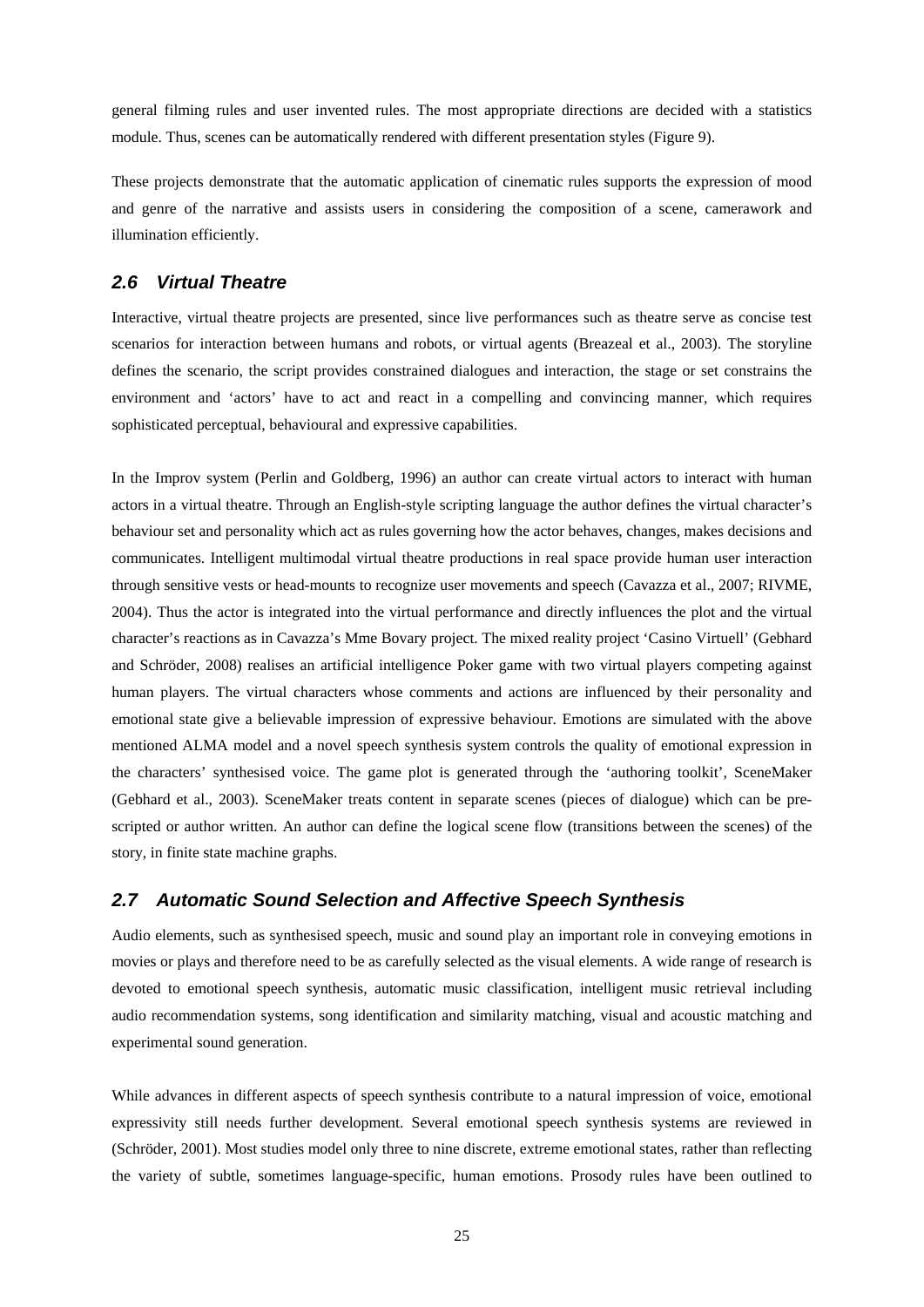general filming rules and user invented rules. The most appropriate directions are decided with a statistics module. Thus, scenes can be automatically rendered with different presentation styles (Figure 9).

These projects demonstrate that the automatic application of cinematic rules supports the expression of mood and genre of the narrative and assists users in considering the composition of a scene, camerawork and illumination efficiently.

## *2.6 Virtual Theatre*

Interactive, virtual theatre projects are presented, since live performances such as theatre serve as concise test scenarios for interaction between humans and robots, or virtual agents (Breazeal et al., 2003). The storyline defines the scenario, the script provides constrained dialogues and interaction, the stage or set constrains the environment and 'actors' have to act and react in a compelling and convincing manner, which requires sophisticated perceptual, behavioural and expressive capabilities.

In the Improv system (Perlin and Goldberg, 1996) an author can create virtual actors to interact with human actors in a virtual theatre. Through an English-style scripting language the author defines the virtual character's behaviour set and personality which act as rules governing how the actor behaves, changes, makes decisions and communicates. Intelligent multimodal virtual theatre productions in real space provide human user interaction through sensitive vests or head-mounts to recognize user movements and speech (Cavazza et al., 2007; RIVME, 2004). Thus the actor is integrated into the virtual performance and directly influences the plot and the virtual character's reactions as in Cavazza's Mme Bovary project. The mixed reality project 'Casino Virtuell' (Gebhard and Schröder, 2008) realises an artificial intelligence Poker game with two virtual players competing against human players. The virtual characters whose comments and actions are influenced by their personality and emotional state give a believable impression of expressive behaviour. Emotions are simulated with the above mentioned ALMA model and a novel speech synthesis system controls the quality of emotional expression in the characters' synthesised voice. The game plot is generated through the 'authoring toolkit', SceneMaker (Gebhard et al., 2003). SceneMaker treats content in separate scenes (pieces of dialogue) which can be pre-scripted or author written. An author can define the logical scene flow (transitions between the scenes) of the story, in finite state machine graphs.

## *2.7 Automatic Sound Selection and Affective Speech Synthesis*

Audio elements, such as synthesised speech, music and sound play an important role in conveying emotions in movies or plays and therefore need to be as carefully selected as the visual elements. A wide range of research is devoted to emotional speech synthesis, automatic music classification, intelligent music retrieval including audio recommendation systems, song identification and similarity matching, visual and acoustic matching and experimental sound generation.

While advances in different aspects of speech synthesis contribute to a natural impression of voice, emotional expressivity still needs further development. Several emotional speech synthesis systems are reviewed in (Schröder, 2001). Most studies model only three to nine discrete, extreme emotional states, rather than reflecting the variety of subtle, sometimes language-specific, human emotions. Prosody rules have been outlined to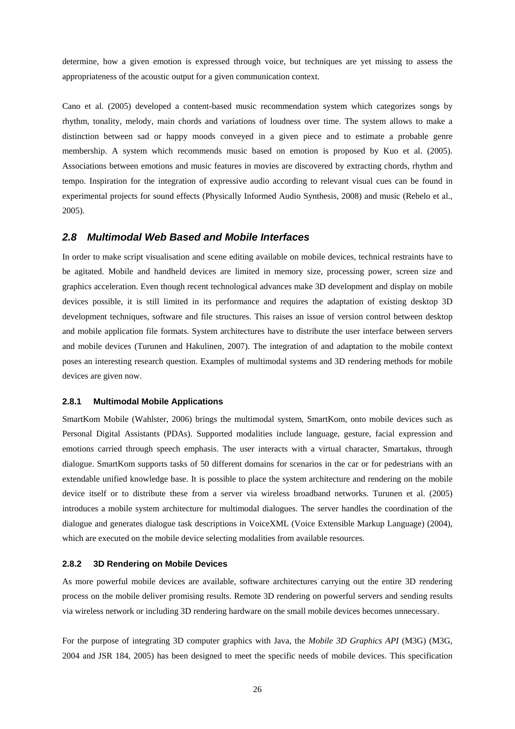determine, how a given emotion is expressed through voice, but techniques are yet missing to assess the appropriateness of the acoustic output for a given communication context.

Cano et al. (2005) developed a content-based music recommendation system which categorizes songs by rhythm, tonality, melody, main chords and variations of loudness over time. The system allows to make a distinction between sad or happy moods conveyed in a given piece and to estimate a probable genre membership. A system which recommends music based on emotion is proposed by Kuo et al. (2005). Associations between emotions and music features in movies are discovered by extracting chords, rhythm and tempo. Inspiration for the integration of expressive audio according to relevant visual cues can be found in experimental projects for sound effects (Physically Informed Audio Synthesis, 2008) and music (Rebelo et al., 2005).

## *2.8 Multimodal Web Based and Mobile Interfaces*

In order to make script visualisation and scene editing available on mobile devices, technical restraints have to be agitated. Mobile and handheld devices are limited in memory size, processing power, screen size and graphics acceleration. Even though recent technological advances make 3D development and display on mobile devices possible, it is still limited in its performance and requires the adaptation of existing desktop 3D development techniques, software and file structures. This raises an issue of version control between desktop and mobile application file formats. System architectures have to distribute the user interface between servers and mobile devices (Turunen and Hakulinen, 2007). The integration of and adaptation to the mobile context poses an interesting research question. Examples of multimodal systems and 3D rendering methods for mobile devices are given now.

### 2.8.1 Multimodal Mobile Applications

SmartKom Mobile (Wahlster, 2006) brings the multimodal system, SmartKom, onto mobile devices such as Personal Digital Assistants (PDAs). Supported modalities include language, gesture, facial expression and emotions carried through speech emphasis. The user interacts with a virtual character, Smartakus, through dialogue. SmartKom supports tasks of 50 different domains for scenarios in the car or for pedestrians with an extendable unified knowledge base. It is possible to place the system architecture and rendering on the mobile device itself or to distribute these from a server via wireless broadband networks. Turunen et al. (2005) introduces a mobile system architecture for multimodal dialogues. The server handles the coordination of the dialogue and generates dialogue task descriptions in VoiceXML (Voice Extensible Markup Language) (2004), which are executed on the mobile device selecting modalities from available resources.

### 2.8.2 3D Rendering on Mobile Devices

As more powerful mobile devices are available, software architectures carrying out the entire 3D rendering process on the mobile deliver promising results. Remote 3D rendering on powerful servers and sending results via wireless network or including 3D rendering hardware on the small mobile devices becomes unnecessary.

For the purpose of integrating 3D computer graphics with Java, the *Mobile 3D Graphics API* (M3G) (M3G, 2004 and JSR 184, 2005) has been designed to meet the specific needs of mobile devices. This specification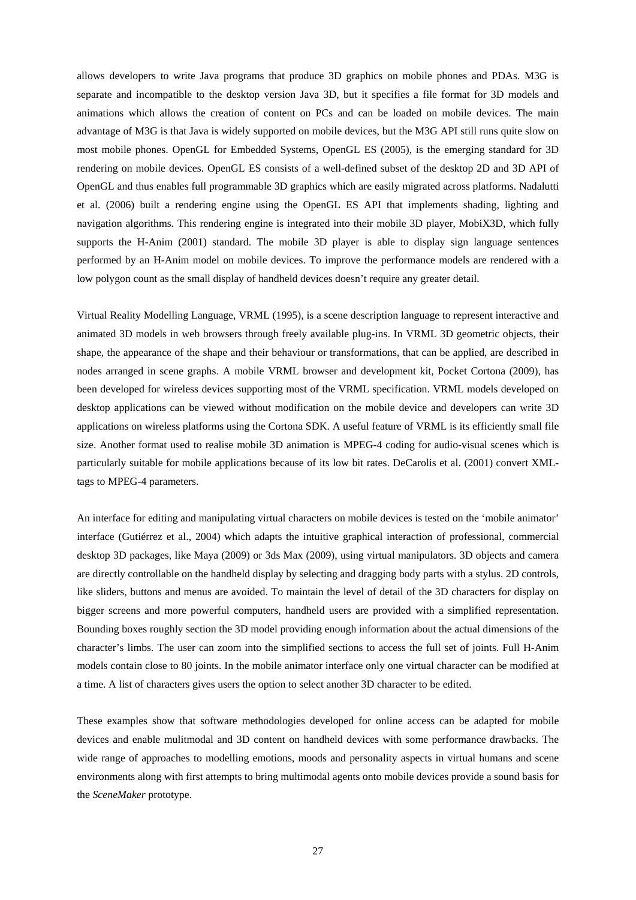allows developers to write Java programs that produce 3D graphics on mobile phones and PDAs. M3G is separate and incompatible to the desktop version Java 3D, but it specifies a file format for 3D models and animations which allows the creation of content on PCs and can be loaded on mobile devices. The main advantage of M3G is that Java is widely supported on mobile devices, but the M3G API still runs quite slow on most mobile phones. OpenGL for Embedded Systems, OpenGL ES (2005), is the emerging standard for 3D rendering on mobile devices. OpenGL ES consists of a well-defined subset of the desktop 2D and 3D API of OpenGL and thus enables full programmable 3D graphics which are easily migrated across platforms. Nadalutti et al. (2006) built a rendering engine using the OpenGL ES API that implements shading, lighting and navigation algorithms. This rendering engine is integrated into their mobile 3D player, MobiX3D, which fully supports the H-Anim (2001) standard. The mobile 3D player is able to display sign language sentences performed by an H-Anim model on mobile devices. To improve the performance models are rendered with a low polygon count as the small display of handheld devices doesn't require any greater detail.

Virtual Reality Modelling Language, VRML (1995), is a scene description language to represent interactive and animated 3D models in web browsers through freely available plug-ins. In VRML 3D geometric objects, their shape, the appearance of the shape and their behaviour or transformations, that can be applied, are described in nodes arranged in scene graphs. A mobile VRML browser and development kit, Pocket Cortona (2009), has been developed for wireless devices supporting most of the VRML specification. VRML models developed on desktop applications can be viewed without modification on the mobile device and developers can write 3D applications on wireless platforms using the Cortona SDK. A useful feature of VRML is its efficiently small file size. Another format used to realise mobile 3D animation is MPEG-4 coding for audio-visual scenes which is particularly suitable for mobile applications because of its low bit rates. DeCarolis et al. (2001) convert XML-tags to MPEG-4 parameters.

An interface for editing and manipulating virtual characters on mobile devices is tested on the 'mobile animator' interface (Gutiérrez et al., 2004) which adapts the intuitive graphical interaction of professional, commercial desktop 3D packages, like Maya (2009) or 3ds Max (2009), using virtual manipulators. 3D objects and camera are directly controllable on the handheld display by selecting and dragging body parts with a stylus. 2D controls, like sliders, buttons and menus are avoided. To maintain the level of detail of the 3D characters for display on bigger screens and more powerful computers, handheld users are provided with a simplified representation. Bounding boxes roughly section the 3D model providing enough information about the actual dimensions of the character's limbs. The user can zoom into the simplified sections to access the full set of joints. Full H-Anim models contain close to 80 joints. In the mobile animator interface only one virtual character can be modified at a time. A list of characters gives users the option to select another 3D character to be edited.

These examples show that software methodologies developed for online access can be adapted for mobile devices and enable mulitmodal and 3D content on handheld devices with some performance drawbacks. The wide range of approaches to modelling emotions, moods and personality aspects in virtual humans and scene environments along with first attempts to bring multimodal agents onto mobile devices provide a sound basis for the *SceneMaker* prototype.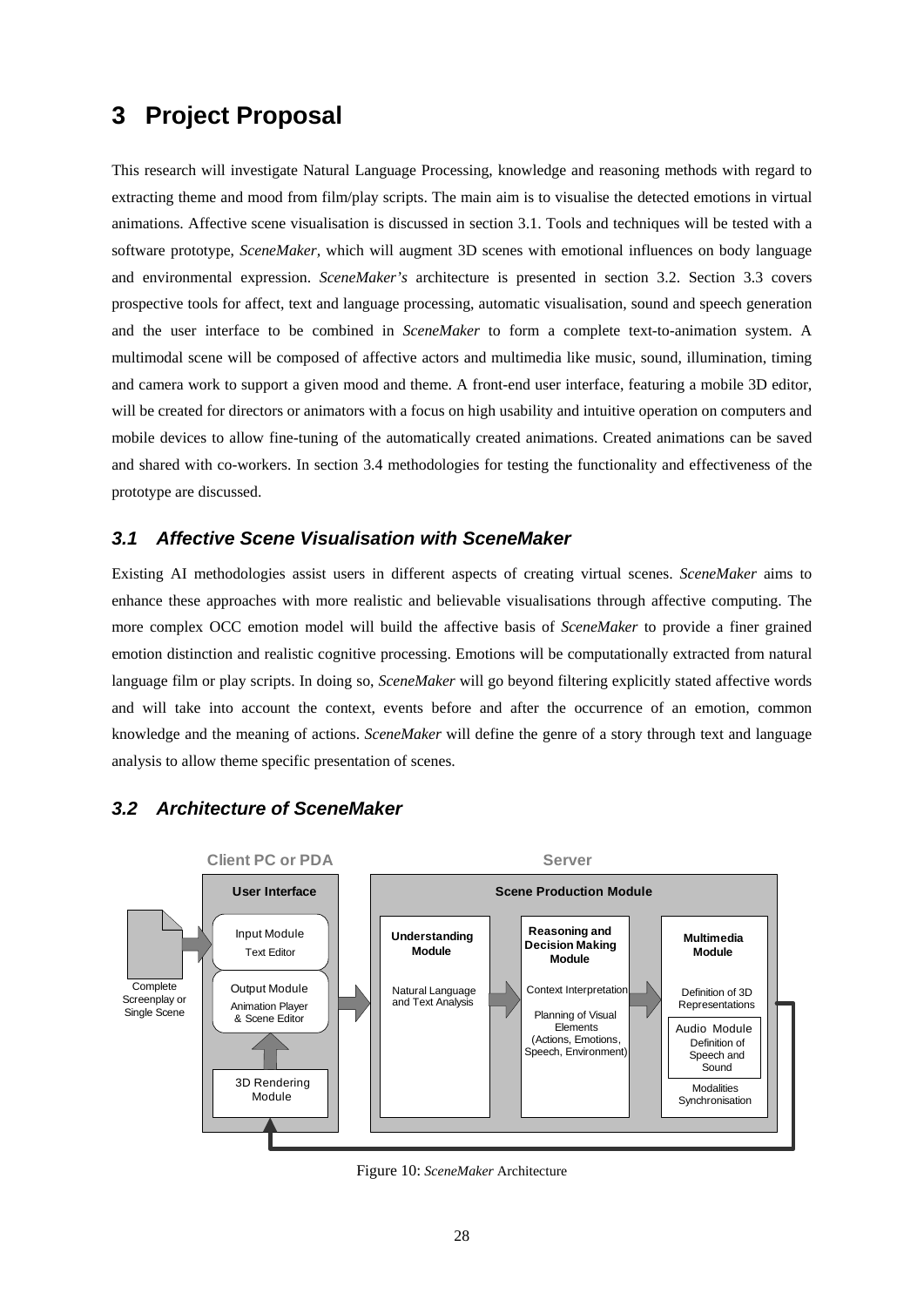# 3 Project Proposal

This research will investigate Natural Language Processing, knowledge and reasoning methods with regard to extracting theme and mood from film/play scripts. The main aim is to visualise the detected emotions in virtual animations. Affective scene visualisation is discussed in section 3.1. Tools and techniques will be tested with a software prototype, *SceneMaker,* which will augment 3D scenes with emotional influences on body language and environmental expression. *SceneMaker's* architecture is presented in section 3.2. Section 3.3 covers prospective tools for affect, text and language processing, automatic visualisation, sound and speech generation and the user interface to be combined in *SceneMaker* to form a complete text-to-animation system. A multimodal scene will be composed of affective actors and multimedia like music, sound, illumination, timing and camera work to support a given mood and theme. A front-end user interface, featuring a mobile 3D editor, will be created for directors or animators with a focus on high usability and intuitive operation on computers and mobile devices to allow fine-tuning of the automatically created animations. Created animations can be saved and shared with co-workers. In section 3.4 methodologies for testing the functionality and effectiveness of the prototype are discussed.

## *3.1 Affective Scene Visualisation with SceneMaker*

Existing AI methodologies assist users in different aspects of creating virtual scenes. *SceneMaker* aims to enhance these approaches with more realistic and believable visualisations through affective computing. The more complex OCC emotion model will build the affective basis of *SceneMaker* to provide a finer grained emotion distinction and realistic cognitive processing. Emotions will be computationally extracted from natural language film or play scripts. In doing so, *SceneMaker* will go beyond filtering explicitly stated affective words and will take into account the context, events before and after the occurrence of an emotion, common knowledge and the meaning of actions. *SceneMaker* will define the genre of a story through text and language analysis to allow theme specific presentation of scenes.

## *3.2 Architecture of SceneMaker*

Client PC or PDA | Server

User Interface: Input Module (Text Editor); Output Module (Animation Player & Scene Editor); 3D Rendering Module

Complete Screenplay or Single Scene

Scene Production Module: Understanding Module (Natural Language and Text Analysis) → Reasoning and Decision Making Module (Context Interpretation; Planning of Visual Elements (Actions, Emotions, Speech, Environment)) → Multimedia Module (Definition of 3D Representations; Audio Module: Definition of Speech and Sound; Modalities Synchronisation)

Figure 10: *SceneMaker* Architecture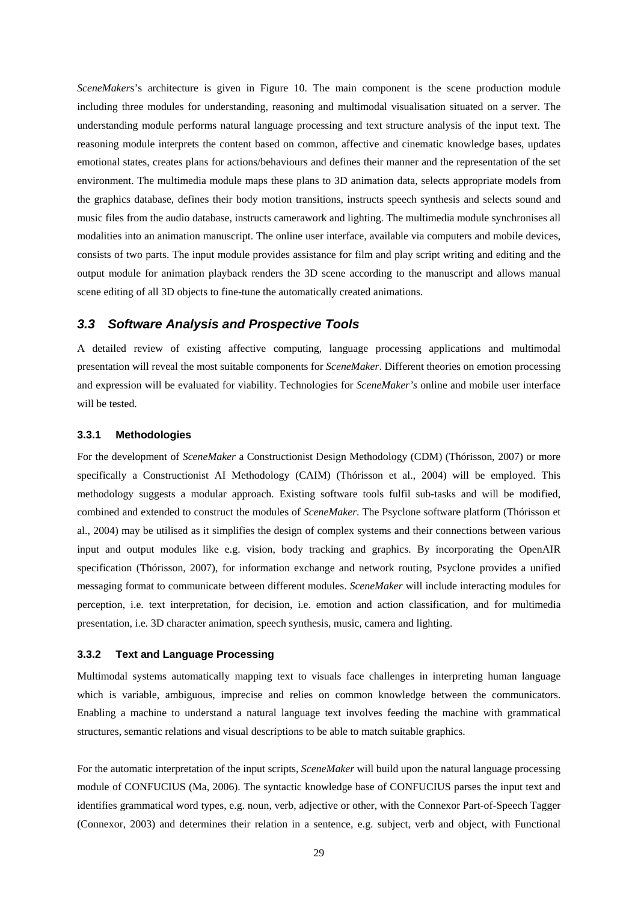*SceneMaker*s's architecture is given in Figure 10. The main component is the scene production module including three modules for understanding, reasoning and multimodal visualisation situated on a server. The understanding module performs natural language processing and text structure analysis of the input text. The reasoning module interprets the content based on common, affective and cinematic knowledge bases, updates emotional states, creates plans for actions/behaviours and defines their manner and the representation of the set environment. The multimedia module maps these plans to 3D animation data, selects appropriate models from the graphics database, defines their body motion transitions, instructs speech synthesis and selects sound and music files from the audio database, instructs camerawork and lighting. The multimedia module synchronises all modalities into an animation manuscript. The online user interface, available via computers and mobile devices, consists of two parts. The input module provides assistance for film and play script writing and editing and the output module for animation playback renders the 3D scene according to the manuscript and allows manual scene editing of all 3D objects to fine-tune the automatically created animations.

## 3.3 Software Analysis and Prospective Tools

A detailed review of existing affective computing, language processing applications and multimodal presentation will reveal the most suitable components for *SceneMaker*. Different theories on emotion processing and expression will be evaluated for viability. Technologies for *SceneMaker's* online and mobile user interface will be tested.

### 3.3.1 Methodologies

For the development of *SceneMaker* a Constructionist Design Methodology (CDM) (Thórisson, 2007) or more specifically a Constructionist AI Methodology (CAIM) (Thórisson et al., 2004) will be employed. This methodology suggests a modular approach. Existing software tools fulfil sub-tasks and will be modified, combined and extended to construct the modules of *SceneMaker*. The Psyclone software platform (Thórisson et al., 2004) may be utilised as it simplifies the design of complex systems and their connections between various input and output modules like e.g. vision, body tracking and graphics. By incorporating the OpenAIR specification (Thórisson, 2007), for information exchange and network routing, Psyclone provides a unified messaging format to communicate between different modules. *SceneMaker* will include interacting modules for perception, i.e. text interpretation, for decision, i.e. emotion and action classification, and for multimedia presentation, i.e. 3D character animation, speech synthesis, music, camera and lighting.

### 3.3.2 Text and Language Processing

Multimodal systems automatically mapping text to visuals face challenges in interpreting human language which is variable, ambiguous, imprecise and relies on common knowledge between the communicators. Enabling a machine to understand a natural language text involves feeding the machine with grammatical structures, semantic relations and visual descriptions to be able to match suitable graphics.

For the automatic interpretation of the input scripts, *SceneMaker* will build upon the natural language processing module of CONFUCIUS (Ma, 2006). The syntactic knowledge base of CONFUCIUS parses the input text and identifies grammatical word types, e.g. noun, verb, adjective or other, with the Connexor Part-of-Speech Tagger (Connexor, 2003) and determines their relation in a sentence, e.g. subject, verb and object, with Functional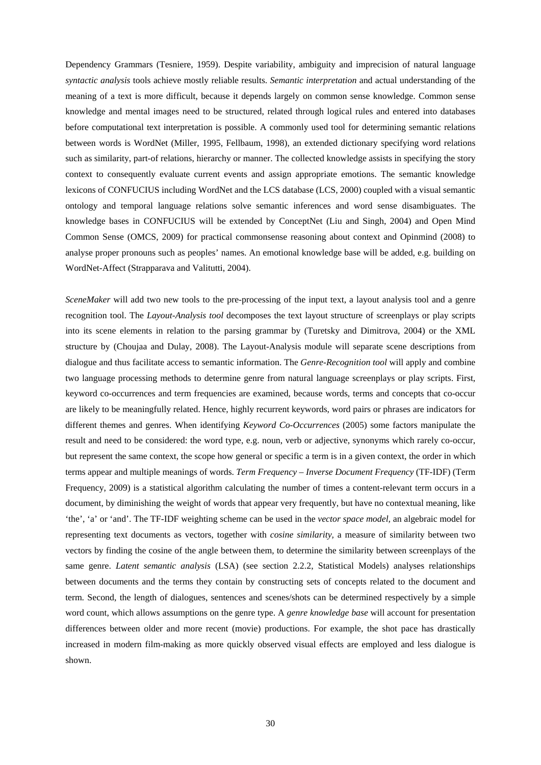Dependency Grammars (Tesniere, 1959). Despite variability, ambiguity and imprecision of natural language *syntactic analysis* tools achieve mostly reliable results. *Semantic interpretation* and actual understanding of the meaning of a text is more difficult, because it depends largely on common sense knowledge. Common sense knowledge and mental images need to be structured, related through logical rules and entered into databases before computational text interpretation is possible. A commonly used tool for determining semantic relations between words is WordNet (Miller, 1995, Fellbaum, 1998), an extended dictionary specifying word relations such as similarity, part-of relations, hierarchy or manner. The collected knowledge assists in specifying the story context to consequently evaluate current events and assign appropriate emotions. The semantic knowledge lexicons of CONFUCIUS including WordNet and the LCS database (LCS, 2000) coupled with a visual semantic ontology and temporal language relations solve semantic inferences and word sense disambiguates. The knowledge bases in CONFUCIUS will be extended by ConceptNet (Liu and Singh, 2004) and Open Mind Common Sense (OMCS, 2009) for practical commonsense reasoning about context and Opinmind (2008) to analyse proper pronouns such as peoples' names. An emotional knowledge base will be added, e.g. building on WordNet-Affect (Strapparava and Valitutti, 2004).

*SceneMaker* will add two new tools to the pre-processing of the input text, a layout analysis tool and a genre recognition tool. The *Layout-Analysis tool* decomposes the text layout structure of screenplays or play scripts into its scene elements in relation to the parsing grammar by (Turetsky and Dimitrova, 2004) or the XML structure by (Choujaa and Dulay, 2008). The Layout-Analysis module will separate scene descriptions from dialogue and thus facilitate access to semantic information. The *Genre-Recognition tool* will apply and combine two language processing methods to determine genre from natural language screenplays or play scripts. First, keyword co-occurrences and term frequencies are examined, because words, terms and concepts that co-occur are likely to be meaningfully related. Hence, highly recurrent keywords, word pairs or phrases are indicators for different themes and genres. When identifying *Keyword Co-Occurrences* (2005) some factors manipulate the result and need to be considered: the word type, e.g. noun, verb or adjective, synonyms which rarely co-occur, but represent the same context, the scope how general or specific a term is in a given context, the order in which terms appear and multiple meanings of words. *Term Frequency – Inverse Document Frequency* (TF-IDF) (Term Frequency, 2009) is a statistical algorithm calculating the number of times a content-relevant term occurs in a document, by diminishing the weight of words that appear very frequently, but have no contextual meaning, like 'the', 'a' or 'and'. The TF-IDF weighting scheme can be used in the *vector space model*, an algebraic model for representing text documents as vectors, together with *cosine similarity*, a measure of similarity between two vectors by finding the cosine of the angle between them, to determine the similarity between screenplays of the same genre. *Latent semantic analysis* (LSA) (see section 2.2.2, Statistical Models) analyses relationships between documents and the terms they contain by constructing sets of concepts related to the document and term. Second, the length of dialogues, sentences and scenes/shots can be determined respectively by a simple word count, which allows assumptions on the genre type. A *genre knowledge base* will account for presentation differences between older and more recent (movie) productions. For example, the shot pace has drastically increased in modern film-making as more quickly observed visual effects are employed and less dialogue is shown.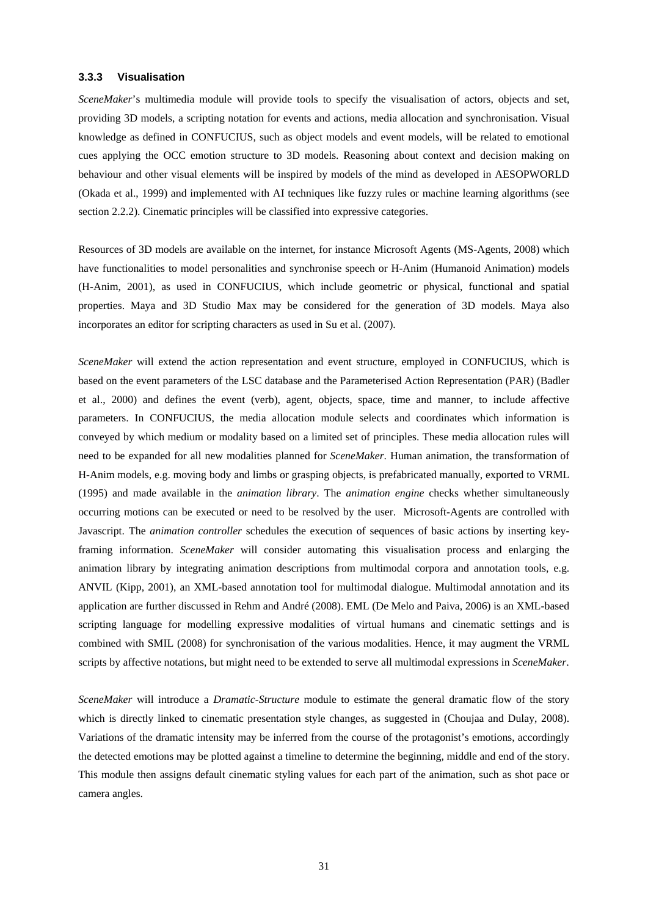### 3.3.3 Visualisation

*SceneMaker*'s multimedia module will provide tools to specify the visualisation of actors, objects and set, providing 3D models, a scripting notation for events and actions, media allocation and synchronisation. Visual knowledge as defined in CONFUCIUS, such as object models and event models, will be related to emotional cues applying the OCC emotion structure to 3D models. Reasoning about context and decision making on behaviour and other visual elements will be inspired by models of the mind as developed in AESOPWORLD (Okada et al., 1999) and implemented with AI techniques like fuzzy rules or machine learning algorithms (see section 2.2.2). Cinematic principles will be classified into expressive categories.

Resources of 3D models are available on the internet, for instance Microsoft Agents (MS-Agents, 2008) which have functionalities to model personalities and synchronise speech or H-Anim (Humanoid Animation) models (H-Anim, 2001), as used in CONFUCIUS, which include geometric or physical, functional and spatial properties. Maya and 3D Studio Max may be considered for the generation of 3D models. Maya also incorporates an editor for scripting characters as used in Su et al. (2007).

*SceneMaker* will extend the action representation and event structure, employed in CONFUCIUS, which is based on the event parameters of the LSC database and the Parameterised Action Representation (PAR) (Badler et al., 2000) and defines the event (verb), agent, objects, space, time and manner, to include affective parameters. In CONFUCIUS, the media allocation module selects and coordinates which information is conveyed by which medium or modality based on a limited set of principles. These media allocation rules will need to be expanded for all new modalities planned for *SceneMaker*. Human animation, the transformation of H-Anim models, e.g. moving body and limbs or grasping objects, is prefabricated manually, exported to VRML (1995) and made available in the *animation library*. The *animation engine* checks whether simultaneously occurring motions can be executed or need to be resolved by the user. Microsoft-Agents are controlled with Javascript. The *animation controller* schedules the execution of sequences of basic actions by inserting key-framing information. *SceneMaker* will consider automating this visualisation process and enlarging the animation library by integrating animation descriptions from multimodal corpora and annotation tools, e.g. ANVIL (Kipp, 2001), an XML-based annotation tool for multimodal dialogue. Multimodal annotation and its application are further discussed in Rehm and André (2008). EML (De Melo and Paiva, 2006) is an XML-based scripting language for modelling expressive modalities of virtual humans and cinematic settings and is combined with SMIL (2008) for synchronisation of the various modalities. Hence, it may augment the VRML scripts by affective notations, but might need to be extended to serve all multimodal expressions in *SceneMaker*.

*SceneMaker* will introduce a *Dramatic-Structure* module to estimate the general dramatic flow of the story which is directly linked to cinematic presentation style changes, as suggested in (Choujaa and Dulay, 2008). Variations of the dramatic intensity may be inferred from the course of the protagonist's emotions, accordingly the detected emotions may be plotted against a timeline to determine the beginning, middle and end of the story. This module then assigns default cinematic styling values for each part of the animation, such as shot pace or camera angles.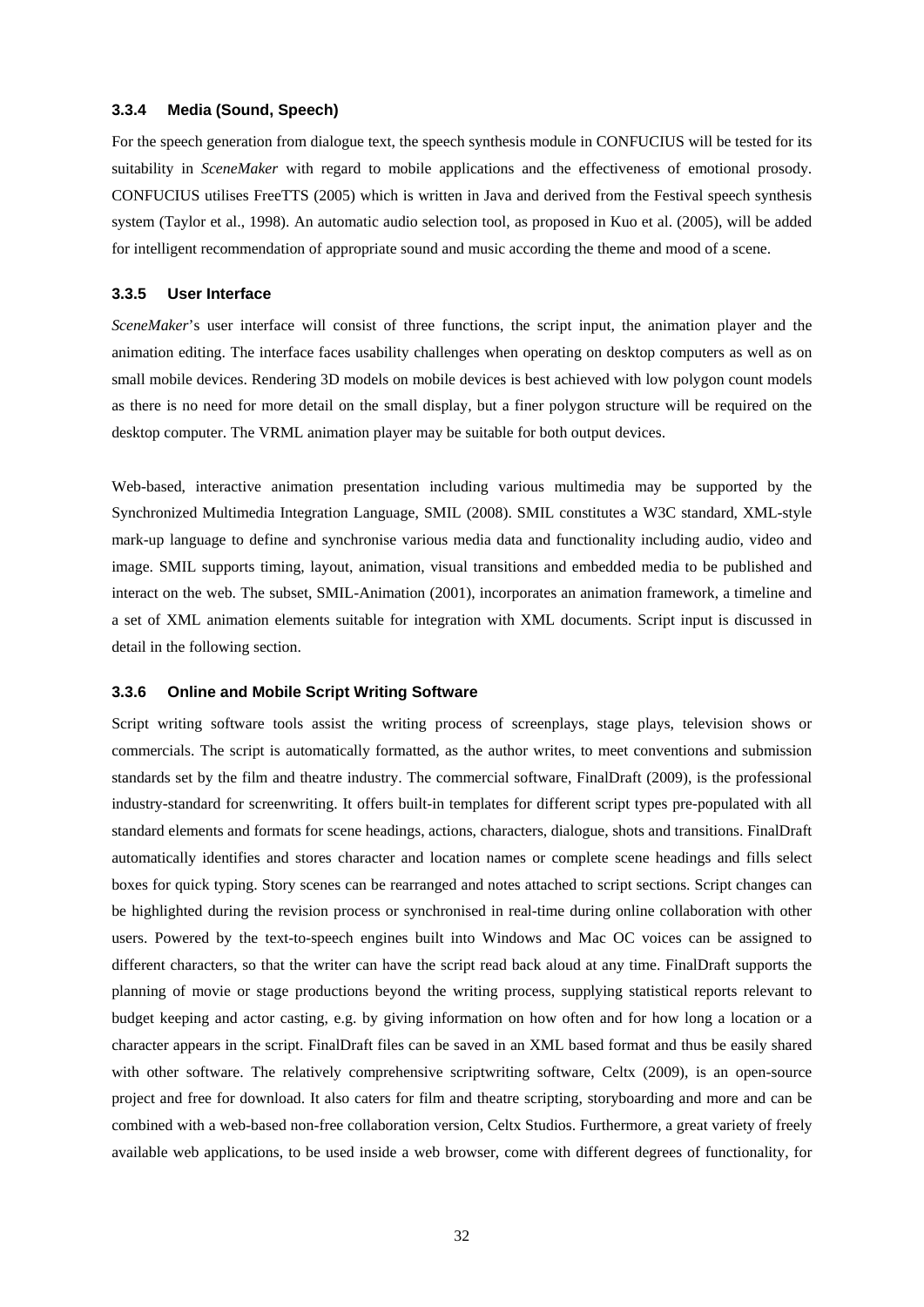### 3.3.4 Media (Sound, Speech)

For the speech generation from dialogue text, the speech synthesis module in CONFUCIUS will be tested for its suitability in *SceneMaker* with regard to mobile applications and the effectiveness of emotional prosody. CONFUCIUS utilises FreeTTS (2005) which is written in Java and derived from the Festival speech synthesis system (Taylor et al., 1998). An automatic audio selection tool, as proposed in Kuo et al. (2005), will be added for intelligent recommendation of appropriate sound and music according the theme and mood of a scene.

### 3.3.5 User Interface

*SceneMaker*'s user interface will consist of three functions, the script input, the animation player and the animation editing. The interface faces usability challenges when operating on desktop computers as well as on small mobile devices. Rendering 3D models on mobile devices is best achieved with low polygon count models as there is no need for more detail on the small display, but a finer polygon structure will be required on the desktop computer. The VRML animation player may be suitable for both output devices.

Web-based, interactive animation presentation including various multimedia may be supported by the Synchronized Multimedia Integration Language, SMIL (2008). SMIL constitutes a W3C standard, XML-style mark-up language to define and synchronise various media data and functionality including audio, video and image. SMIL supports timing, layout, animation, visual transitions and embedded media to be published and interact on the web. The subset, SMIL-Animation (2001), incorporates an animation framework, a timeline and a set of XML animation elements suitable for integration with XML documents. Script input is discussed in detail in the following section.

### 3.3.6 Online and Mobile Script Writing Software

Script writing software tools assist the writing process of screenplays, stage plays, television shows or commercials. The script is automatically formatted, as the author writes, to meet conventions and submission standards set by the film and theatre industry. The commercial software, FinalDraft (2009), is the professional industry-standard for screenwriting. It offers built-in templates for different script types pre-populated with all standard elements and formats for scene headings, actions, characters, dialogue, shots and transitions. FinalDraft automatically identifies and stores character and location names or complete scene headings and fills select boxes for quick typing. Story scenes can be rearranged and notes attached to script sections. Script changes can be highlighted during the revision process or synchronised in real-time during online collaboration with other users. Powered by the text-to-speech engines built into Windows and Mac OC voices can be assigned to different characters, so that the writer can have the script read back aloud at any time. FinalDraft supports the planning of movie or stage productions beyond the writing process, supplying statistical reports relevant to budget keeping and actor casting, e.g. by giving information on how often and for how long a location or a character appears in the script. FinalDraft files can be saved in an XML based format and thus be easily shared with other software. The relatively comprehensive scriptwriting software, Celtx (2009), is an open-source project and free for download. It also caters for film and theatre scripting, storyboarding and more and can be combined with a web-based non-free collaboration version, Celtx Studios. Furthermore, a great variety of freely available web applications, to be used inside a web browser, come with different degrees of functionality, for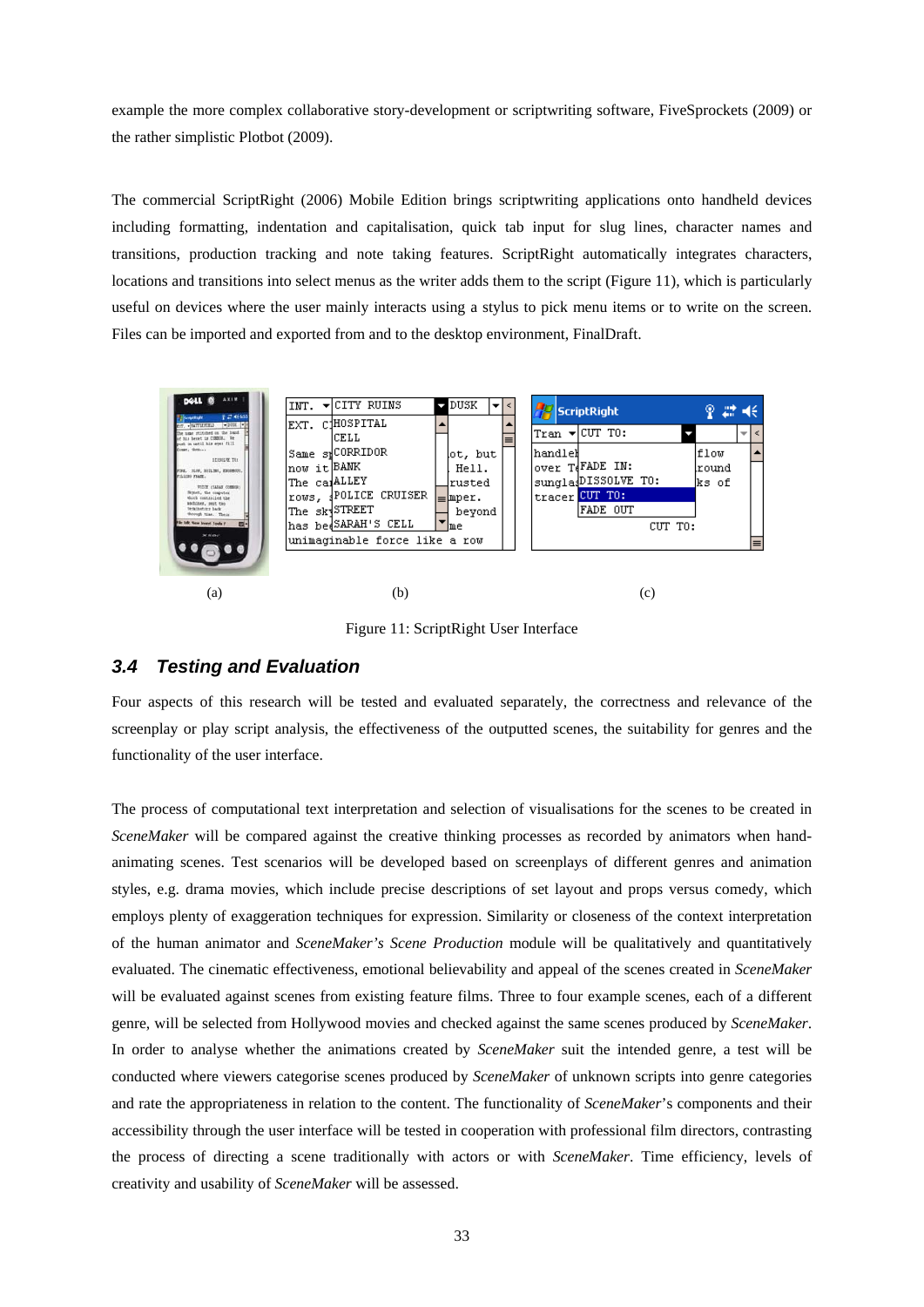example the more complex collaborative story-development or scriptwriting software, FiveSprockets (2009) or the rather simplistic Plotbot (2009).

The commercial ScriptRight (2006) Mobile Edition brings scriptwriting applications onto handheld devices including formatting, indentation and capitalisation, quick tab input for slug lines, character names and transitions, production tracking and note taking features. ScriptRight automatically integrates characters, locations and transitions into select menus as the writer adds them to the script (Figure 11), which is particularly useful on devices where the user mainly interacts using a stylus to pick menu items or to write on the screen. Files can be imported and exported from and to the desktop environment, FinalDraft.

(a) (b) (c)

Figure 11: ScriptRight User Interface

### 3.4 Testing and Evaluation

Four aspects of this research will be tested and evaluated separately, the correctness and relevance of the screenplay or play script analysis, the effectiveness of the outputted scenes, the suitability for genres and the functionality of the user interface.

The process of computational text interpretation and selection of visualisations for the scenes to be created in *SceneMaker* will be compared against the creative thinking processes as recorded by animators when hand-animating scenes. Test scenarios will be developed based on screenplays of different genres and animation styles, e.g. drama movies, which include precise descriptions of set layout and props versus comedy, which employs plenty of exaggeration techniques for expression. Similarity or closeness of the context interpretation of the human animator and *SceneMaker's Scene Production* module will be qualitatively and quantitatively evaluated. The cinematic effectiveness, emotional believability and appeal of the scenes created in *SceneMaker* will be evaluated against scenes from existing feature films. Three to four example scenes, each of a different genre, will be selected from Hollywood movies and checked against the same scenes produced by *SceneMaker*. In order to analyse whether the animations created by *SceneMaker* suit the intended genre, a test will be conducted where viewers categorise scenes produced by *SceneMaker* of unknown scripts into genre categories and rate the appropriateness in relation to the content. The functionality of *SceneMaker*'s components and their accessibility through the user interface will be tested in cooperation with professional film directors, contrasting the process of directing a scene traditionally with actors or with *SceneMaker*. Time efficiency, levels of creativity and usability of *SceneMaker* will be assessed.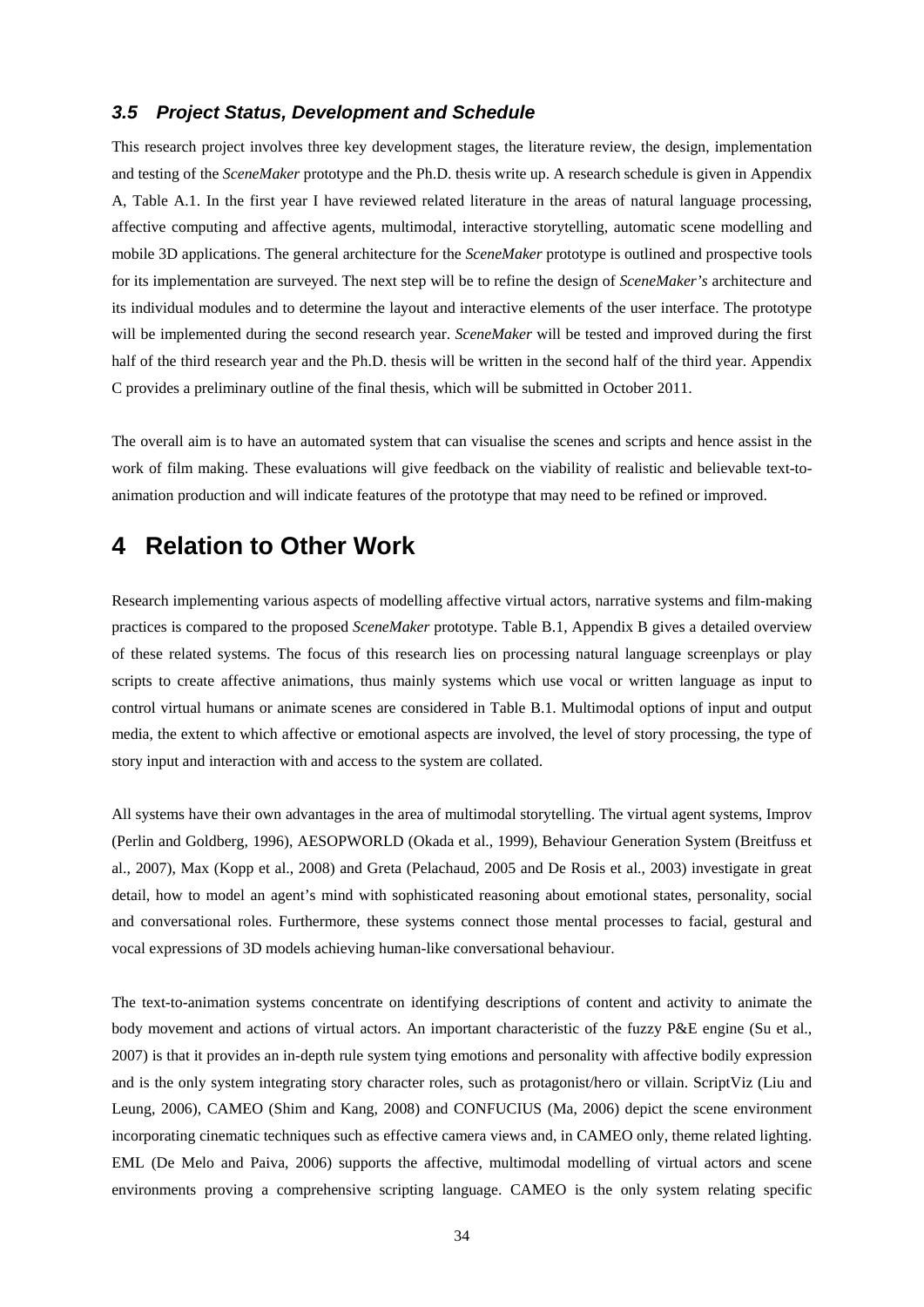### *3.5 Project Status, Development and Schedule*

This research project involves three key development stages, the literature review, the design, implementation and testing of the *SceneMaker* prototype and the Ph.D. thesis write up. A research schedule is given in Appendix A, Table A.1. In the first year I have reviewed related literature in the areas of natural language processing, affective computing and affective agents, multimodal, interactive storytelling, automatic scene modelling and mobile 3D applications. The general architecture for the *SceneMaker* prototype is outlined and prospective tools for its implementation are surveyed. The next step will be to refine the design of *SceneMaker's* architecture and its individual modules and to determine the layout and interactive elements of the user interface. The prototype will be implemented during the second research year. *SceneMaker* will be tested and improved during the first half of the third research year and the Ph.D. thesis will be written in the second half of the third year. Appendix C provides a preliminary outline of the final thesis, which will be submitted in October 2011.

The overall aim is to have an automated system that can visualise the scenes and scripts and hence assist in the work of film making. These evaluations will give feedback on the viability of realistic and believable text-to-animation production and will indicate features of the prototype that may need to be refined or improved.

# 4 Relation to Other Work

Research implementing various aspects of modelling affective virtual actors, narrative systems and film-making practices is compared to the proposed *SceneMaker* prototype. Table B.1, Appendix B gives a detailed overview of these related systems. The focus of this research lies on processing natural language screenplays or play scripts to create affective animations, thus mainly systems which use vocal or written language as input to control virtual humans or animate scenes are considered in Table B.1. Multimodal options of input and output media, the extent to which affective or emotional aspects are involved, the level of story processing, the type of story input and interaction with and access to the system are collated.

All systems have their own advantages in the area of multimodal storytelling. The virtual agent systems, Improv (Perlin and Goldberg, 1996), AESOPWORLD (Okada et al., 1999), Behaviour Generation System (Breitfuss et al., 2007), Max (Kopp et al., 2008) and Greta (Pelachaud, 2005 and De Rosis et al., 2003) investigate in great detail, how to model an agent's mind with sophisticated reasoning about emotional states, personality, social and conversational roles. Furthermore, these systems connect those mental processes to facial, gestural and vocal expressions of 3D models achieving human-like conversational behaviour.

The text-to-animation systems concentrate on identifying descriptions of content and activity to animate the body movement and actions of virtual actors. An important characteristic of the fuzzy P&E engine (Su et al., 2007) is that it provides an in-depth rule system tying emotions and personality with affective bodily expression and is the only system integrating story character roles, such as protagonist/hero or villain. ScriptViz (Liu and Leung, 2006), CAMEO (Shim and Kang, 2008) and CONFUCIUS (Ma, 2006) depict the scene environment incorporating cinematic techniques such as effective camera views and, in CAMEO only, theme related lighting. EML (De Melo and Paiva, 2006) supports the affective, multimodal modelling of virtual actors and scene environments proving a comprehensive scripting language. CAMEO is the only system relating specific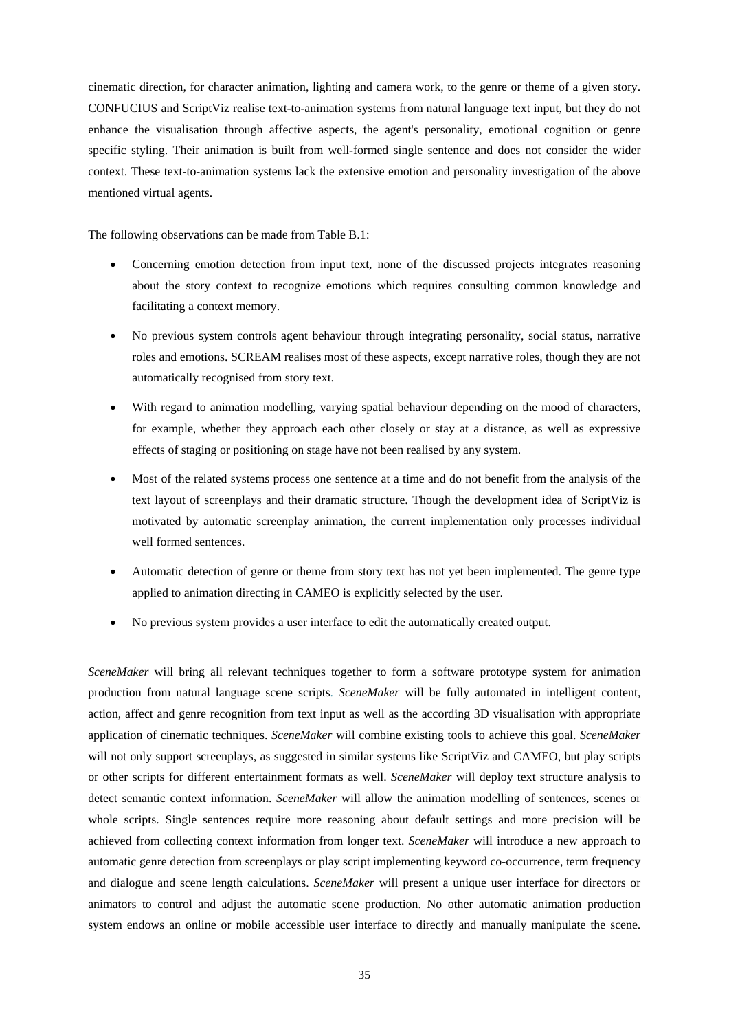cinematic direction, for character animation, lighting and camera work, to the genre or theme of a given story. CONFUCIUS and ScriptViz realise text-to-animation systems from natural language text input, but they do not enhance the visualisation through affective aspects, the agent's personality, emotional cognition or genre specific styling. Their animation is built from well-formed single sentence and does not consider the wider context. These text-to-animation systems lack the extensive emotion and personality investigation of the above mentioned virtual agents.

The following observations can be made from Table B.1:

- Concerning emotion detection from input text, none of the discussed projects integrates reasoning about the story context to recognize emotions which requires consulting common knowledge and facilitating a context memory.
- No previous system controls agent behaviour through integrating personality, social status, narrative roles and emotions. SCREAM realises most of these aspects, except narrative roles, though they are not automatically recognised from story text.
- With regard to animation modelling, varying spatial behaviour depending on the mood of characters, for example, whether they approach each other closely or stay at a distance, as well as expressive effects of staging or positioning on stage have not been realised by any system.
- Most of the related systems process one sentence at a time and do not benefit from the analysis of the text layout of screenplays and their dramatic structure. Though the development idea of ScriptViz is motivated by automatic screenplay animation, the current implementation only processes individual well formed sentences.
- Automatic detection of genre or theme from story text has not yet been implemented. The genre type applied to animation directing in CAMEO is explicitly selected by the user.
- No previous system provides a user interface to edit the automatically created output.

*SceneMaker* will bring all relevant techniques together to form a software prototype system for animation production from natural language scene scripts. *SceneMaker* will be fully automated in intelligent content, action, affect and genre recognition from text input as well as the according 3D visualisation with appropriate application of cinematic techniques. *SceneMaker* will combine existing tools to achieve this goal. *SceneMaker* will not only support screenplays, as suggested in similar systems like ScriptViz and CAMEO, but play scripts or other scripts for different entertainment formats as well. *SceneMaker* will deploy text structure analysis to detect semantic context information. *SceneMaker* will allow the animation modelling of sentences, scenes or whole scripts. Single sentences require more reasoning about default settings and more precision will be achieved from collecting context information from longer text. *SceneMaker* will introduce a new approach to automatic genre detection from screenplays or play script implementing keyword co-occurrence, term frequency and dialogue and scene length calculations. *SceneMaker* will present a unique user interface for directors or animators to control and adjust the automatic scene production. No other automatic animation production system endows an online or mobile accessible user interface to directly and manually manipulate the scene.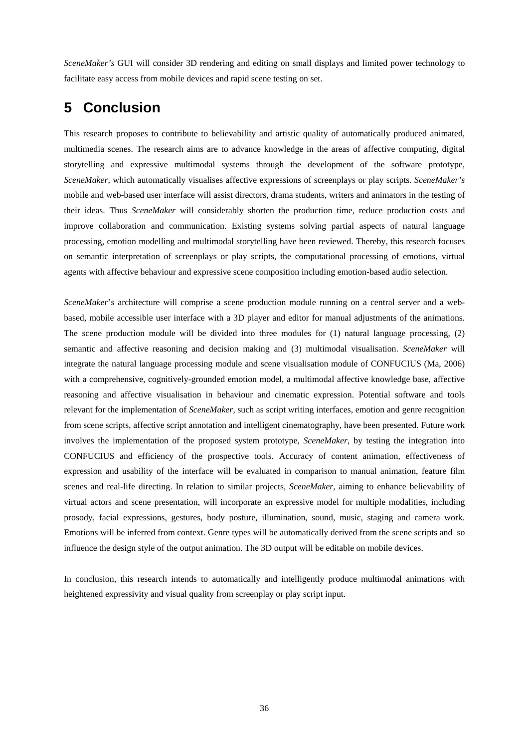*SceneMaker's* GUI will consider 3D rendering and editing on small displays and limited power technology to facilitate easy access from mobile devices and rapid scene testing on set.

# 5 Conclusion

This research proposes to contribute to believability and artistic quality of automatically produced animated, multimedia scenes. The research aims are to advance knowledge in the areas of affective computing, digital storytelling and expressive multimodal systems through the development of the software prototype, *SceneMaker*, which automatically visualises affective expressions of screenplays or play scripts. *SceneMaker's* mobile and web-based user interface will assist directors, drama students, writers and animators in the testing of their ideas. Thus *SceneMaker* will considerably shorten the production time, reduce production costs and improve collaboration and communication. Existing systems solving partial aspects of natural language processing, emotion modelling and multimodal storytelling have been reviewed. Thereby, this research focuses on semantic interpretation of screenplays or play scripts, the computational processing of emotions, virtual agents with affective behaviour and expressive scene composition including emotion-based audio selection.

*SceneMaker*'s architecture will comprise a scene production module running on a central server and a web-based, mobile accessible user interface with a 3D player and editor for manual adjustments of the animations. The scene production module will be divided into three modules for (1) natural language processing, (2) semantic and affective reasoning and decision making and (3) multimodal visualisation. *SceneMaker* will integrate the natural language processing module and scene visualisation module of CONFUCIUS (Ma, 2006) with a comprehensive, cognitively-grounded emotion model, a multimodal affective knowledge base, affective reasoning and affective visualisation in behaviour and cinematic expression. Potential software and tools relevant for the implementation of *SceneMaker*, such as script writing interfaces, emotion and genre recognition from scene scripts, affective script annotation and intelligent cinematography, have been presented. Future work involves the implementation of the proposed system prototype, *SceneMaker*, by testing the integration into CONFUCIUS and efficiency of the prospective tools. Accuracy of content animation, effectiveness of expression and usability of the interface will be evaluated in comparison to manual animation, feature film scenes and real-life directing. In relation to similar projects, *SceneMaker*, aiming to enhance believability of virtual actors and scene presentation, will incorporate an expressive model for multiple modalities, including prosody, facial expressions, gestures, body posture, illumination, sound, music, staging and camera work. Emotions will be inferred from context. Genre types will be automatically derived from the scene scripts and so influence the design style of the output animation. The 3D output will be editable on mobile devices.

In conclusion, this research intends to automatically and intelligently produce multimodal animations with heightened expressivity and visual quality from screenplay or play script input.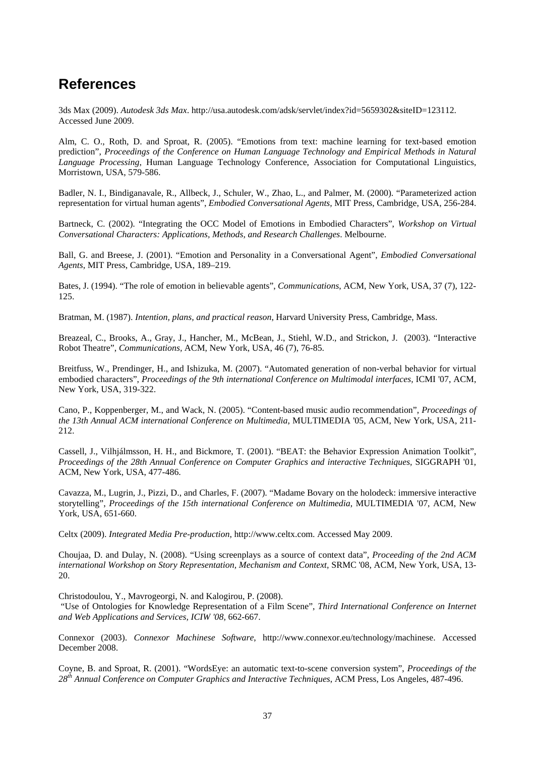# References

3ds Max (2009). *Autodesk 3ds Max*. http://usa.autodesk.com/adsk/servlet/index?id=5659302&siteID=123112. Accessed June 2009.

Alm, C. O., Roth, D. and Sproat, R. (2005). “Emotions from text: machine learning for text-based emotion prediction”, *Proceedings of the Conference on Human Language Technology and Empirical Methods in Natural Language Processing*, Human Language Technology Conference, Association for Computational Linguistics, Morristown, USA, 579-586.

Badler, N. I., Bindiganavale, R., Allbeck, J., Schuler, W., Zhao, L., and Palmer, M. (2000). “Parameterized action representation for virtual human agents”, *Embodied Conversational Agents*, MIT Press, Cambridge, USA, 256-284.

Bartneck, C. (2002). “Integrating the OCC Model of Emotions in Embodied Characters”, *Workshop on Virtual Conversational Characters: Applications, Methods, and Research Challenges*. Melbourne.

Ball, G. and Breese, J. (2001). “Emotion and Personality in a Conversational Agent”, *Embodied Conversational Agents*, MIT Press, Cambridge, USA, 189–219.

Bates, J. (1994). “The role of emotion in believable agents”, *Communications*, ACM, New York, USA, 37 (7), 122-125.

Bratman, M. (1987). *Intention, plans, and practical reason*, Harvard University Press, Cambridge, Mass.

Breazeal, C., Brooks, A., Gray, J., Hancher, M., McBean, J., Stiehl, W.D., and Strickon, J. (2003). “Interactive Robot Theatre”, *Communications*, ACM, New York, USA, 46 (7), 76-85.

Breitfuss, W., Prendinger, H., and Ishizuka, M. (2007). “Automated generation of non-verbal behavior for virtual embodied characters”, *Proceedings of the 9th international Conference on Multimodal interfaces*, ICMI '07, ACM, New York, USA, 319-322.

Cano, P., Koppenberger, M., and Wack, N. (2005). “Content-based music audio recommendation”, *Proceedings of the 13th Annual ACM international Conference on Multimedia*, MULTIMEDIA '05, ACM, New York, USA, 211-212.

Cassell, J., Vilhjálmsson, H. H., and Bickmore, T. (2001). “BEAT: the Behavior Expression Animation Toolkit”, *Proceedings of the 28th Annual Conference on Computer Graphics and interactive Techniques*, SIGGRAPH '01, ACM, New York, USA, 477-486.

Cavazza, M., Lugrin, J., Pizzi, D., and Charles, F. (2007). “Madame Bovary on the holodeck: immersive interactive storytelling”, *Proceedings of the 15th international Conference on Multimedia*, MULTIMEDIA '07, ACM, New York, USA, 651-660.

Celtx (2009). *Integrated Media Pre-production*, http://www.celtx.com. Accessed May 2009.

Choujaa, D. and Dulay, N. (2008). “Using screenplays as a source of context data”, *Proceeding of the 2nd ACM international Workshop on Story Representation, Mechanism and Context*, SRMC '08, ACM, New York, USA, 13-20.

Christodoulou, Y., Mavrogeorgi, N. and Kalogirou, P. (2008). “Use of Ontologies for Knowledge Representation of a Film Scene”, *Third International Conference on Internet and Web Applications and Services, ICIW '08*, 662-667.

Connexor (2003). *Connexor Machinese Software*, http://www.connexor.eu/technology/machinese. Accessed December 2008.

Coyne, B. and Sproat, R. (2001). “WordsEye: an automatic text-to-scene conversion system”, *Proceedings of the 28th Annual Conference on Computer Graphics and Interactive Techniques*, ACM Press, Los Angeles, 487-496.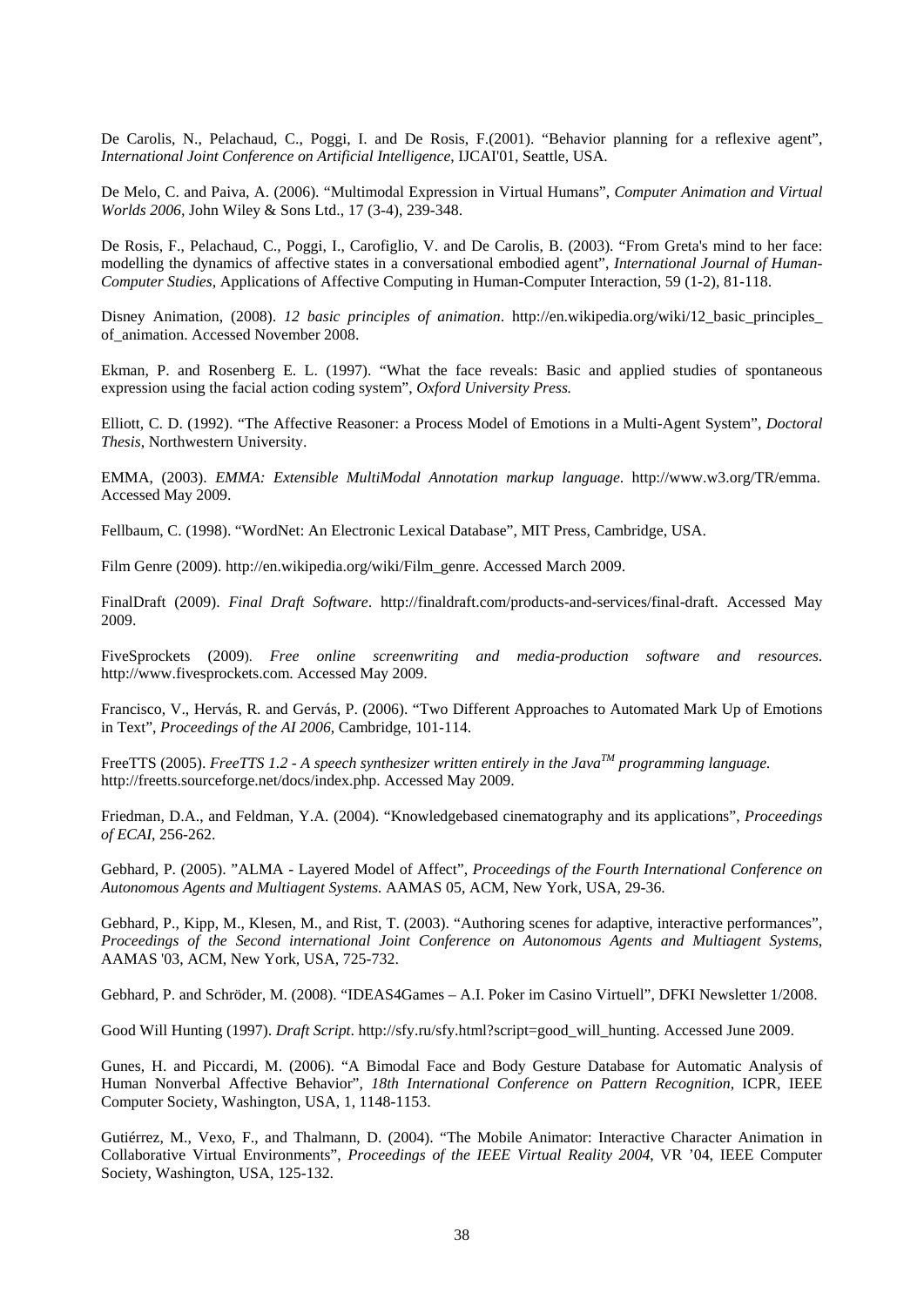De Carolis, N., Pelachaud, C., Poggi, I. and De Rosis, F.(2001). “Behavior planning for a reflexive agent”, *International Joint Conference on Artificial Intelligence*, IJCAI'01, Seattle, USA.

De Melo, C. and Paiva, A. (2006). “Multimodal Expression in Virtual Humans”, *Computer Animation and Virtual Worlds 2006*, John Wiley & Sons Ltd., 17 (3-4), 239-348.

De Rosis, F., Pelachaud, C., Poggi, I., Carofiglio, V. and De Carolis, B. (2003). “From Greta's mind to her face: modelling the dynamics of affective states in a conversational embodied agent”, *International Journal of Human-Computer Studies*, Applications of Affective Computing in Human-Computer Interaction, 59 (1-2), 81-118.

Disney Animation, (2008). *12 basic principles of animation*. http://en.wikipedia.org/wiki/12_basic_principles_of_animation. Accessed November 2008.

Ekman, P. and Rosenberg E. L. (1997). “What the face reveals: Basic and applied studies of spontaneous expression using the facial action coding system”, *Oxford University Press.*

Elliott, C. D. (1992). “The Affective Reasoner: a Process Model of Emotions in a Multi-Agent System”, *Doctoral Thesis*, Northwestern University.

EMMA, (2003). *EMMA: Extensible MultiModal Annotation markup language*. http://www.w3.org/TR/emma. Accessed May 2009.

Fellbaum, C. (1998). “WordNet: An Electronic Lexical Database”, MIT Press, Cambridge, USA.

Film Genre (2009). http://en.wikipedia.org/wiki/Film_genre. Accessed March 2009.

FinalDraft (2009). *Final Draft Software*. http://finaldraft.com/products-and-services/final-draft. Accessed May 2009.

FiveSprockets (2009). *Free online screenwriting and media-production software and resources*. http://www.fivesprockets.com. Accessed May 2009.

Francisco, V., Hervás, R. and Gervás, P. (2006). “Two Different Approaches to Automated Mark Up of Emotions in Text”, *Proceedings of the AI 2006*, Cambridge, 101-114.

FreeTTS (2005). *FreeTTS 1.2 - A speech synthesizer written entirely in the Java$^{TM}$ programming language*. http://freetts.sourceforge.net/docs/index.php. Accessed May 2009.

Friedman, D.A., and Feldman, Y.A. (2004). “Knowledgebased cinematography and its applications”, *Proceedings of ECAI*, 256-262.

Gebhard, P. (2005). ”ALMA - Layered Model of Affect”, *Proceedings of the Fourth International Conference on Autonomous Agents and Multiagent Systems.* AAMAS 05, ACM, New York, USA, 29-36.

Gebhard, P., Kipp, M., Klesen, M., and Rist, T. (2003). “Authoring scenes for adaptive, interactive performances”, *Proceedings of the Second international Joint Conference on Autonomous Agents and Multiagent Systems*, AAMAS '03, ACM, New York, USA, 725-732.

Gebhard, P. and Schröder, M. (2008). “IDEAS4Games – A.I. Poker im Casino Virtuell”, DFKI Newsletter 1/2008.

Good Will Hunting (1997). *Draft Script*. http://sfy.ru/sfy.html?script=good_will_hunting. Accessed June 2009.

Gunes, H. and Piccardi, M. (2006). “A Bimodal Face and Body Gesture Database for Automatic Analysis of Human Nonverbal Affective Behavior”, *18th International Conference on Pattern Recognition*, ICPR, IEEE Computer Society, Washington, USA, 1, 1148-1153.

Gutiérrez, M., Vexo, F., and Thalmann, D. (2004). “The Mobile Animator: Interactive Character Animation in Collaborative Virtual Environments”, *Proceedings of the IEEE Virtual Reality 2004*, VR ’04, IEEE Computer Society, Washington, USA, 125-132.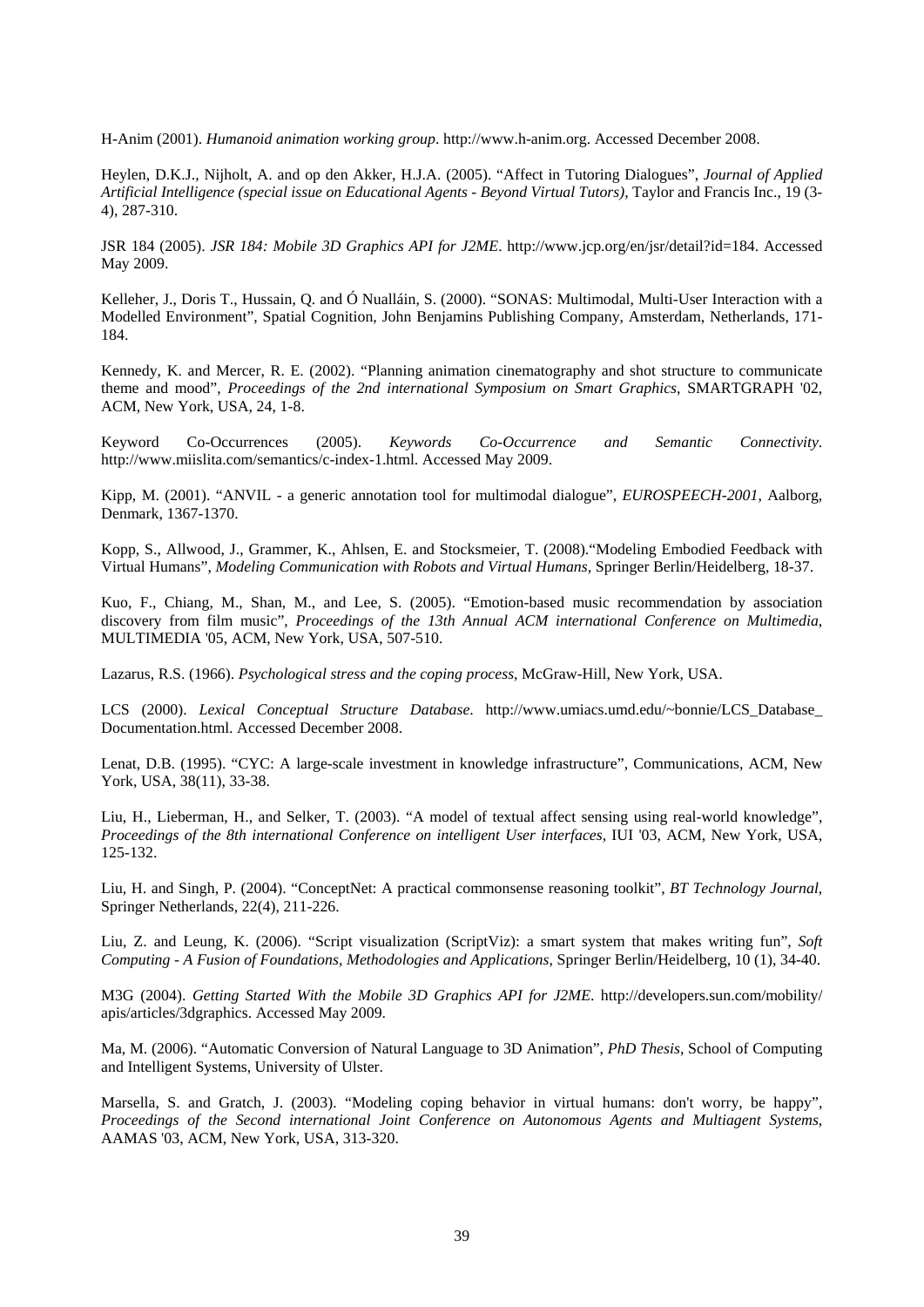H-Anim (2001). *Humanoid animation working group*. http://www.h-anim.org. Accessed December 2008.

Heylen, D.K.J., Nijholt, A. and op den Akker, H.J.A. (2005). "Affect in Tutoring Dialogues", *Journal of Applied Artificial Intelligence (special issue on Educational Agents - Beyond Virtual Tutors)*, Taylor and Francis Inc., 19 (3-4), 287-310.

JSR 184 (2005). *JSR 184: Mobile 3D Graphics API for J2ME*. http://www.jcp.org/en/jsr/detail?id=184. Accessed May 2009.

Kelleher, J., Doris T., Hussain, Q. and Ó Nualláin, S. (2000). "SONAS: Multimodal, Multi-User Interaction with a Modelled Environment", Spatial Cognition, John Benjamins Publishing Company, Amsterdam, Netherlands, 171-184.

Kennedy, K. and Mercer, R. E. (2002). "Planning animation cinematography and shot structure to communicate theme and mood", *Proceedings of the 2nd international Symposium on Smart Graphics*, SMARTGRAPH '02, ACM, New York, USA, 24, 1-8.

Keyword Co-Occurrences (2005). *Keywords Co-Occurrence and Semantic Connectivity*. http://www.miislita.com/semantics/c-index-1.html. Accessed May 2009.

Kipp, M. (2001). "ANVIL - a generic annotation tool for multimodal dialogue", *EUROSPEECH-2001*, Aalborg, Denmark, 1367-1370.

Kopp, S., Allwood, J., Grammer, K., Ahlsen, E. and Stocksmeier, T. (2008)."Modeling Embodied Feedback with Virtual Humans", *Modeling Communication with Robots and Virtual Humans*, Springer Berlin/Heidelberg, 18-37.

Kuo, F., Chiang, M., Shan, M., and Lee, S. (2005). "Emotion-based music recommendation by association discovery from film music", *Proceedings of the 13th Annual ACM international Conference on Multimedia*, MULTIMEDIA '05, ACM, New York, USA, 507-510.

Lazarus, R.S. (1966). *Psychological stress and the coping process*, McGraw-Hill, New York, USA.

LCS (2000). *Lexical Conceptual Structure Database*. http://www.umiacs.umd.edu/~bonnie/LCS_Database_Documentation.html. Accessed December 2008.

Lenat, D.B. (1995). "CYC: A large-scale investment in knowledge infrastructure", Communications, ACM, New York, USA, 38(11), 33-38.

Liu, H., Lieberman, H., and Selker, T. (2003). "A model of textual affect sensing using real-world knowledge", *Proceedings of the 8th international Conference on intelligent User interfaces*, IUI '03, ACM, New York, USA, 125-132.

Liu, H. and Singh, P. (2004). "ConceptNet: A practical commonsense reasoning toolkit", *BT Technology Journal*, Springer Netherlands, 22(4), 211-226.

Liu, Z. and Leung, K. (2006). "Script visualization (ScriptViz): a smart system that makes writing fun", *Soft Computing - A Fusion of Foundations, Methodologies and Applications*, Springer Berlin/Heidelberg, 10 (1), 34-40.

M3G (2004). *Getting Started With the Mobile 3D Graphics API for J2ME*. http://developers.sun.com/mobility/apis/articles/3dgraphics. Accessed May 2009.

Ma, M. (2006). "Automatic Conversion of Natural Language to 3D Animation", *PhD Thesis*, School of Computing and Intelligent Systems, University of Ulster.

Marsella, S. and Gratch, J. (2003). "Modeling coping behavior in virtual humans: don't worry, be happy", *Proceedings of the Second international Joint Conference on Autonomous Agents and Multiagent Systems*, AAMAS '03, ACM, New York, USA, 313-320.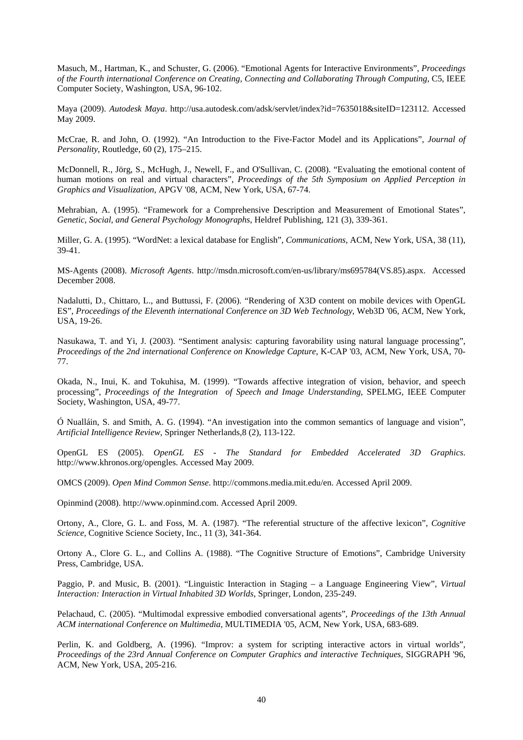Masuch, M., Hartman, K., and Schuster, G. (2006). "Emotional Agents for Interactive Environments", *Proceedings of the Fourth international Conference on Creating, Connecting and Collaborating Through Computing*, C5, IEEE Computer Society, Washington, USA, 96-102.

Maya (2009). *Autodesk Maya*. http://usa.autodesk.com/adsk/servlet/index?id=7635018&siteID=123112. Accessed May 2009.

McCrae, R. and John, O. (1992). "An Introduction to the Five-Factor Model and its Applications", *Journal of Personality*, Routledge, 60 (2), 175–215.

McDonnell, R., Jörg, S., McHugh, J., Newell, F., and O'Sullivan, C. (2008). "Evaluating the emotional content of human motions on real and virtual characters", *Proceedings of the 5th Symposium on Applied Perception in Graphics and Visualization*, APGV '08, ACM, New York, USA, 67-74.

Mehrabian, A. (1995). "Framework for a Comprehensive Description and Measurement of Emotional States", *Genetic, Social, and General Psychology Monographs*, Heldref Publishing, 121 (3), 339-361.

Miller, G. A. (1995). "WordNet: a lexical database for English", *Communications*, ACM, New York, USA, 38 (11), 39-41.

MS-Agents (2008). *Microsoft Agents*. http://msdn.microsoft.com/en-us/library/ms695784(VS.85).aspx. Accessed December 2008.

Nadalutti, D., Chittaro, L., and Buttussi, F. (2006). "Rendering of X3D content on mobile devices with OpenGL ES", *Proceedings of the Eleventh international Conference on 3D Web Technology*, Web3D '06, ACM, New York, USA, 19-26.

Nasukawa, T. and Yi, J. (2003). "Sentiment analysis: capturing favorability using natural language processing", *Proceedings of the 2nd international Conference on Knowledge Capture*, K-CAP '03, ACM, New York, USA, 70-77.

Okada, N., Inui, K. and Tokuhisa, M. (1999). "Towards affective integration of vision, behavior, and speech processing", *Proceedings of the Integration of Speech and Image Understanding*, SPELMG, IEEE Computer Society, Washington, USA, 49-77.

Ó Nualláin, S. and Smith, A. G. (1994). "An investigation into the common semantics of language and vision", *Artificial Intelligence Review*, Springer Netherlands,8 (2), 113-122.

OpenGL ES (2005). *OpenGL ES - The Standard for Embedded Accelerated 3D Graphics*. http://www.khronos.org/opengles. Accessed May 2009.

OMCS (2009). *Open Mind Common Sense*. http://commons.media.mit.edu/en. Accessed April 2009.

Opinmind (2008). http://www.opinmind.com. Accessed April 2009.

Ortony, A., Clore, G. L. and Foss, M. A. (1987). "The referential structure of the affective lexicon", *Cognitive Science*, Cognitive Science Society, Inc., 11 (3), 341-364.

Ortony A., Clore G. L., and Collins A. (1988). "The Cognitive Structure of Emotions", Cambridge University Press, Cambridge, USA.

Paggio, P. and Music, B. (2001). "Linguistic Interaction in Staging – a Language Engineering View", *Virtual Interaction: Interaction in Virtual Inhabited 3D Worlds*, Springer, London, 235-249.

Pelachaud, C. (2005). "Multimodal expressive embodied conversational agents", *Proceedings of the 13th Annual ACM international Conference on Multimedia*, MULTIMEDIA '05, ACM, New York, USA, 683-689.

Perlin, K. and Goldberg, A. (1996). "Improv: a system for scripting interactive actors in virtual worlds", *Proceedings of the 23rd Annual Conference on Computer Graphics and interactive Techniques,* SIGGRAPH '96, ACM, New York, USA, 205-216.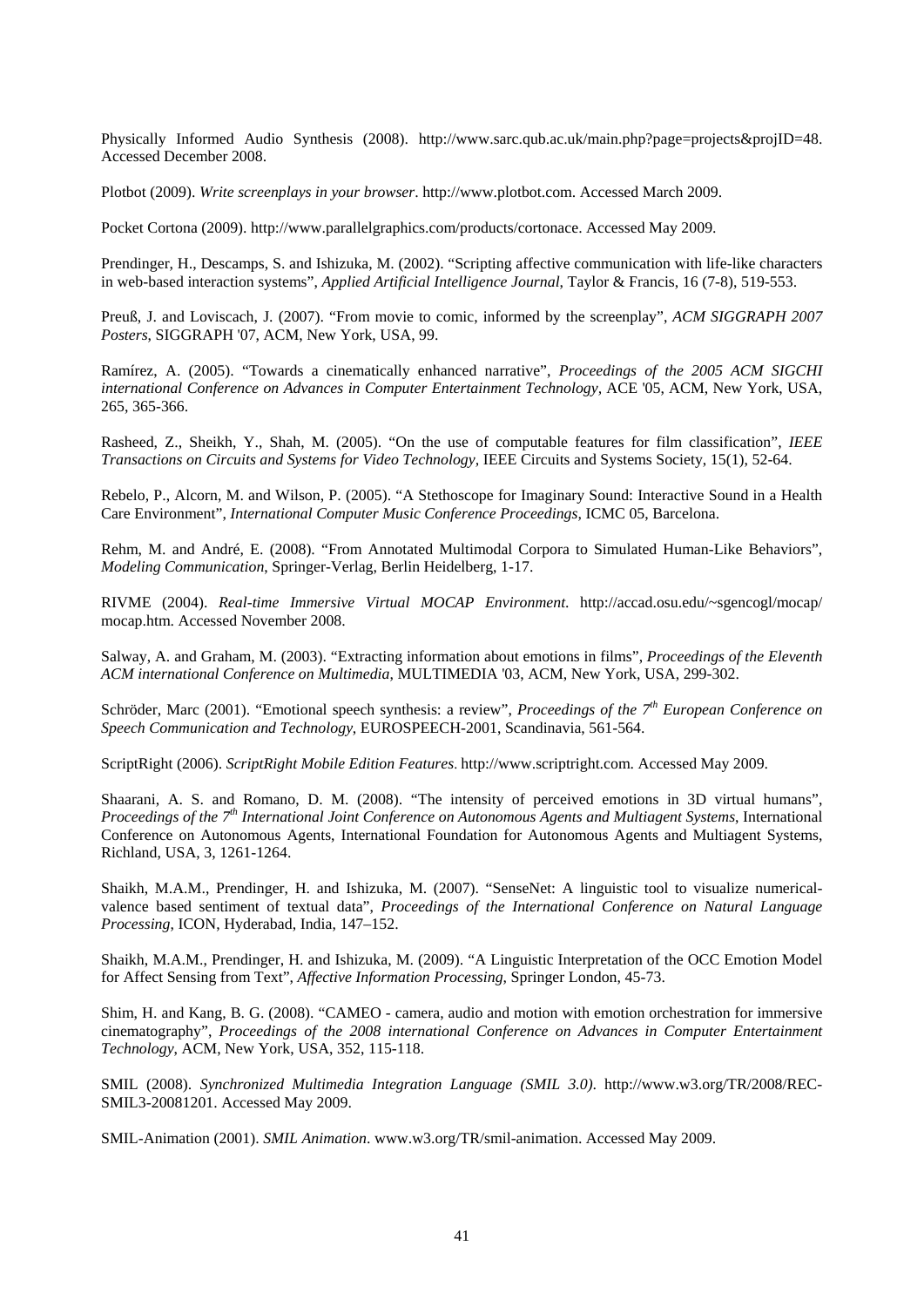Physically Informed Audio Synthesis (2008). http://www.sarc.qub.ac.uk/main.php?page=projects&projID=48. Accessed December 2008.

Plotbot (2009). *Write screenplays in your browser*. http://www.plotbot.com. Accessed March 2009.

Pocket Cortona (2009). http://www.parallelgraphics.com/products/cortonace. Accessed May 2009.

Prendinger, H., Descamps, S. and Ishizuka, M. (2002). "Scripting affective communication with life-like characters in web-based interaction systems", *Applied Artificial Intelligence Journal*, Taylor & Francis, 16 (7-8), 519-553.

Preuß, J. and Loviscach, J. (2007). "From movie to comic, informed by the screenplay", *ACM SIGGRAPH 2007 Posters*, SIGGRAPH '07, ACM, New York, USA, 99.

Ramírez, A. (2005). "Towards a cinematically enhanced narrative", *Proceedings of the 2005 ACM SIGCHI international Conference on Advances in Computer Entertainment Technology*, ACE '05, ACM, New York, USA, 265, 365-366.

Rasheed, Z., Sheikh, Y., Shah, M. (2005). "On the use of computable features for film classification", *IEEE Transactions on Circuits and Systems for Video Technology*, IEEE Circuits and Systems Society, 15(1), 52-64.

Rebelo, P., Alcorn, M. and Wilson, P. (2005). "A Stethoscope for Imaginary Sound: Interactive Sound in a Health Care Environment", *International Computer Music Conference Proceedings*, ICMC 05, Barcelona.

Rehm, M. and André, E. (2008). "From Annotated Multimodal Corpora to Simulated Human-Like Behaviors", *Modeling Communication*, Springer-Verlag, Berlin Heidelberg, 1-17.

RIVME (2004). *Real-time Immersive Virtual MOCAP Environment*. http://accad.osu.edu/~sgencogl/mocap/mocap.htm. Accessed November 2008.

Salway, A. and Graham, M. (2003). "Extracting information about emotions in films", *Proceedings of the Eleventh ACM international Conference on Multimedia*, MULTIMEDIA '03, ACM, New York, USA, 299-302.

Schröder, Marc (2001). "Emotional speech synthesis: a review", *Proceedings of the 7th European Conference on Speech Communication and Technology*, EUROSPEECH-2001, Scandinavia, 561-564.

ScriptRight (2006). *ScriptRight Mobile Edition Features*. http://www.scriptright.com. Accessed May 2009.

Shaarani, A. S. and Romano, D. M. (2008). "The intensity of perceived emotions in 3D virtual humans", *Proceedings of the 7th International Joint Conference on Autonomous Agents and Multiagent Systems*, International Conference on Autonomous Agents, International Foundation for Autonomous Agents and Multiagent Systems, Richland, USA, 3, 1261-1264.

Shaikh, M.A.M., Prendinger, H. and Ishizuka, M. (2007). "SenseNet: A linguistic tool to visualize numerical-valence based sentiment of textual data", *Proceedings of the International Conference on Natural Language Processing*, ICON, Hyderabad, India, 147–152.

Shaikh, M.A.M., Prendinger, H. and Ishizuka, M. (2009). "A Linguistic Interpretation of the OCC Emotion Model for Affect Sensing from Text", *Affective Information Processing*, Springer London, 45-73.

Shim, H. and Kang, B. G. (2008). "CAMEO - camera, audio and motion with emotion orchestration for immersive cinematography", *Proceedings of the 2008 international Conference on Advances in Computer Entertainment Technology*, ACM, New York, USA, 352, 115-118.

SMIL (2008). *Synchronized Multimedia Integration Language (SMIL 3.0)*. http://www.w3.org/TR/2008/REC-SMIL3-20081201. Accessed May 2009.

SMIL-Animation (2001). *SMIL Animation*. www.w3.org/TR/smil-animation. Accessed May 2009.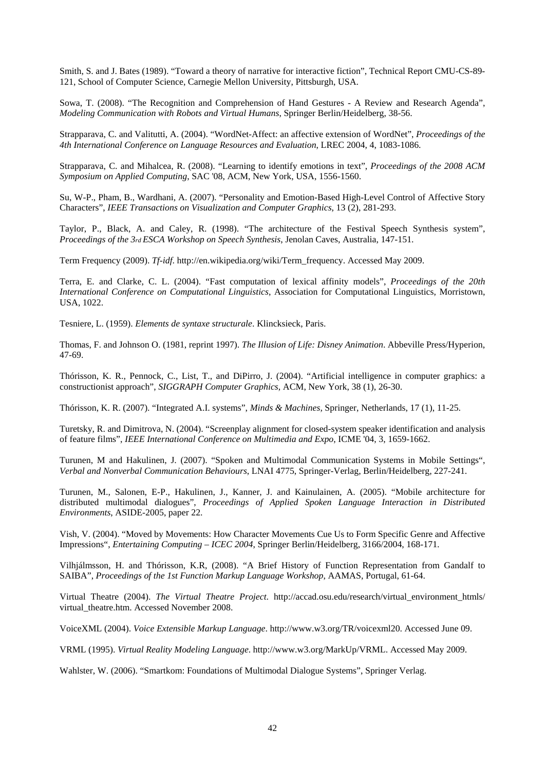Smith, S. and J. Bates (1989). "Toward a theory of narrative for interactive fiction", Technical Report CMU-CS-89-121, School of Computer Science, Carnegie Mellon University, Pittsburgh, USA.

Sowa, T. (2008). "The Recognition and Comprehension of Hand Gestures - A Review and Research Agenda", *Modeling Communication with Robots and Virtual Humans*, Springer Berlin/Heidelberg, 38-56.

Strapparava, C. and Valitutti, A. (2004). "WordNet-Affect: an affective extension of WordNet", *Proceedings of the 4th International Conference on Language Resources and Evaluation*, LREC 2004, 4, 1083-1086.

Strapparava, C. and Mihalcea, R. (2008). "Learning to identify emotions in text", *Proceedings of the 2008 ACM Symposium on Applied Computing*, SAC '08, ACM, New York, USA, 1556-1560.

Su, W-P., Pham, B., Wardhani, A. (2007). "Personality and Emotion-Based High-Level Control of Affective Story Characters", *IEEE Transactions on Visualization and Computer Graphics*, 13 (2), 281-293.

Taylor, P., Black, A. and Caley, R. (1998). "The architecture of the Festival Speech Synthesis system", *Proceedings of the 3rd ESCA Workshop on Speech Synthesis*, Jenolan Caves, Australia, 147-151.

Term Frequency (2009). *Tf-idf*. http://en.wikipedia.org/wiki/Term_frequency. Accessed May 2009.

Terra, E. and Clarke, C. L. (2004). "Fast computation of lexical affinity models", *Proceedings of the 20th International Conference on Computational Linguistics*, Association for Computational Linguistics, Morristown, USA, 1022.

Tesniere, L. (1959). *Elements de syntaxe structurale*. Klincksieck, Paris.

Thomas, F. and Johnson O. (1981, reprint 1997). *The Illusion of Life: Disney Animation*. Abbeville Press/Hyperion, 47-69.

Thórisson, K. R., Pennock, C., List, T., and DiPirro, J. (2004). "Artificial intelligence in computer graphics: a constructionist approach", *SIGGRAPH Computer Graphics*, ACM, New York, 38 (1), 26-30.

Thórisson, K. R. (2007). "Integrated A.I. systems", *Minds & Machines*, Springer, Netherlands, 17 (1), 11-25.

Turetsky, R. and Dimitrova, N. (2004). "Screenplay alignment for closed-system speaker identification and analysis of feature films", *IEEE International Conference on Multimedia and Expo*, ICME '04, 3, 1659-1662.

Turunen, M and Hakulinen, J. (2007). "Spoken and Multimodal Communication Systems in Mobile Settings", *Verbal and Nonverbal Communication Behaviours*, LNAI 4775, Springer-Verlag, Berlin/Heidelberg, 227-241.

Turunen, M., Salonen, E-P., Hakulinen, J., Kanner, J. and Kainulainen, A. (2005). "Mobile architecture for distributed multimodal dialogues", *Proceedings of Applied Spoken Language Interaction in Distributed Environments*, ASIDE-2005, paper 22.

Vish, V. (2004). "Moved by Movements: How Character Movements Cue Us to Form Specific Genre and Affective Impressions", *Entertaining Computing – ICEC 2004*, Springer Berlin/Heidelberg, 3166/2004, 168-171.

Vilhjálmsson, H. and Thórisson, K.R, (2008). "A Brief History of Function Representation from Gandalf to SAIBA", *Proceedings of the 1st Function Markup Language Workshop*, AAMAS, Portugal, 61-64.

Virtual Theatre (2004). *The Virtual Theatre Project*. http://accad.osu.edu/research/virtual_environment_htmls/virtual_theatre.htm. Accessed November 2008.

VoiceXML (2004). *Voice Extensible Markup Language*. http://www.w3.org/TR/voicexml20. Accessed June 09.

VRML (1995). *Virtual Reality Modeling Language*. http://www.w3.org/MarkUp/VRML. Accessed May 2009.

Wahlster, W. (2006). "Smartkom: Foundations of Multimodal Dialogue Systems", Springer Verlag.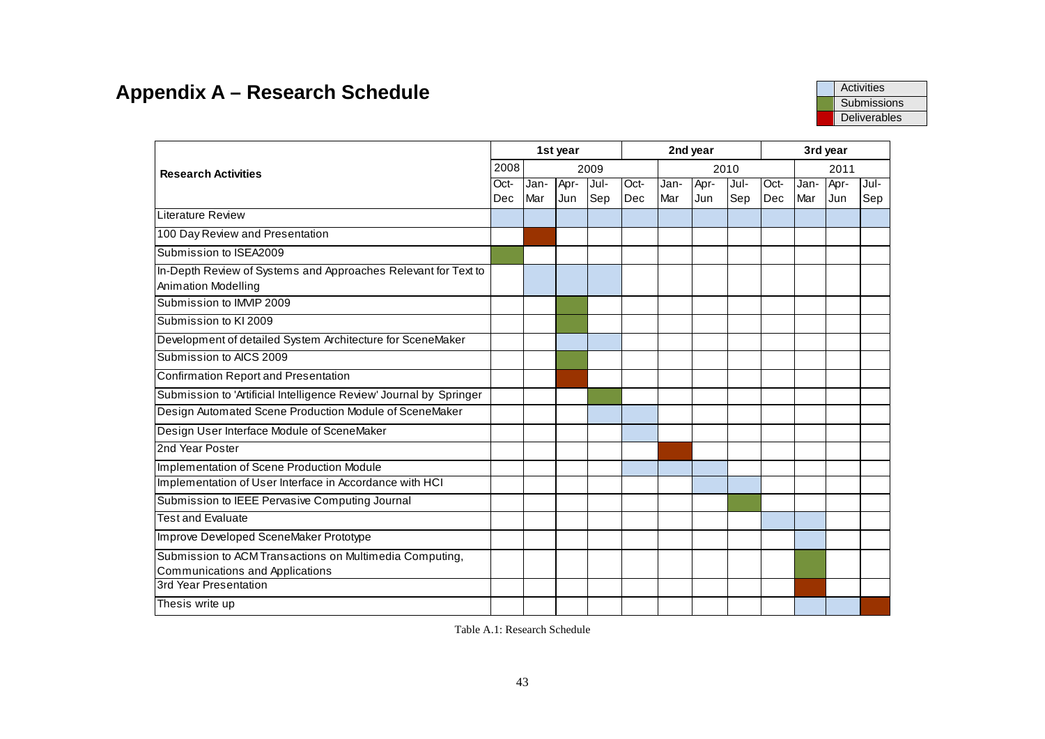| Research Activities | 1st year | | | | 2nd year | | | | 3rd year | | | |
|---|---|---|---|---|---|---|---|---|---|---|---|---|
| | 2008 | 2009 | | | | 2010 | | | | 2011 | | |
| | Oct-Dec | Jan-Mar | Apr-Jun | Jul-Sep | Oct-Dec | Jan-Mar | Apr-Jun | Jul-Sep | Oct-Dec | Jan-Mar | Apr-Jun | Jul-Sep |
| Literature Review | Activity | Activity | Activity | Activity | Activity | Activity | Activity | Activity | Activity | Activity | Activity | Activity |
| 100 Day Review and Presentation | | Deliverable | | | | | | | | | | |
| Submission to ISEA2009 | Submission | | | | | | | | | | | |
| In-Depth Review of Systems and Approaches Relevant for Text to Animation Modelling | | Activity | Activity | Activity | | | | | | | | |
| Submission to IMVIP 2009 | | | Submission | | | | | | | | | |
| Submission to KI 2009 | | | Submission | | | | | | | | | |
| Development of detailed System Architecture for SceneMaker | | | Activity | Activity | | | | | | | | |
| Submission to AICS 2009 | | | Submission | | | | | | | | | |
| Confirmation Report and Presentation | | | Deliverable | | | | | | | | | |
| Submission to 'Artificial Intelligence Review' Journal by Springer | | | | Submission | | | | | | | | |
| Design Automated Scene Production Module of SceneMaker | | | | Activity | Activity | | | | | | | |
| Design User Interface Module of SceneMaker | | | | | Activity | | | | | | | |
| 2nd Year Poster | | | | | | Deliverable | | | | | | |
| Implementation of Scene Production Module | | | | | Activity | Activity | Activity | | | | | |
| Implementation of User Interface in Accordance with HCI | | | | | | | Activity | Activity | | | | |
| Submission to IEEE Pervasive Computing Journal | | | | | | | | Submission | | | | |
| Test and Evaluate | | | | | | | | | Activity | Activity | | |
| Improve Developed SceneMaker Prototype | | | | | | | | | | Activity | | |
| Submission to ACM Transactions on Multimedia Computing, Communications and Applications | | | | | | | | | | Submission | | |
| 3rd Year Presentation | | | | | | | | | | Deliverable | | |
| Thesis write up | | | | | | | | | | Activity | Activity | Deliverable |

Table A.1: Research Schedule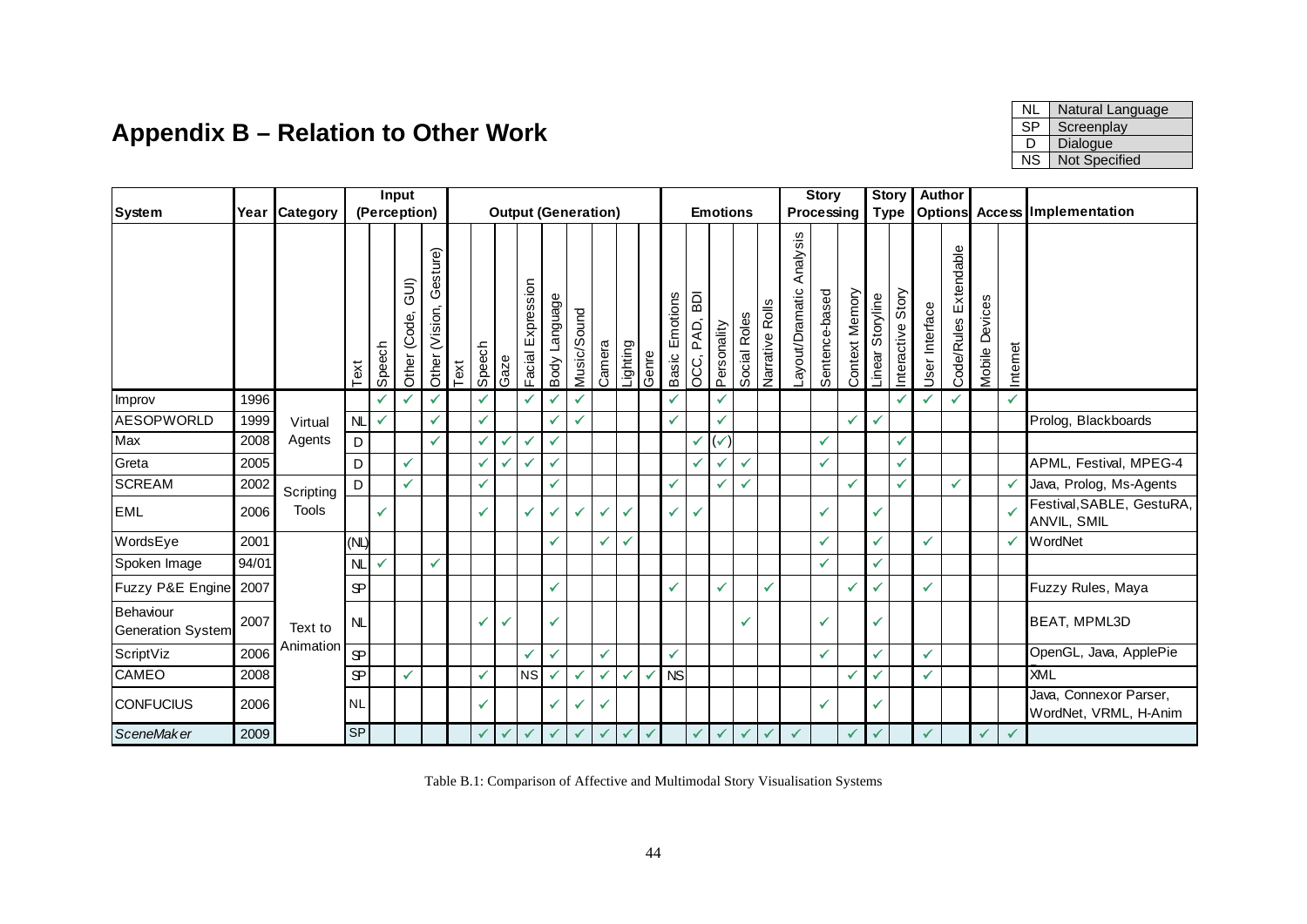# Appendix B – Relation to Other Work

| NL | Natural Language |
|---|---|
| SP | Screenplay |
| D | Dialogue |
| NS | Not Specified |

| System | Year | Category | Input (Perception) | | | | Output (Generation) | | | | | | | | | Emotions | | | | | Story Processing | | | Story Type | | Author Options | | Access | | Implementation |
|---|---|---|---|---|---|---|---|---|---|---|---|---|---|---|---|---|---|---|---|---|---|---|---|---|---|---|---|---|---|---|
| | | | Text | Speech | Other (Code, GUI) | Other (Vision, Gesture) | Text | Speech | Gaze | Facial Expression | Body Language | Music/Sound | Camera | Lighting | Genre | Basic Emotions | OCC, PAD, BDI | Personality | Social Roles | Narrative Rolls | Layout/Dramatic Analysis | Sentence-based | Context Memory | Linear Storyline | Interactive Story | User Interface | Code/Rules Extendable | Mobile Devices | Internet | |
| Improv | 1996 | Virtual Agents | | ✓ | ✓ | ✓ | | ✓ | | ✓ | ✓ | ✓ | | | | ✓ | | ✓ | | | | | | | ✓ | ✓ | ✓ | | ✓ | |
| AESOPWORLD | 1999 | Virtual Agents | NL | ✓ | | ✓ | | ✓ | | | ✓ | ✓ | | | | ✓ | | | | | | | ✓ | ✓ | | | | | | Prolog, Blackboards |
| Max | 2008 | Virtual Agents | D | | | ✓ | | ✓ | ✓ | ✓ | ✓ | | | | | | ✓ | (✓) | | | | ✓ | | | ✓ | | | | | |
| Greta | 2005 | Virtual Agents | D | | ✓ | | | ✓ | ✓ | ✓ | ✓ | | | | | | ✓ | ✓ | ✓ | | | ✓ | | | ✓ | | | | | APML, Festival, MPEG-4 |
| SCREAM | 2002 | Scripting Tools | D | | ✓ | | | ✓ | | | ✓ | | | | | ✓ | | ✓ | ✓ | | | | ✓ | | ✓ | | ✓ | | ✓ | Java, Prolog, Ms-Agents |
| EML | 2006 | Scripting Tools | | ✓ | | | | ✓ | | ✓ | ✓ | ✓ | ✓ | ✓ | | ✓ | ✓ | | | | | ✓ | | ✓ | | | | | ✓ | Festival,SABLE, GestuRA, ANVIL, SMIL |
| WordsEye | 2001 | Text to Animation | (NL) | | | | | | | | ✓ | | ✓ | ✓ | | | | | | | | ✓ | | ✓ | | ✓ | | | ✓ | WordNet |
| Spoken Image | 94/01 | Text to Animation | NL | ✓ | | ✓ | | | | | | | | | | | | | | | | ✓ | | ✓ | | | | | | |
| Fuzzy P&E Engine | 2007 | Text to Animation | SP | | | | | | | | ✓ | | | | | ✓ | | ✓ | | ✓ | | | ✓ | ✓ | | ✓ | | | | Fuzzy Rules, Maya |
| Behaviour Generation System | 2007 | Text to Animation | NL | | | | | ✓ | ✓ | | ✓ | | | | | | | | ✓ | | | ✓ | | ✓ | | | | | | BEAT, MPML3D |
| ScriptViz | 2006 | Text to Animation | SP | | | | | | | ✓ | ✓ | | ✓ | | | ✓ | | | | | | ✓ | | ✓ | | ✓ | | | | OpenGL, Java, ApplePie |
| CAMEO | 2008 | Text to Animation | SP | | ✓ | | | ✓ | | NS | ✓ | ✓ | ✓ | ✓ | ✓ | NS | | | | | | | ✓ | ✓ | | ✓ | | | | XML |
| CONFUCIUS | 2006 | Text to Animation | NL | | | | | ✓ | | | ✓ | ✓ | ✓ | | | | | | | | | ✓ | | ✓ | | | | | | Java, Connexor Parser, WordNet, VRML, H-Anim |
| *SceneMaker* | 2009 | | SP | | | | | ✓ | ✓ | ✓ | ✓ | ✓ | ✓ | ✓ | ✓ | | ✓ | ✓ | ✓ | ✓ | ✓ | | ✓ | ✓ | | ✓ | | ✓ | ✓ | |

Table B.1: Comparison of Affective and Multimodal Story Visualisation Systems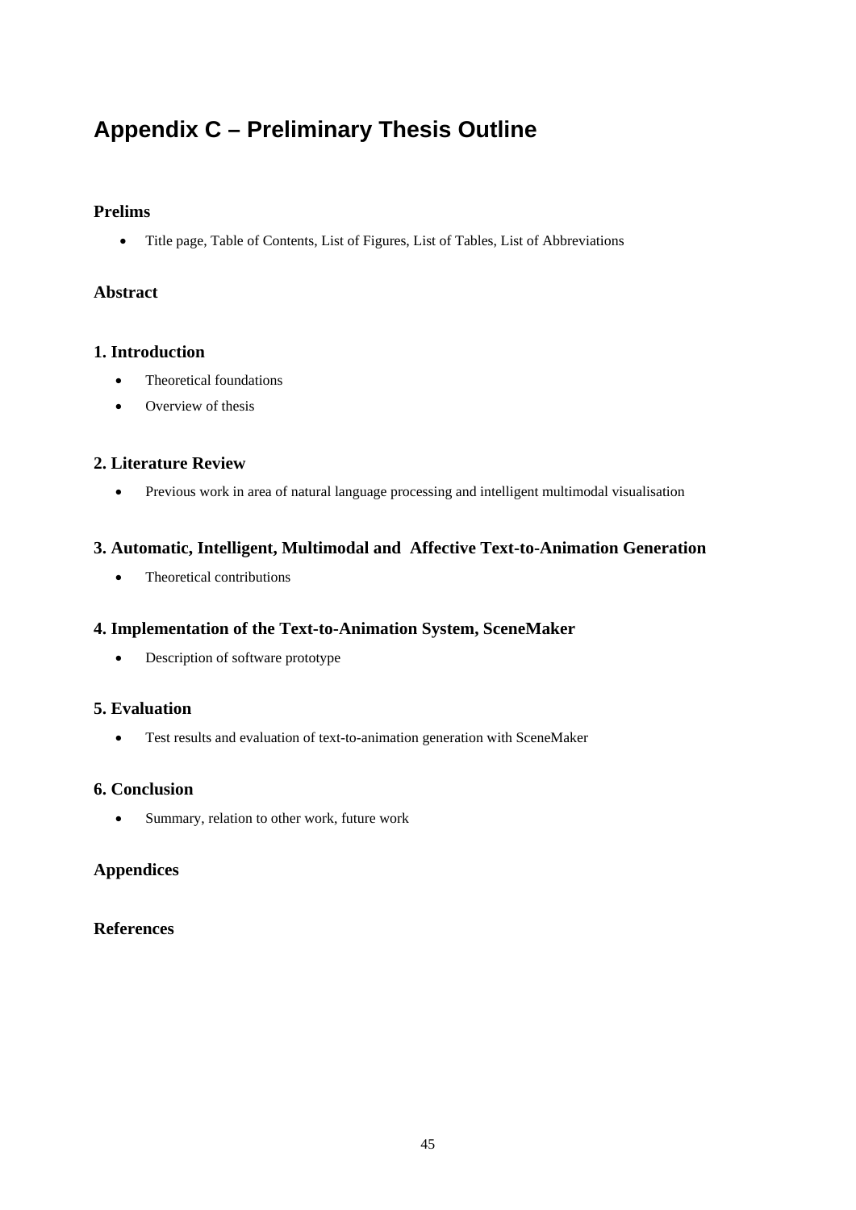# Appendix C – Preliminary Thesis Outline

## Prelims

- Title page, Table of Contents, List of Figures, List of Tables, List of Abbreviations

## Abstract

## 1. Introduction

- Theoretical foundations
- Overview of thesis

## 2. Literature Review

- Previous work in area of natural language processing and intelligent multimodal visualisation

## 3. Automatic, Intelligent, Multimodal and Affective Text-to-Animation Generation

- Theoretical contributions

## 4. Implementation of the Text-to-Animation System, SceneMaker

- Description of software prototype

## 5. Evaluation

- Test results and evaluation of text-to-animation generation with SceneMaker

## 6. Conclusion

- Summary, relation to other work, future work

## Appendices

## References